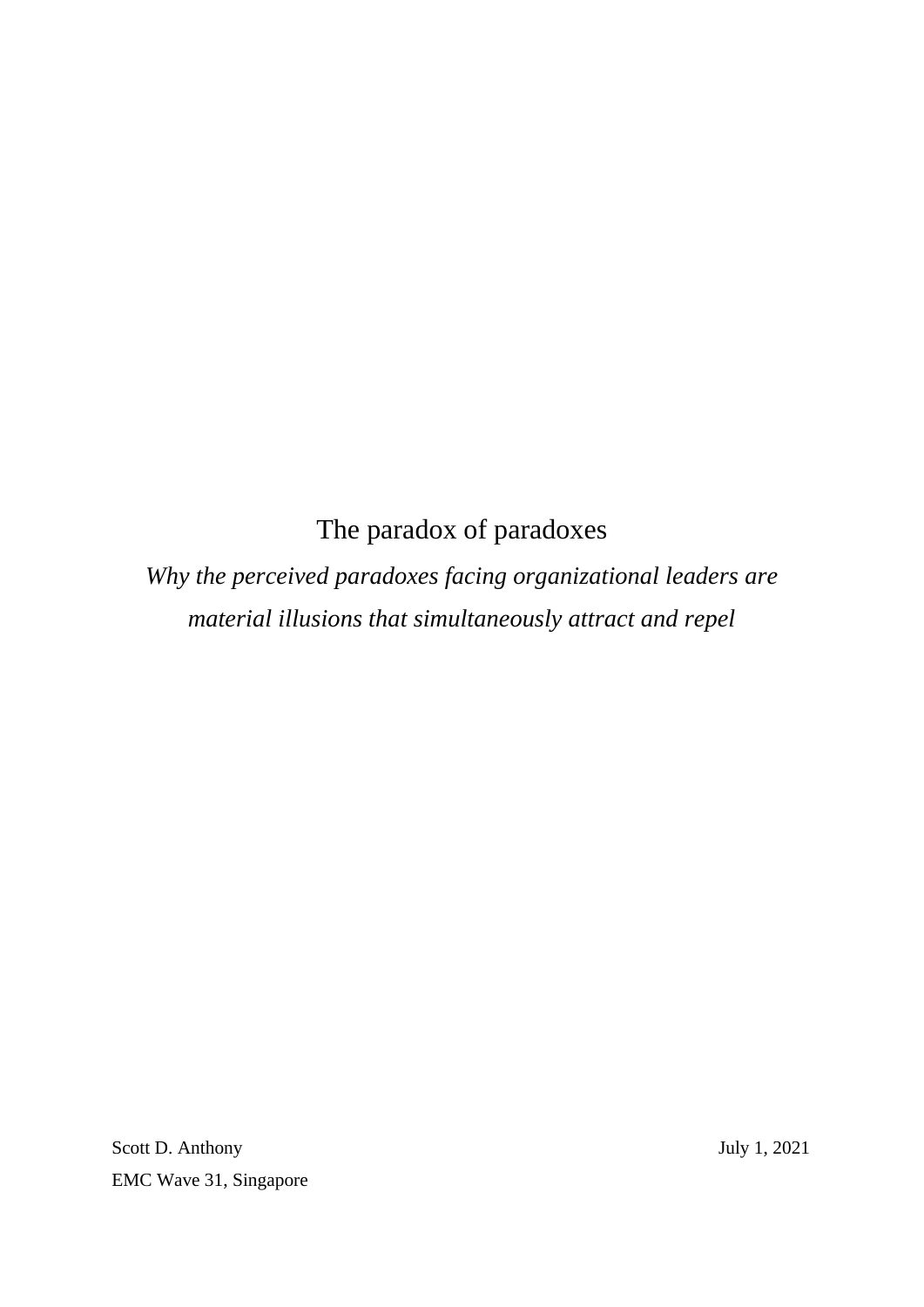# The paradox of paradoxes

*Why the perceived paradoxes facing organizational leaders are material illusions that simultaneously attract and repel*

Scott D. Anthony

EMC Wave 31, Singapore

July 1, 2021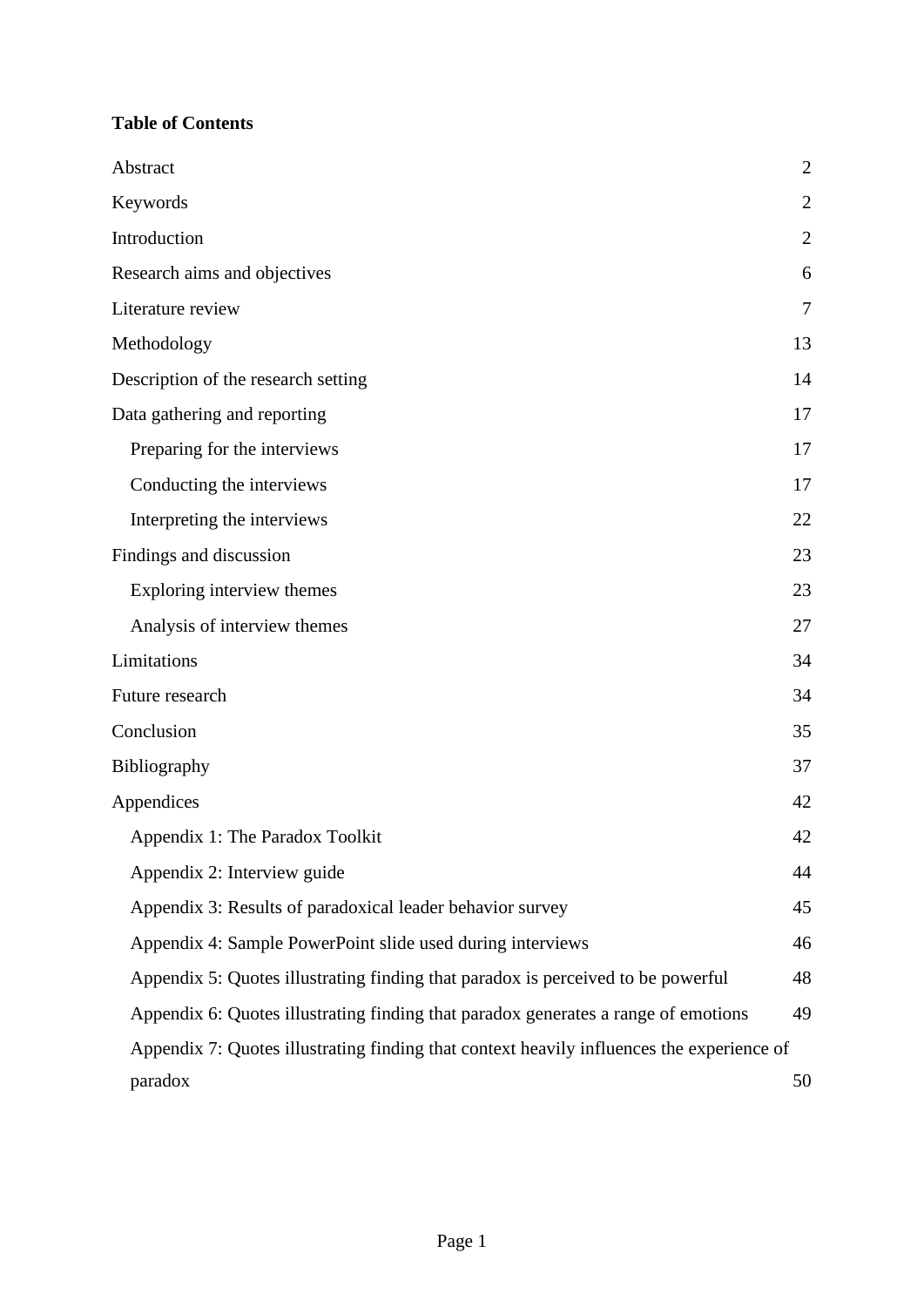**Table of Contents**

| | |
|---|---|
| Abstract | 2 |
| Keywords | 2 |
| Introduction | 2 |
| Research aims and objectives | 6 |
| Literature review | 7 |
| Methodology | 13 |
| Description of the research setting | 14 |
| Data gathering and reporting | 17 |
| Preparing for the interviews | 17 |
| Conducting the interviews | 17 |
| Interpreting the interviews | 22 |
| Findings and discussion | 23 |
| Exploring interview themes | 23 |
| Analysis of interview themes | 27 |
| Limitations | 34 |
| Future research | 34 |
| Conclusion | 35 |
| Bibliography | 37 |
| Appendices | 42 |
| Appendix 1: The Paradox Toolkit | 42 |
| Appendix 2: Interview guide | 44 |
| Appendix 3: Results of paradoxical leader behavior survey | 45 |
| Appendix 4: Sample PowerPoint slide used during interviews | 46 |
| Appendix 5: Quotes illustrating finding that paradox is perceived to be powerful | 48 |
| Appendix 6: Quotes illustrating finding that paradox generates a range of emotions | 49 |
| Appendix 7: Quotes illustrating finding that context heavily influences the experience of paradox | 50 |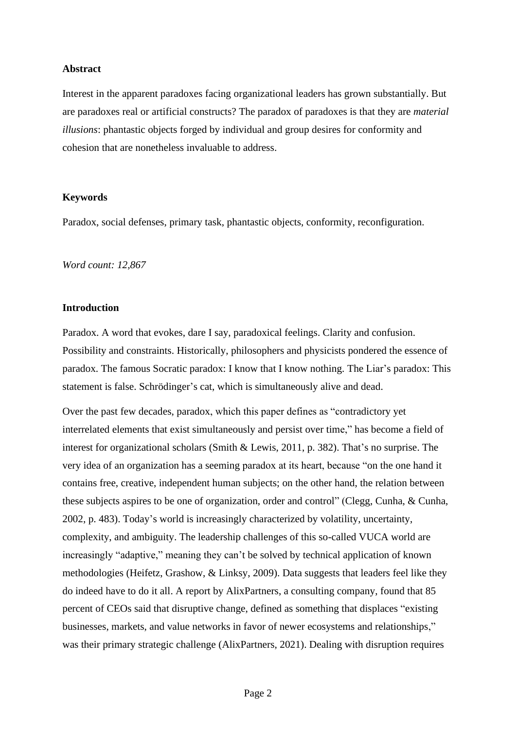## Abstract

Interest in the apparent paradoxes facing organizational leaders has grown substantially. But are paradoxes real or artificial constructs? The paradox of paradoxes is that they are *material illusions*: phantastic objects forged by individual and group desires for conformity and cohesion that are nonetheless invaluable to address.

## Keywords

Paradox, social defenses, primary task, phantastic objects, conformity, reconfiguration.

*Word count: 12,867*

## Introduction

Paradox. A word that evokes, dare I say, paradoxical feelings. Clarity and confusion. Possibility and constraints. Historically, philosophers and physicists pondered the essence of paradox. The famous Socratic paradox: I know that I know nothing. The Liar's paradox: This statement is false. Schrödinger's cat, which is simultaneously alive and dead.

Over the past few decades, paradox, which this paper defines as "contradictory yet interrelated elements that exist simultaneously and persist over time," has become a field of interest for organizational scholars (Smith & Lewis, 2011, p. 382). That's no surprise. The very idea of an organization has a seeming paradox at its heart, because "on the one hand it contains free, creative, independent human subjects; on the other hand, the relation between these subjects aspires to be one of organization, order and control" (Clegg, Cunha, & Cunha, 2002, p. 483). Today's world is increasingly characterized by volatility, uncertainty, complexity, and ambiguity. The leadership challenges of this so-called VUCA world are increasingly "adaptive," meaning they can't be solved by technical application of known methodologies (Heifetz, Grashow, & Linksy, 2009). Data suggests that leaders feel like they do indeed have to do it all. A report by AlixPartners, a consulting company, found that 85 percent of CEOs said that disruptive change, defined as something that displaces "existing businesses, markets, and value networks in favor of newer ecosystems and relationships," was their primary strategic challenge (AlixPartners, 2021). Dealing with disruption requires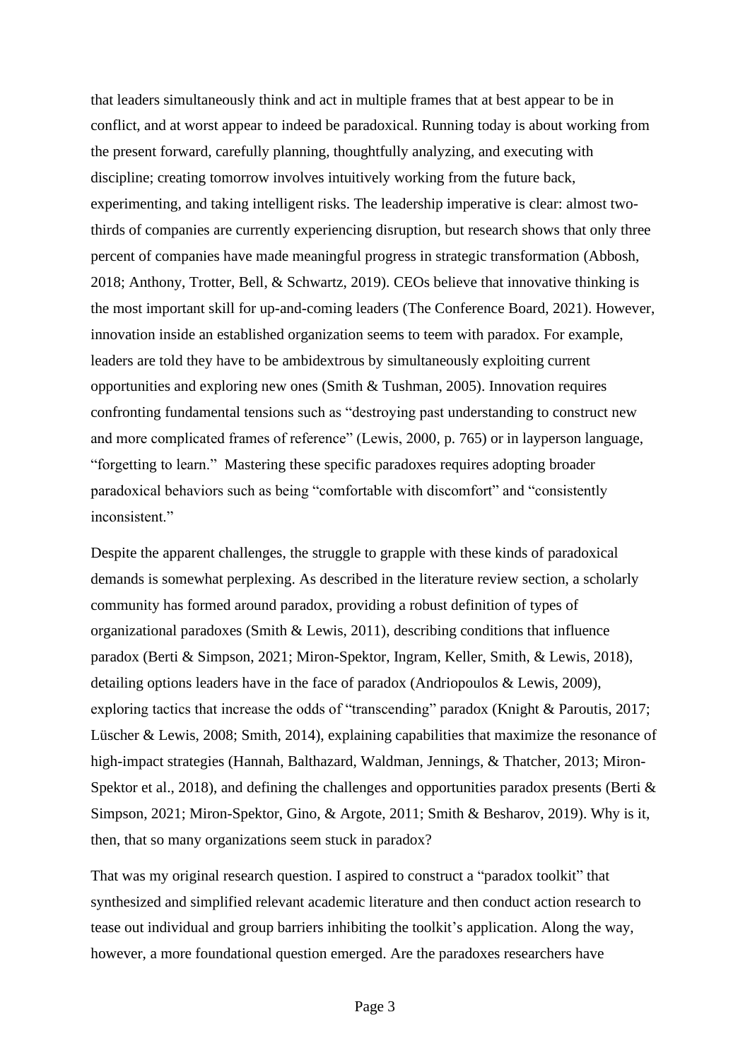that leaders simultaneously think and act in multiple frames that at best appear to be in conflict, and at worst appear to indeed be paradoxical. Running today is about working from the present forward, carefully planning, thoughtfully analyzing, and executing with discipline; creating tomorrow involves intuitively working from the future back, experimenting, and taking intelligent risks. The leadership imperative is clear: almost two-thirds of companies are currently experiencing disruption, but research shows that only three percent of companies have made meaningful progress in strategic transformation (Abbosh, 2018; Anthony, Trotter, Bell, & Schwartz, 2019). CEOs believe that innovative thinking is the most important skill for up-and-coming leaders (The Conference Board, 2021). However, innovation inside an established organization seems to teem with paradox. For example, leaders are told they have to be ambidextrous by simultaneously exploiting current opportunities and exploring new ones (Smith & Tushman, 2005). Innovation requires confronting fundamental tensions such as "destroying past understanding to construct new and more complicated frames of reference" (Lewis, 2000, p. 765) or in layperson language, "forgetting to learn." Mastering these specific paradoxes requires adopting broader paradoxical behaviors such as being "comfortable with discomfort" and "consistently inconsistent."

Despite the apparent challenges, the struggle to grapple with these kinds of paradoxical demands is somewhat perplexing. As described in the literature review section, a scholarly community has formed around paradox, providing a robust definition of types of organizational paradoxes (Smith & Lewis, 2011), describing conditions that influence paradox (Berti & Simpson, 2021; Miron-Spektor, Ingram, Keller, Smith, & Lewis, 2018), detailing options leaders have in the face of paradox (Andriopoulos & Lewis, 2009), exploring tactics that increase the odds of "transcending" paradox (Knight & Paroutis, 2017; Lüscher & Lewis, 2008; Smith, 2014), explaining capabilities that maximize the resonance of high-impact strategies (Hannah, Balthazard, Waldman, Jennings, & Thatcher, 2013; Miron-Spektor et al., 2018), and defining the challenges and opportunities paradox presents (Berti & Simpson, 2021; Miron-Spektor, Gino, & Argote, 2011; Smith & Besharov, 2019). Why is it, then, that so many organizations seem stuck in paradox?

That was my original research question. I aspired to construct a "paradox toolkit" that synthesized and simplified relevant academic literature and then conduct action research to tease out individual and group barriers inhibiting the toolkit's application. Along the way, however, a more foundational question emerged. Are the paradoxes researchers have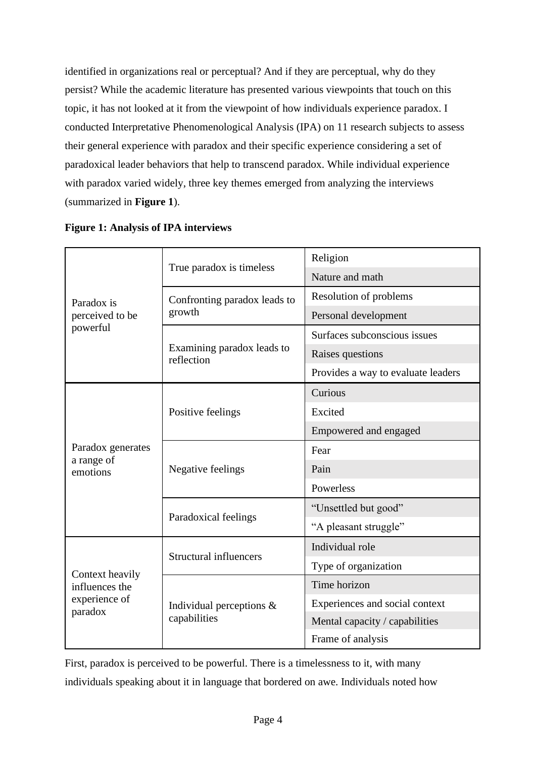identified in organizations real or perceptual? And if they are perceptual, why do they persist? While the academic literature has presented various viewpoints that touch on this topic, it has not looked at it from the viewpoint of how individuals experience paradox. I conducted Interpretative Phenomenological Analysis (IPA) on 11 research subjects to assess their general experience with paradox and their specific experience considering a set of paradoxical leader behaviors that help to transcend paradox. While individual experience with paradox varied widely, three key themes emerged from analyzing the interviews (summarized in **Figure 1**).

**Figure 1: Analysis of IPA interviews**

| | | |
|---|---|---|
| Paradox is perceived to be powerful | True paradox is timeless | Religion |
| | | Nature and math |
| | Confronting paradox leads to growth | Resolution of problems |
| | | Personal development |
| | Examining paradox leads to reflection | Surfaces subconscious issues |
| | | Raises questions |
| | | Provides a way to evaluate leaders |
| Paradox generates a range of emotions | Positive feelings | Curious |
| | | Excited |
| | | Empowered and engaged |
| | Negative feelings | Fear |
| | | Pain |
| | | Powerless |
| | Paradoxical feelings | "Unsettled but good" |
| | | "A pleasant struggle" |
| Context heavily influences the experience of paradox | Structural influencers | Individual role |
| | | Type of organization |
| | Individual perceptions & capabilities | Time horizon |
| | | Experiences and social context |
| | | Mental capacity / capabilities |
| | | Frame of analysis |

First, paradox is perceived to be powerful. There is a timelessness to it, with many individuals speaking about it in language that bordered on awe. Individuals noted how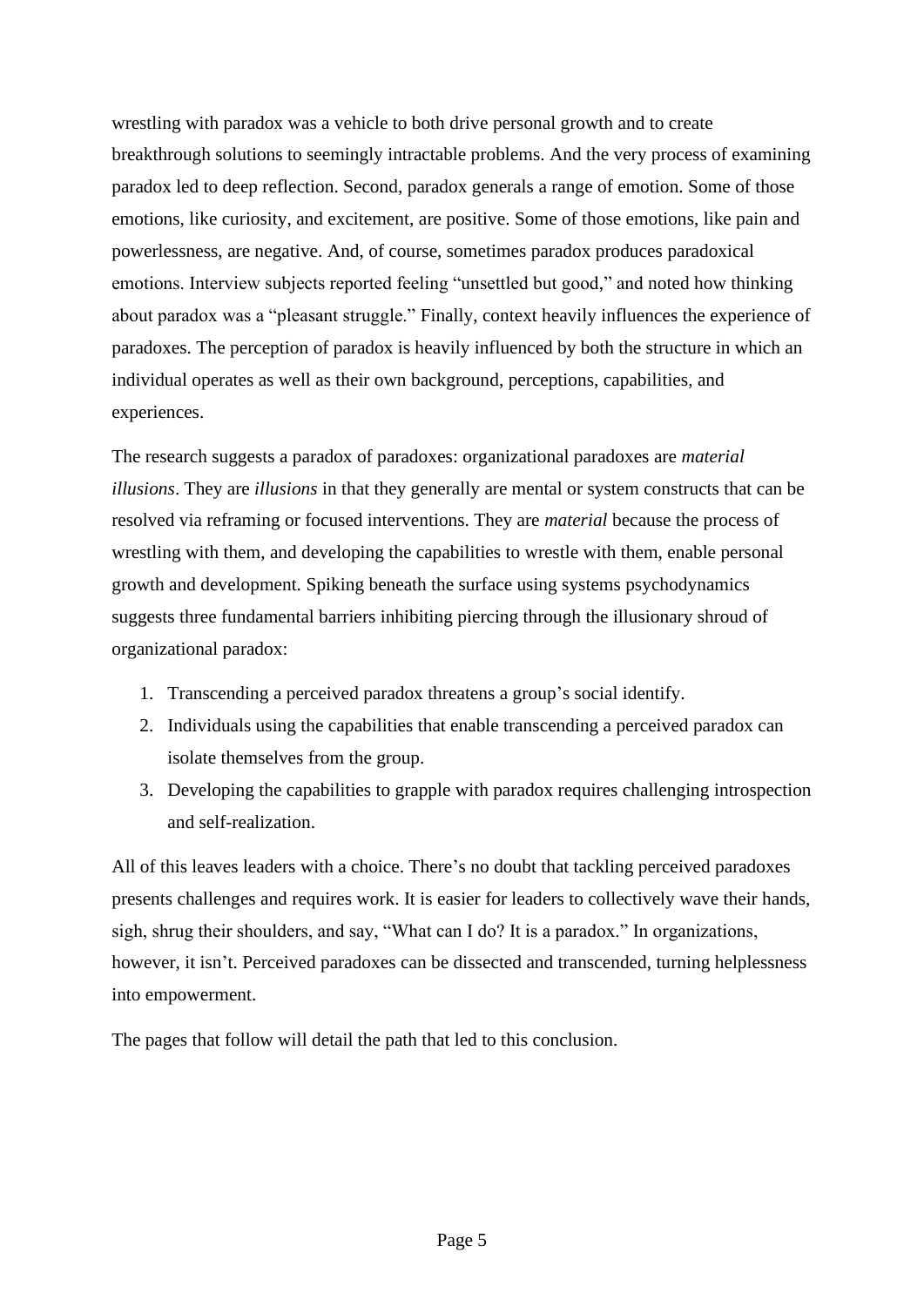wrestling with paradox was a vehicle to both drive personal growth and to create breakthrough solutions to seemingly intractable problems. And the very process of examining paradox led to deep reflection. Second, paradox generals a range of emotion. Some of those emotions, like curiosity, and excitement, are positive. Some of those emotions, like pain and powerlessness, are negative. And, of course, sometimes paradox produces paradoxical emotions. Interview subjects reported feeling "unsettled but good," and noted how thinking about paradox was a "pleasant struggle." Finally, context heavily influences the experience of paradoxes. The perception of paradox is heavily influenced by both the structure in which an individual operates as well as their own background, perceptions, capabilities, and experiences.

The research suggests a paradox of paradoxes: organizational paradoxes are *material illusions*. They are *illusions* in that they generally are mental or system constructs that can be resolved via reframing or focused interventions. They are *material* because the process of wrestling with them, and developing the capabilities to wrestle with them, enable personal growth and development. Spiking beneath the surface using systems psychodynamics suggests three fundamental barriers inhibiting piercing through the illusionary shroud of organizational paradox:

1. Transcending a perceived paradox threatens a group's social identify.
2. Individuals using the capabilities that enable transcending a perceived paradox can isolate themselves from the group.
3. Developing the capabilities to grapple with paradox requires challenging introspection and self-realization.

All of this leaves leaders with a choice. There's no doubt that tackling perceived paradoxes presents challenges and requires work. It is easier for leaders to collectively wave their hands, sigh, shrug their shoulders, and say, "What can I do? It is a paradox." In organizations, however, it isn't. Perceived paradoxes can be dissected and transcended, turning helplessness into empowerment.

The pages that follow will detail the path that led to this conclusion.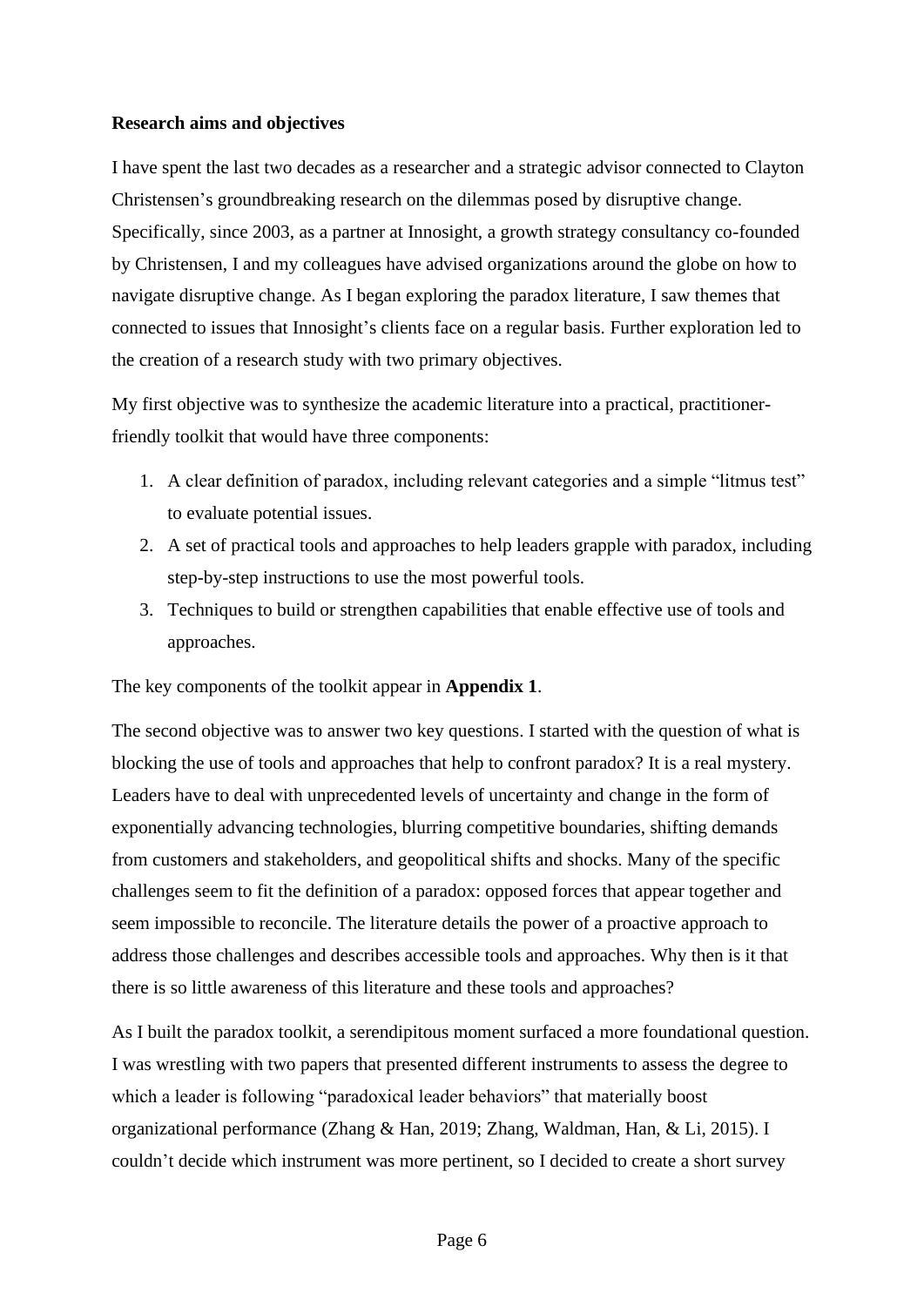**Research aims and objectives**

I have spent the last two decades as a researcher and a strategic advisor connected to Clayton Christensen's groundbreaking research on the dilemmas posed by disruptive change. Specifically, since 2003, as a partner at Innosight, a growth strategy consultancy co-founded by Christensen, I and my colleagues have advised organizations around the globe on how to navigate disruptive change. As I began exploring the paradox literature, I saw themes that connected to issues that Innosight's clients face on a regular basis. Further exploration led to the creation of a research study with two primary objectives.

My first objective was to synthesize the academic literature into a practical, practitioner-friendly toolkit that would have three components:

1. A clear definition of paradox, including relevant categories and a simple "litmus test" to evaluate potential issues.
2. A set of practical tools and approaches to help leaders grapple with paradox, including step-by-step instructions to use the most powerful tools.
3. Techniques to build or strengthen capabilities that enable effective use of tools and approaches.

The key components of the toolkit appear in **Appendix 1**.

The second objective was to answer two key questions. I started with the question of what is blocking the use of tools and approaches that help to confront paradox? It is a real mystery. Leaders have to deal with unprecedented levels of uncertainty and change in the form of exponentially advancing technologies, blurring competitive boundaries, shifting demands from customers and stakeholders, and geopolitical shifts and shocks. Many of the specific challenges seem to fit the definition of a paradox: opposed forces that appear together and seem impossible to reconcile. The literature details the power of a proactive approach to address those challenges and describes accessible tools and approaches. Why then is it that there is so little awareness of this literature and these tools and approaches?

As I built the paradox toolkit, a serendipitous moment surfaced a more foundational question. I was wrestling with two papers that presented different instruments to assess the degree to which a leader is following "paradoxical leader behaviors" that materially boost organizational performance (Zhang & Han, 2019; Zhang, Waldman, Han, & Li, 2015). I couldn't decide which instrument was more pertinent, so I decided to create a short survey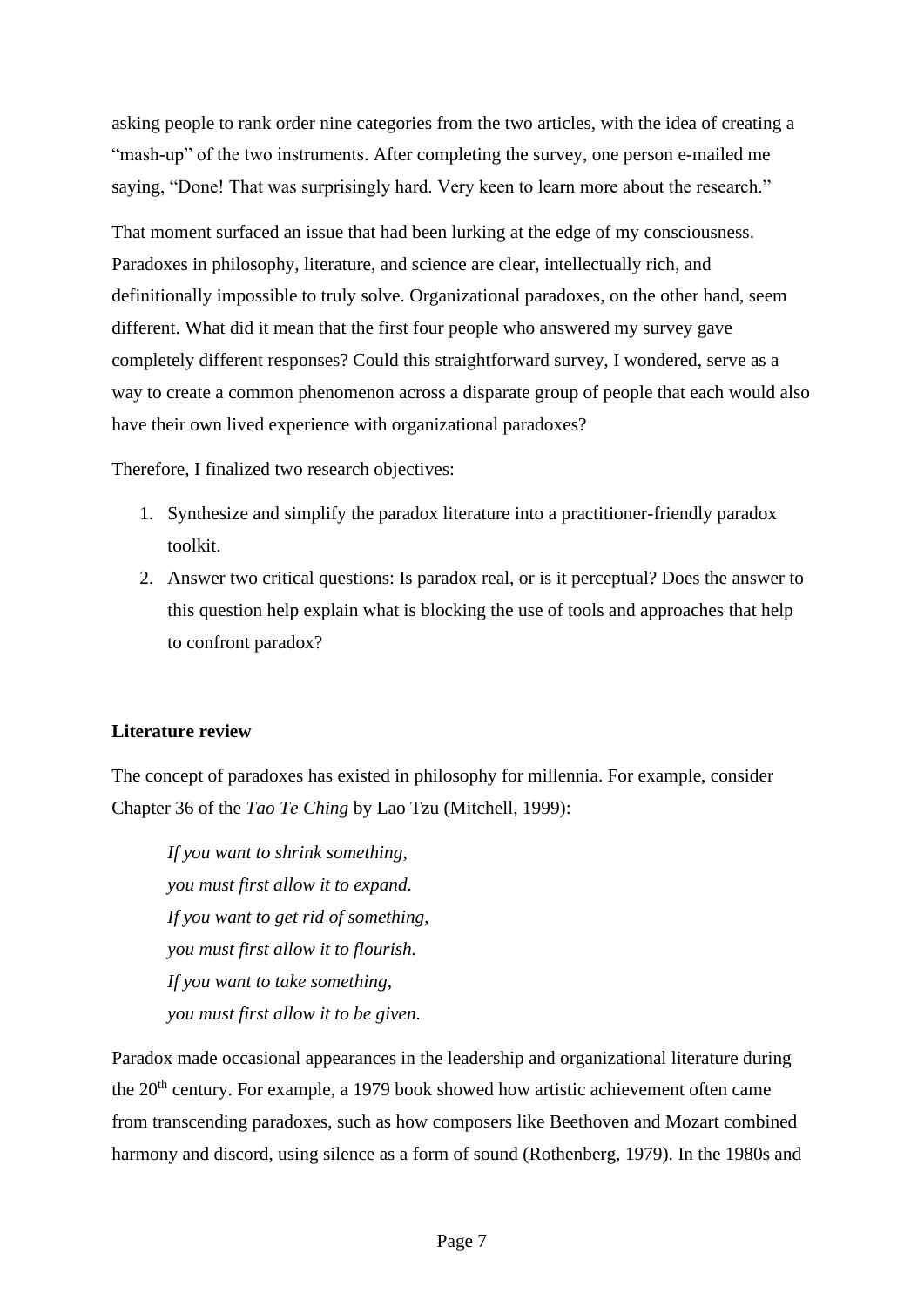asking people to rank order nine categories from the two articles, with the idea of creating a "mash-up" of the two instruments. After completing the survey, one person e-mailed me saying, "Done! That was surprisingly hard. Very keen to learn more about the research."

That moment surfaced an issue that had been lurking at the edge of my consciousness. Paradoxes in philosophy, literature, and science are clear, intellectually rich, and definitionally impossible to truly solve. Organizational paradoxes, on the other hand, seem different. What did it mean that the first four people who answered my survey gave completely different responses? Could this straightforward survey, I wondered, serve as a way to create a common phenomenon across a disparate group of people that each would also have their own lived experience with organizational paradoxes?

Therefore, I finalized two research objectives:

1. Synthesize and simplify the paradox literature into a practitioner-friendly paradox toolkit.
2. Answer two critical questions: Is paradox real, or is it perceptual? Does the answer to this question help explain what is blocking the use of tools and approaches that help to confront paradox?

**Literature review**

The concept of paradoxes has existed in philosophy for millennia. For example, consider Chapter 36 of the *Tao Te Ching* by Lao Tzu (Mitchell, 1999):

> *If you want to shrink something,*
> *you must first allow it to expand.*
> *If you want to get rid of something,*
> *you must first allow it to flourish.*
> *If you want to take something,*
> *you must first allow it to be given.*

Paradox made occasional appearances in the leadership and organizational literature during the 20th century. For example, a 1979 book showed how artistic achievement often came from transcending paradoxes, such as how composers like Beethoven and Mozart combined harmony and discord, using silence as a form of sound (Rothenberg, 1979). In the 1980s and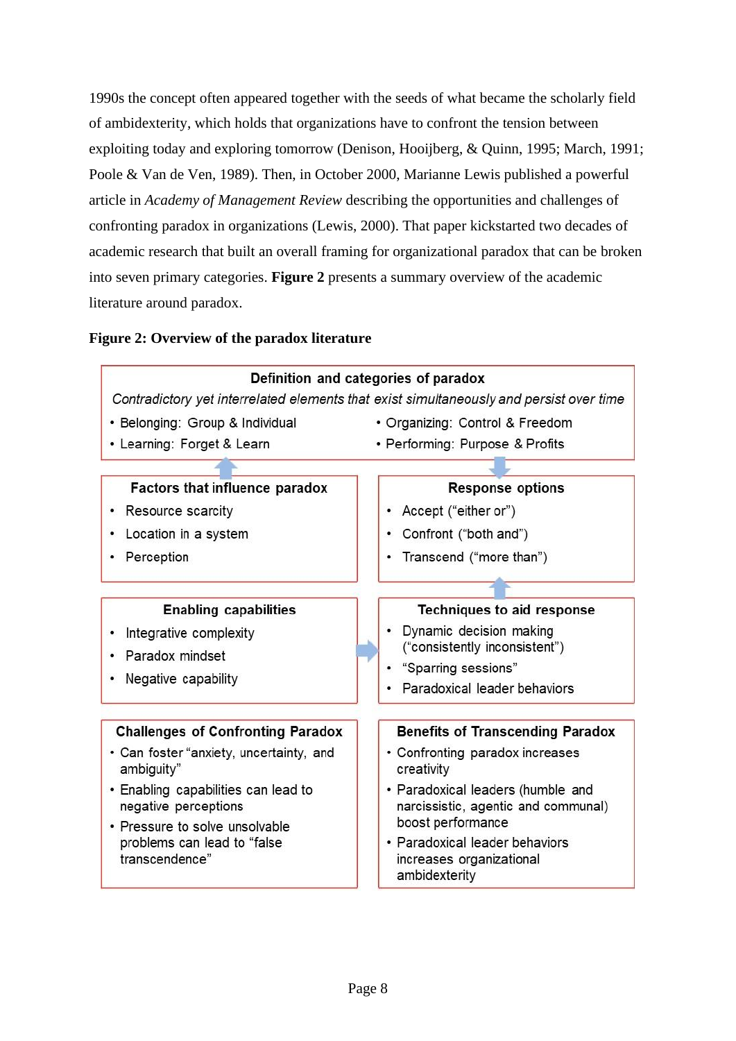1990s the concept often appeared together with the seeds of what became the scholarly field of ambidexterity, which holds that organizations have to confront the tension between exploiting today and exploring tomorrow (Denison, Hooijberg, & Quinn, 1995; March, 1991; Poole & Van de Ven, 1989). Then, in October 2000, Marianne Lewis published a powerful article in *Academy of Management Review* describing the opportunities and challenges of confronting paradox in organizations (Lewis, 2000). That paper kickstarted two decades of academic research that built an overall framing for organizational paradox that can be broken into seven primary categories. **Figure 2** presents a summary overview of the academic literature around paradox.

**Figure 2: Overview of the paradox literature**

**Definition and categories of paradox**

*Contradictory yet interrelated elements that exist simultaneously and persist over time*

- Belonging: Group & Individual
- Organizing: Control & Freedom
- Learning: Forget & Learn
- Performing: Purpose & Profits

**Factors that influence paradox**

- Resource scarcity
- Location in a system
- Perception

**Response options**

- Accept ("either or")
- Confront ("both and")
- Transcend ("more than")

**Enabling capabilities**

- Integrative complexity
- Paradox mindset
- Negative capability

**Techniques to aid response**

- Dynamic decision making ("consistently inconsistent")
- "Sparring sessions"
- Paradoxical leader behaviors

**Challenges of Confronting Paradox**

- Can foster "anxiety, uncertainty, and ambiguity"
- Enabling capabilities can lead to negative perceptions
- Pressure to solve unsolvable problems can lead to "false transcendence"

**Benefits of Transcending Paradox**

- Confronting paradox increases creativity
- Paradoxical leaders (humble and narcissistic, agentic and communal) boost performance
- Paradoxical leader behaviors increases organizational ambidexterity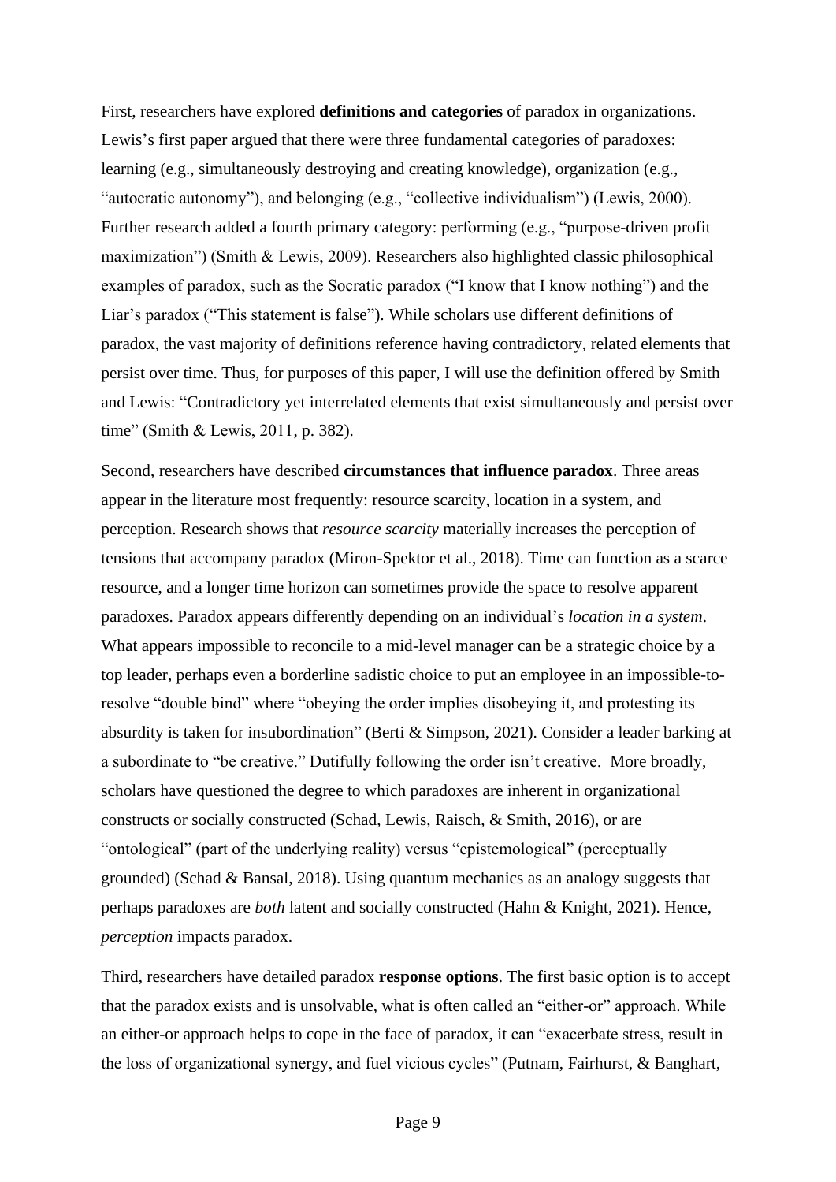First, researchers have explored **definitions and categories** of paradox in organizations. Lewis's first paper argued that there were three fundamental categories of paradoxes: learning (e.g., simultaneously destroying and creating knowledge), organization (e.g., "autocratic autonomy"), and belonging (e.g., "collective individualism") (Lewis, 2000). Further research added a fourth primary category: performing (e.g., "purpose-driven profit maximization") (Smith & Lewis, 2009). Researchers also highlighted classic philosophical examples of paradox, such as the Socratic paradox ("I know that I know nothing") and the Liar's paradox ("This statement is false"). While scholars use different definitions of paradox, the vast majority of definitions reference having contradictory, related elements that persist over time. Thus, for purposes of this paper, I will use the definition offered by Smith and Lewis: "Contradictory yet interrelated elements that exist simultaneously and persist over time" (Smith & Lewis, 2011, p. 382).

Second, researchers have described **circumstances that influence paradox**. Three areas appear in the literature most frequently: resource scarcity, location in a system, and perception. Research shows that *resource scarcity* materially increases the perception of tensions that accompany paradox (Miron-Spektor et al., 2018). Time can function as a scarce resource, and a longer time horizon can sometimes provide the space to resolve apparent paradoxes. Paradox appears differently depending on an individual's *location in a system*. What appears impossible to reconcile to a mid-level manager can be a strategic choice by a top leader, perhaps even a borderline sadistic choice to put an employee in an impossible-to-resolve "double bind" where "obeying the order implies disobeying it, and protesting its absurdity is taken for insubordination" (Berti & Simpson, 2021). Consider a leader barking at a subordinate to "be creative." Dutifully following the order isn't creative. More broadly, scholars have questioned the degree to which paradoxes are inherent in organizational constructs or socially constructed (Schad, Lewis, Raisch, & Smith, 2016), or are "ontological" (part of the underlying reality) versus "epistemological" (perceptually grounded) (Schad & Bansal, 2018). Using quantum mechanics as an analogy suggests that perhaps paradoxes are *both* latent and socially constructed (Hahn & Knight, 2021). Hence, *perception* impacts paradox.

Third, researchers have detailed paradox **response options**. The first basic option is to accept that the paradox exists and is unsolvable, what is often called an "either-or" approach. While an either-or approach helps to cope in the face of paradox, it can "exacerbate stress, result in the loss of organizational synergy, and fuel vicious cycles" (Putnam, Fairhurst, & Banghart,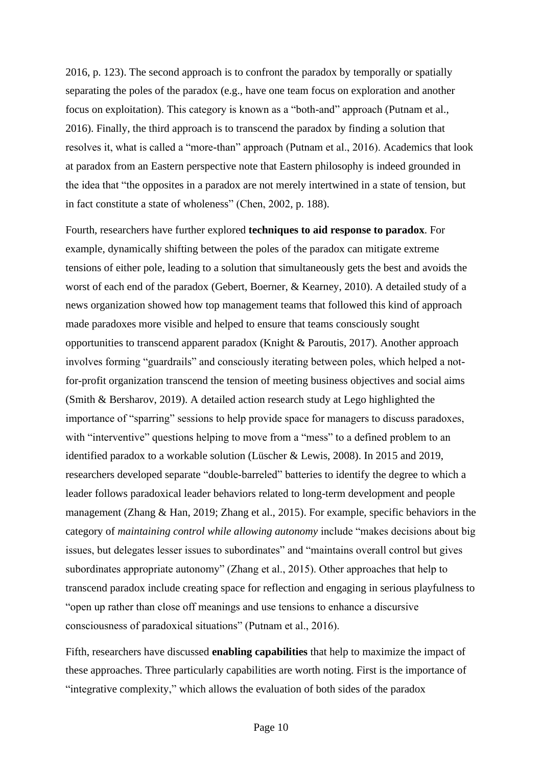2016, p. 123). The second approach is to confront the paradox by temporally or spatially separating the poles of the paradox (e.g., have one team focus on exploration and another focus on exploitation). This category is known as a "both-and" approach (Putnam et al., 2016). Finally, the third approach is to transcend the paradox by finding a solution that resolves it, what is called a "more-than" approach (Putnam et al., 2016). Academics that look at paradox from an Eastern perspective note that Eastern philosophy is indeed grounded in the idea that "the opposites in a paradox are not merely intertwined in a state of tension, but in fact constitute a state of wholeness" (Chen, 2002, p. 188).

Fourth, researchers have further explored **techniques to aid response to paradox**. For example, dynamically shifting between the poles of the paradox can mitigate extreme tensions of either pole, leading to a solution that simultaneously gets the best and avoids the worst of each end of the paradox (Gebert, Boerner, & Kearney, 2010). A detailed study of a news organization showed how top management teams that followed this kind of approach made paradoxes more visible and helped to ensure that teams consciously sought opportunities to transcend apparent paradox (Knight & Paroutis, 2017). Another approach involves forming "guardrails" and consciously iterating between poles, which helped a not-for-profit organization transcend the tension of meeting business objectives and social aims (Smith & Bersharov, 2019). A detailed action research study at Lego highlighted the importance of "sparring" sessions to help provide space for managers to discuss paradoxes, with "interventive" questions helping to move from a "mess" to a defined problem to an identified paradox to a workable solution (Lüscher & Lewis, 2008). In 2015 and 2019, researchers developed separate "double-barreled" batteries to identify the degree to which a leader follows paradoxical leader behaviors related to long-term development and people management (Zhang & Han, 2019; Zhang et al., 2015). For example, specific behaviors in the category of *maintaining control while allowing autonomy* include "makes decisions about big issues, but delegates lesser issues to subordinates" and "maintains overall control but gives subordinates appropriate autonomy" (Zhang et al., 2015). Other approaches that help to transcend paradox include creating space for reflection and engaging in serious playfulness to "open up rather than close off meanings and use tensions to enhance a discursive consciousness of paradoxical situations" (Putnam et al., 2016).

Fifth, researchers have discussed **enabling capabilities** that help to maximize the impact of these approaches. Three particularly capabilities are worth noting. First is the importance of "integrative complexity," which allows the evaluation of both sides of the paradox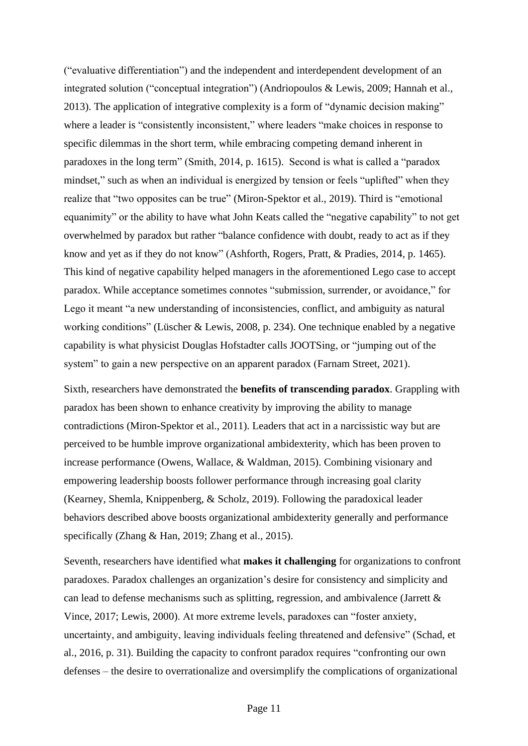("evaluative differentiation") and the independent and interdependent development of an integrated solution ("conceptual integration") (Andriopoulos & Lewis, 2009; Hannah et al., 2013). The application of integrative complexity is a form of "dynamic decision making" where a leader is "consistently inconsistent," where leaders "make choices in response to specific dilemmas in the short term, while embracing competing demand inherent in paradoxes in the long term" (Smith, 2014, p. 1615). Second is what is called a "paradox mindset," such as when an individual is energized by tension or feels "uplifted" when they realize that "two opposites can be true" (Miron-Spektor et al., 2019). Third is "emotional equanimity" or the ability to have what John Keats called the "negative capability" to not get overwhelmed by paradox but rather "balance confidence with doubt, ready to act as if they know and yet as if they do not know" (Ashforth, Rogers, Pratt, & Pradies, 2014, p. 1465). This kind of negative capability helped managers in the aforementioned Lego case to accept paradox. While acceptance sometimes connotes "submission, surrender, or avoidance," for Lego it meant "a new understanding of inconsistencies, conflict, and ambiguity as natural working conditions" (Lüscher & Lewis, 2008, p. 234). One technique enabled by a negative capability is what physicist Douglas Hofstadter calls JOOTSing, or "jumping out of the system" to gain a new perspective on an apparent paradox (Farnam Street, 2021).

Sixth, researchers have demonstrated the **benefits of transcending paradox**. Grappling with paradox has been shown to enhance creativity by improving the ability to manage contradictions (Miron-Spektor et al., 2011). Leaders that act in a narcissistic way but are perceived to be humble improve organizational ambidexterity, which has been proven to increase performance (Owens, Wallace, & Waldman, 2015). Combining visionary and empowering leadership boosts follower performance through increasing goal clarity (Kearney, Shemla, Knippenberg, & Scholz, 2019). Following the paradoxical leader behaviors described above boosts organizational ambidexterity generally and performance specifically (Zhang & Han, 2019; Zhang et al., 2015).

Seventh, researchers have identified what **makes it challenging** for organizations to confront paradoxes. Paradox challenges an organization's desire for consistency and simplicity and can lead to defense mechanisms such as splitting, regression, and ambivalence (Jarrett & Vince, 2017; Lewis, 2000). At more extreme levels, paradoxes can "foster anxiety, uncertainty, and ambiguity, leaving individuals feeling threatened and defensive" (Schad, et al., 2016, p. 31). Building the capacity to confront paradox requires "confronting our own defenses – the desire to overrationalize and oversimplify the complications of organizational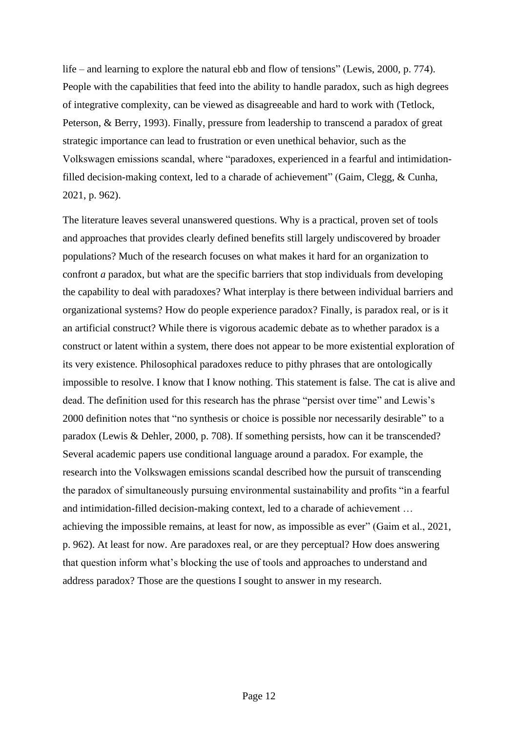life – and learning to explore the natural ebb and flow of tensions" (Lewis, 2000, p. 774). People with the capabilities that feed into the ability to handle paradox, such as high degrees of integrative complexity, can be viewed as disagreeable and hard to work with (Tetlock, Peterson, & Berry, 1993). Finally, pressure from leadership to transcend a paradox of great strategic importance can lead to frustration or even unethical behavior, such as the Volkswagen emissions scandal, where "paradoxes, experienced in a fearful and intimidation-filled decision-making context, led to a charade of achievement" (Gaim, Clegg, & Cunha, 2021, p. 962).

The literature leaves several unanswered questions. Why is a practical, proven set of tools and approaches that provides clearly defined benefits still largely undiscovered by broader populations? Much of the research focuses on what makes it hard for an organization to confront *a* paradox, but what are the specific barriers that stop individuals from developing the capability to deal with paradoxes? What interplay is there between individual barriers and organizational systems? How do people experience paradox? Finally, is paradox real, or is it an artificial construct? While there is vigorous academic debate as to whether paradox is a construct or latent within a system, there does not appear to be more existential exploration of its very existence. Philosophical paradoxes reduce to pithy phrases that are ontologically impossible to resolve. I know that I know nothing. This statement is false. The cat is alive and dead. The definition used for this research has the phrase "persist over time" and Lewis's 2000 definition notes that "no synthesis or choice is possible nor necessarily desirable" to a paradox (Lewis & Dehler, 2000, p. 708). If something persists, how can it be transcended? Several academic papers use conditional language around a paradox. For example, the research into the Volkswagen emissions scandal described how the pursuit of transcending the paradox of simultaneously pursuing environmental sustainability and profits "in a fearful and intimidation-filled decision-making context, led to a charade of achievement … achieving the impossible remains, at least for now, as impossible as ever" (Gaim et al., 2021, p. 962). At least for now. Are paradoxes real, or are they perceptual? How does answering that question inform what's blocking the use of tools and approaches to understand and address paradox? Those are the questions I sought to answer in my research.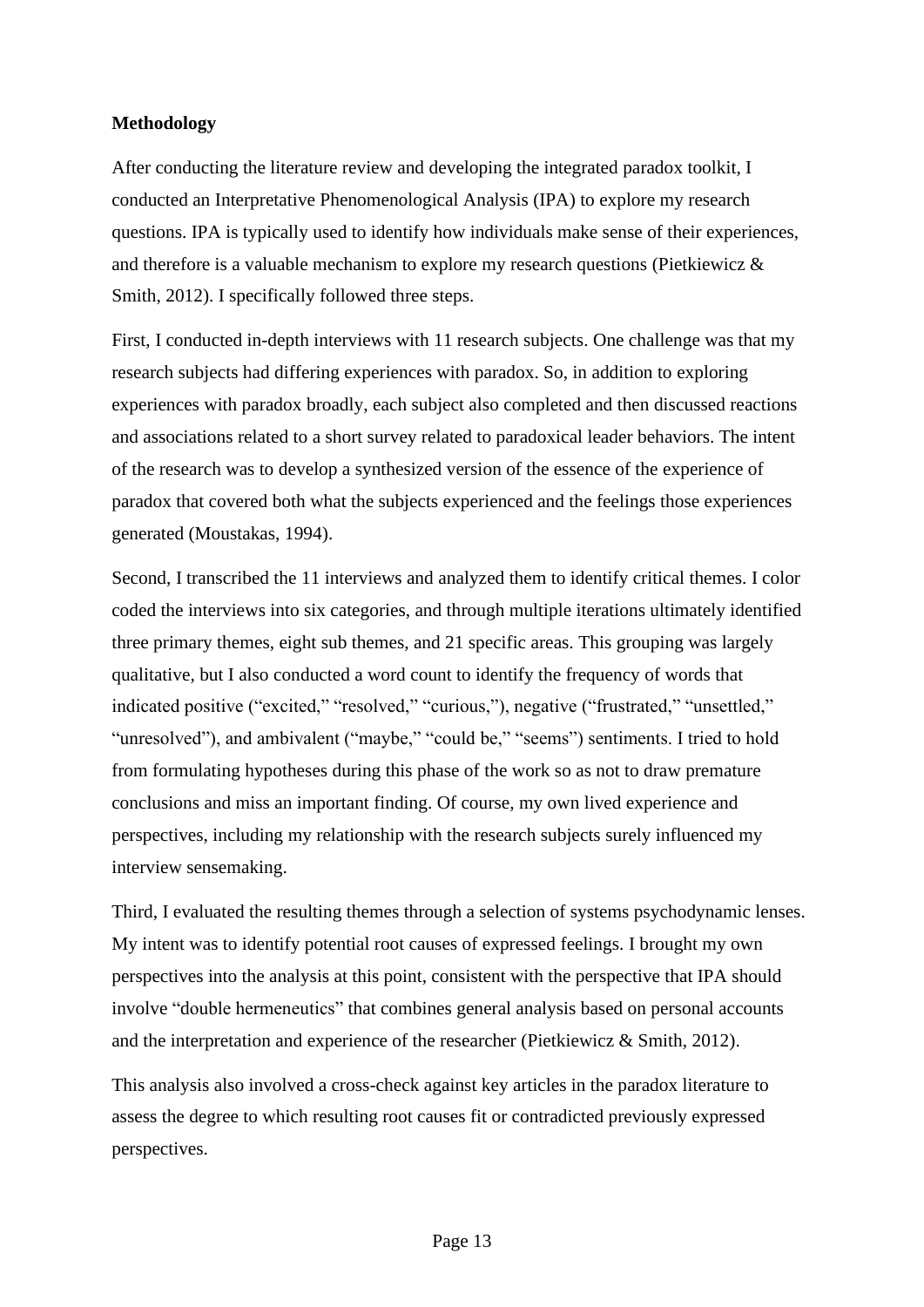**Methodology**

After conducting the literature review and developing the integrated paradox toolkit, I conducted an Interpretative Phenomenological Analysis (IPA) to explore my research questions. IPA is typically used to identify how individuals make sense of their experiences, and therefore is a valuable mechanism to explore my research questions (Pietkiewicz & Smith, 2012). I specifically followed three steps.

First, I conducted in-depth interviews with 11 research subjects. One challenge was that my research subjects had differing experiences with paradox. So, in addition to exploring experiences with paradox broadly, each subject also completed and then discussed reactions and associations related to a short survey related to paradoxical leader behaviors. The intent of the research was to develop a synthesized version of the essence of the experience of paradox that covered both what the subjects experienced and the feelings those experiences generated (Moustakas, 1994).

Second, I transcribed the 11 interviews and analyzed them to identify critical themes. I color coded the interviews into six categories, and through multiple iterations ultimately identified three primary themes, eight sub themes, and 21 specific areas. This grouping was largely qualitative, but I also conducted a word count to identify the frequency of words that indicated positive ("excited," "resolved," "curious,"), negative ("frustrated," "unsettled," "unresolved"), and ambivalent ("maybe," "could be," "seems") sentiments. I tried to hold from formulating hypotheses during this phase of the work so as not to draw premature conclusions and miss an important finding. Of course, my own lived experience and perspectives, including my relationship with the research subjects surely influenced my interview sensemaking.

Third, I evaluated the resulting themes through a selection of systems psychodynamic lenses. My intent was to identify potential root causes of expressed feelings. I brought my own perspectives into the analysis at this point, consistent with the perspective that IPA should involve "double hermeneutics" that combines general analysis based on personal accounts and the interpretation and experience of the researcher (Pietkiewicz & Smith, 2012).

This analysis also involved a cross-check against key articles in the paradox literature to assess the degree to which resulting root causes fit or contradicted previously expressed perspectives.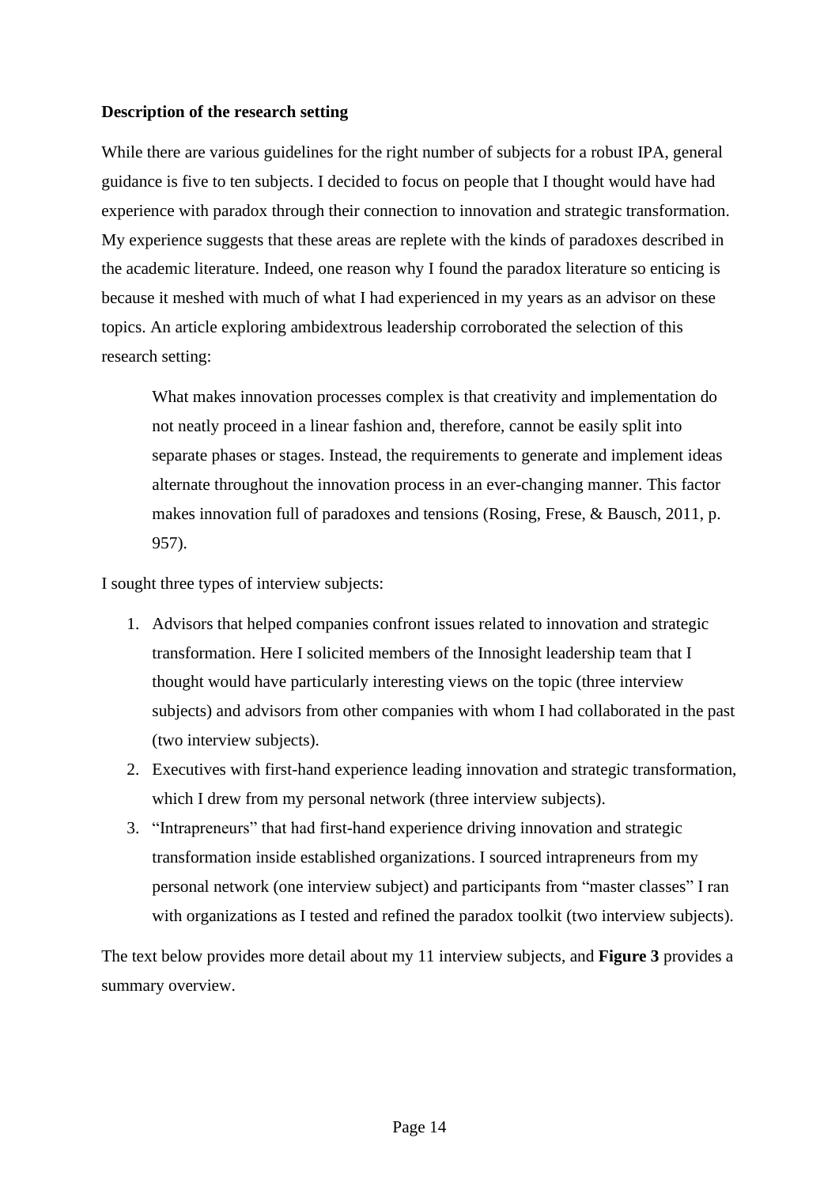**Description of the research setting**

While there are various guidelines for the right number of subjects for a robust IPA, general guidance is five to ten subjects. I decided to focus on people that I thought would have had experience with paradox through their connection to innovation and strategic transformation. My experience suggests that these areas are replete with the kinds of paradoxes described in the academic literature. Indeed, one reason why I found the paradox literature so enticing is because it meshed with much of what I had experienced in my years as an advisor on these topics. An article exploring ambidextrous leadership corroborated the selection of this research setting:

> What makes innovation processes complex is that creativity and implementation do not neatly proceed in a linear fashion and, therefore, cannot be easily split into separate phases or stages. Instead, the requirements to generate and implement ideas alternate throughout the innovation process in an ever-changing manner. This factor makes innovation full of paradoxes and tensions (Rosing, Frese, & Bausch, 2011, p. 957).

I sought three types of interview subjects:

1. Advisors that helped companies confront issues related to innovation and strategic transformation. Here I solicited members of the Innosight leadership team that I thought would have particularly interesting views on the topic (three interview subjects) and advisors from other companies with whom I had collaborated in the past (two interview subjects).
2. Executives with first-hand experience leading innovation and strategic transformation, which I drew from my personal network (three interview subjects).
3. "Intrapreneurs" that had first-hand experience driving innovation and strategic transformation inside established organizations. I sourced intrapreneurs from my personal network (one interview subject) and participants from "master classes" I ran with organizations as I tested and refined the paradox toolkit (two interview subjects).

The text below provides more detail about my 11 interview subjects, and **Figure 3** provides a summary overview.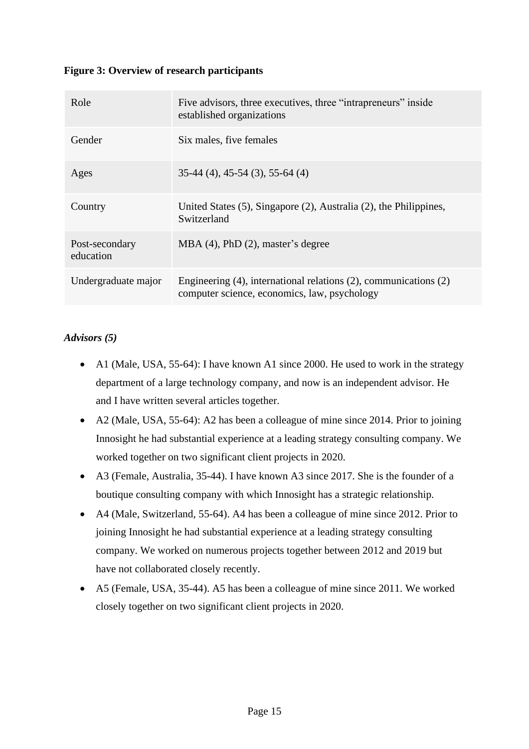**Figure 3: Overview of research participants**

| | |
|---|---|
| Role | Five advisors, three executives, three "intrapreneurs" inside established organizations |
| Gender | Six males, five females |
| Ages | 35-44 (4), 45-54 (3), 55-64 (4) |
| Country | United States (5), Singapore (2), Australia (2), the Philippines, Switzerland |
| Post-secondary education | MBA (4), PhD (2), master's degree |
| Undergraduate major | Engineering (4), international relations (2), communications (2) computer science, economics, law, psychology |

*Advisors (5)*

- A1 (Male, USA, 55-64): I have known A1 since 2000. He used to work in the strategy department of a large technology company, and now is an independent advisor. He and I have written several articles together.
- A2 (Male, USA, 55-64): A2 has been a colleague of mine since 2014. Prior to joining Innosight he had substantial experience at a leading strategy consulting company. We worked together on two significant client projects in 2020.
- A3 (Female, Australia, 35-44). I have known A3 since 2017. She is the founder of a boutique consulting company with which Innosight has a strategic relationship.
- A4 (Male, Switzerland, 55-64). A4 has been a colleague of mine since 2012. Prior to joining Innosight he had substantial experience at a leading strategy consulting company. We worked on numerous projects together between 2012 and 2019 but have not collaborated closely recently.
- A5 (Female, USA, 35-44). A5 has been a colleague of mine since 2011. We worked closely together on two significant client projects in 2020.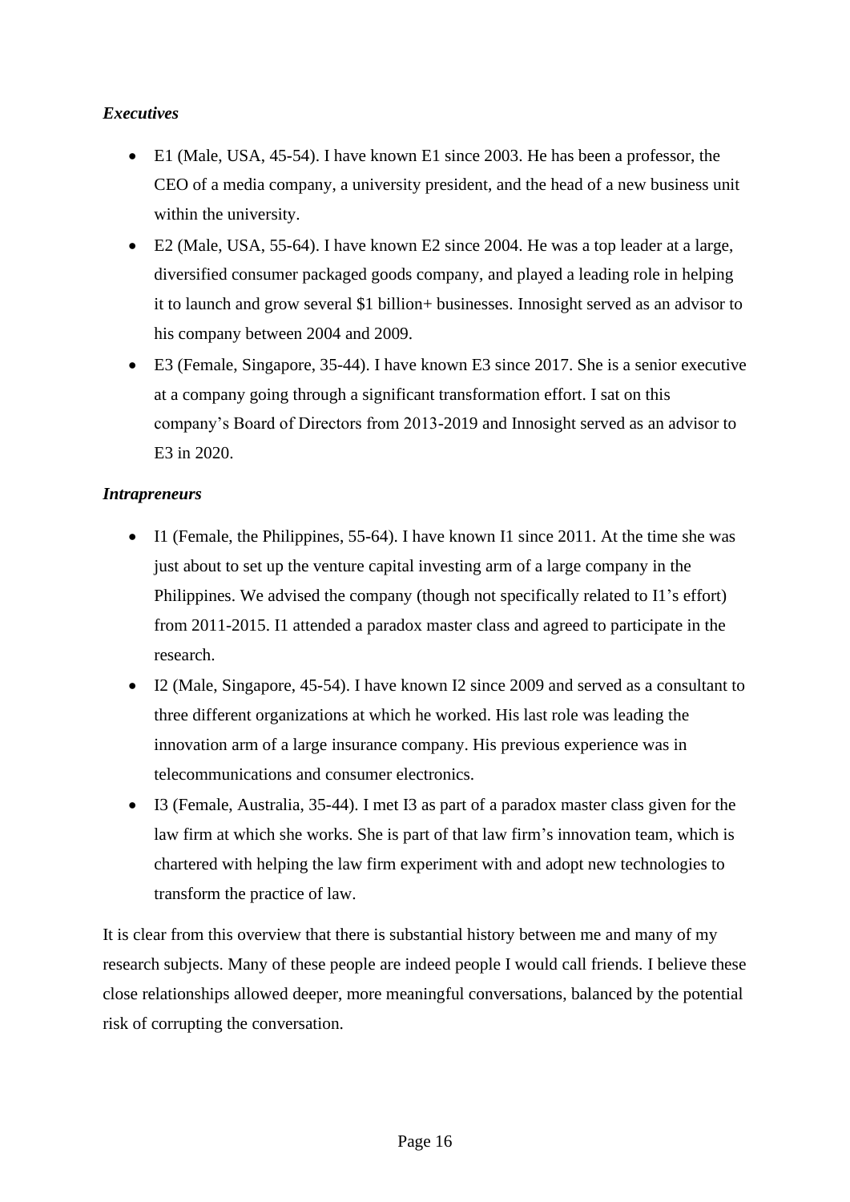***Executives***

- E1 (Male, USA, 45-54). I have known E1 since 2003. He has been a professor, the CEO of a media company, a university president, and the head of a new business unit within the university.
- E2 (Male, USA, 55-64). I have known E2 since 2004. He was a top leader at a large, diversified consumer packaged goods company, and played a leading role in helping it to launch and grow several $1 billion+ businesses. Innosight served as an advisor to his company between 2004 and 2009.
- E3 (Female, Singapore, 35-44). I have known E3 since 2017. She is a senior executive at a company going through a significant transformation effort. I sat on this company's Board of Directors from 2013-2019 and Innosight served as an advisor to E3 in 2020.

***Intrapreneurs***

- I1 (Female, the Philippines, 55-64). I have known I1 since 2011. At the time she was just about to set up the venture capital investing arm of a large company in the Philippines. We advised the company (though not specifically related to I1's effort) from 2011-2015. I1 attended a paradox master class and agreed to participate in the research.
- I2 (Male, Singapore, 45-54). I have known I2 since 2009 and served as a consultant to three different organizations at which he worked. His last role was leading the innovation arm of a large insurance company. His previous experience was in telecommunications and consumer electronics.
- I3 (Female, Australia, 35-44). I met I3 as part of a paradox master class given for the law firm at which she works. She is part of that law firm's innovation team, which is chartered with helping the law firm experiment with and adopt new technologies to transform the practice of law.

It is clear from this overview that there is substantial history between me and many of my research subjects. Many of these people are indeed people I would call friends. I believe these close relationships allowed deeper, more meaningful conversations, balanced by the potential risk of corrupting the conversation.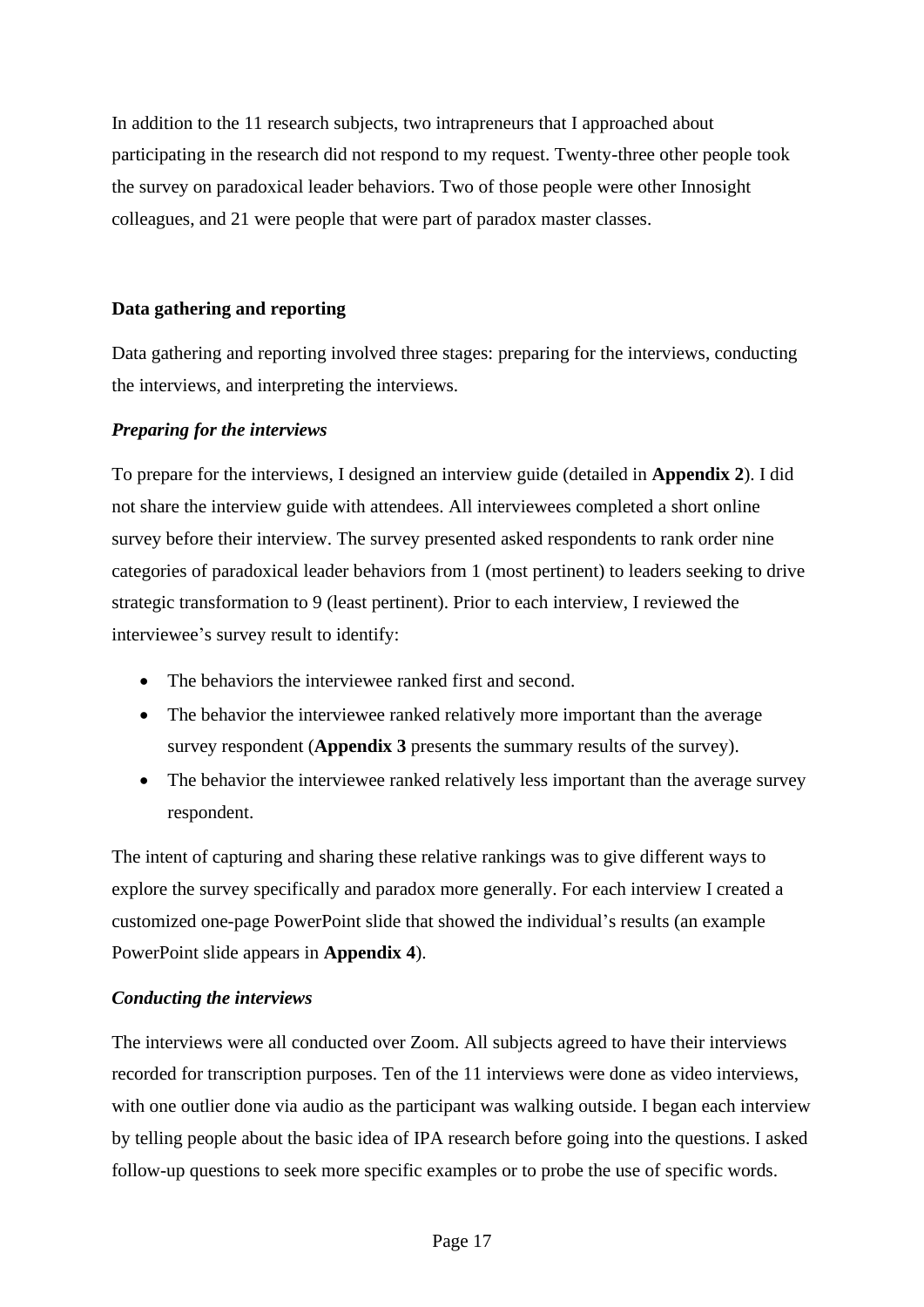In addition to the 11 research subjects, two intrapreneurs that I approached about participating in the research did not respond to my request. Twenty-three other people took the survey on paradoxical leader behaviors. Two of those people were other Innosight colleagues, and 21 were people that were part of paradox master classes.

**Data gathering and reporting**

Data gathering and reporting involved three stages: preparing for the interviews, conducting the interviews, and interpreting the interviews.

***Preparing for the interviews***

To prepare for the interviews, I designed an interview guide (detailed in **Appendix 2**). I did not share the interview guide with attendees. All interviewees completed a short online survey before their interview. The survey presented asked respondents to rank order nine categories of paradoxical leader behaviors from 1 (most pertinent) to leaders seeking to drive strategic transformation to 9 (least pertinent). Prior to each interview, I reviewed the interviewee's survey result to identify:

- The behaviors the interviewee ranked first and second.
- The behavior the interviewee ranked relatively more important than the average survey respondent (**Appendix 3** presents the summary results of the survey).
- The behavior the interviewee ranked relatively less important than the average survey respondent.

The intent of capturing and sharing these relative rankings was to give different ways to explore the survey specifically and paradox more generally. For each interview I created a customized one-page PowerPoint slide that showed the individual's results (an example PowerPoint slide appears in **Appendix 4**).

***Conducting the interviews***

The interviews were all conducted over Zoom. All subjects agreed to have their interviews recorded for transcription purposes. Ten of the 11 interviews were done as video interviews, with one outlier done via audio as the participant was walking outside. I began each interview by telling people about the basic idea of IPA research before going into the questions. I asked follow-up questions to seek more specific examples or to probe the use of specific words.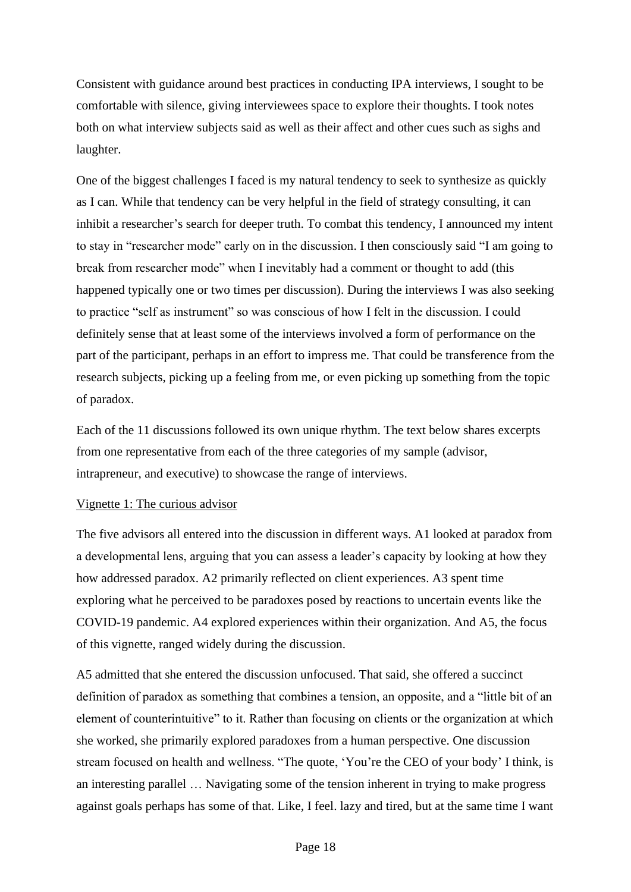Consistent with guidance around best practices in conducting IPA interviews, I sought to be comfortable with silence, giving interviewees space to explore their thoughts. I took notes both on what interview subjects said as well as their affect and other cues such as sighs and laughter.

One of the biggest challenges I faced is my natural tendency to seek to synthesize as quickly as I can. While that tendency can be very helpful in the field of strategy consulting, it can inhibit a researcher's search for deeper truth. To combat this tendency, I announced my intent to stay in "researcher mode" early on in the discussion. I then consciously said "I am going to break from researcher mode" when I inevitably had a comment or thought to add (this happened typically one or two times per discussion). During the interviews I was also seeking to practice "self as instrument" so was conscious of how I felt in the discussion. I could definitely sense that at least some of the interviews involved a form of performance on the part of the participant, perhaps in an effort to impress me. That could be transference from the research subjects, picking up a feeling from me, or even picking up something from the topic of paradox.

Each of the 11 discussions followed its own unique rhythm. The text below shares excerpts from one representative from each of the three categories of my sample (advisor, intrapreneur, and executive) to showcase the range of interviews.

<u>Vignette 1: The curious advisor</u>

The five advisors all entered into the discussion in different ways. A1 looked at paradox from a developmental lens, arguing that you can assess a leader's capacity by looking at how they how addressed paradox. A2 primarily reflected on client experiences. A3 spent time exploring what he perceived to be paradoxes posed by reactions to uncertain events like the COVID-19 pandemic. A4 explored experiences within their organization. And A5, the focus of this vignette, ranged widely during the discussion.

A5 admitted that she entered the discussion unfocused. That said, she offered a succinct definition of paradox as something that combines a tension, an opposite, and a "little bit of an element of counterintuitive" to it. Rather than focusing on clients or the organization at which she worked, she primarily explored paradoxes from a human perspective. One discussion stream focused on health and wellness. "The quote, 'You're the CEO of your body' I think, is an interesting parallel … Navigating some of the tension inherent in trying to make progress against goals perhaps has some of that. Like, I feel. lazy and tired, but at the same time I want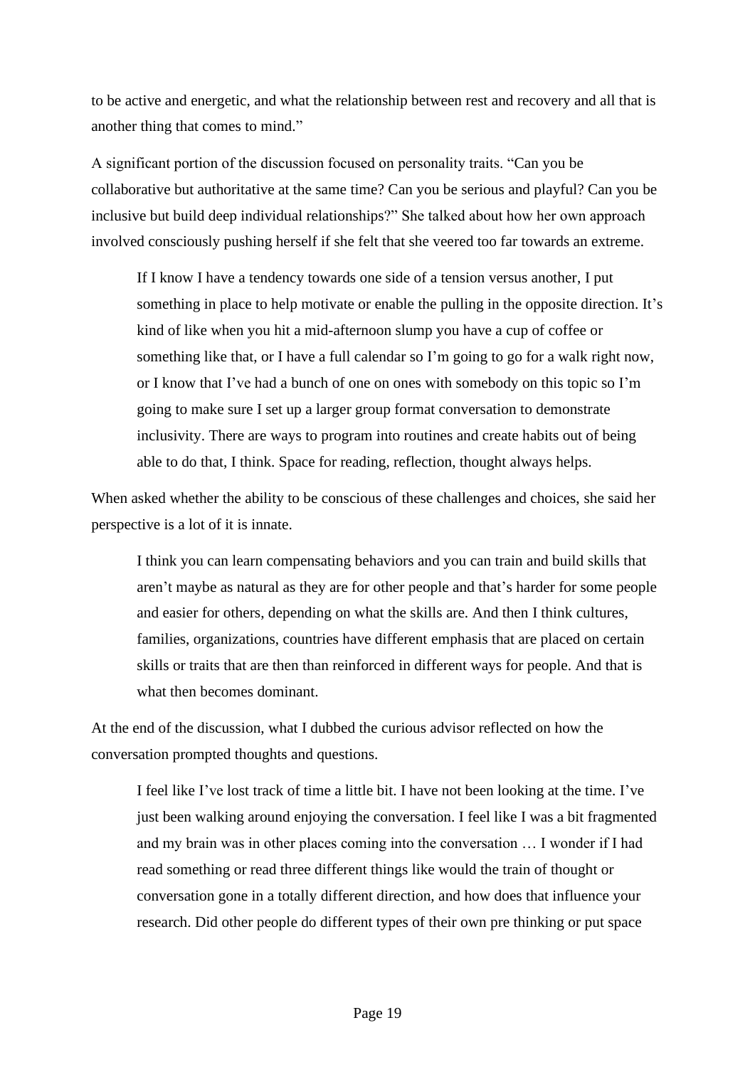to be active and energetic, and what the relationship between rest and recovery and all that is another thing that comes to mind."

A significant portion of the discussion focused on personality traits. "Can you be collaborative but authoritative at the same time? Can you be serious and playful? Can you be inclusive but build deep individual relationships?" She talked about how her own approach involved consciously pushing herself if she felt that she veered too far towards an extreme.

> If I know I have a tendency towards one side of a tension versus another, I put something in place to help motivate or enable the pulling in the opposite direction. It's kind of like when you hit a mid-afternoon slump you have a cup of coffee or something like that, or I have a full calendar so I'm going to go for a walk right now, or I know that I've had a bunch of one on ones with somebody on this topic so I'm going to make sure I set up a larger group format conversation to demonstrate inclusivity. There are ways to program into routines and create habits out of being able to do that, I think. Space for reading, reflection, thought always helps.

When asked whether the ability to be conscious of these challenges and choices, she said her perspective is a lot of it is innate.

> I think you can learn compensating behaviors and you can train and build skills that aren't maybe as natural as they are for other people and that's harder for some people and easier for others, depending on what the skills are. And then I think cultures, families, organizations, countries have different emphasis that are placed on certain skills or traits that are then than reinforced in different ways for people. And that is what then becomes dominant.

At the end of the discussion, what I dubbed the curious advisor reflected on how the conversation prompted thoughts and questions.

> I feel like I've lost track of time a little bit. I have not been looking at the time. I've just been walking around enjoying the conversation. I feel like I was a bit fragmented and my brain was in other places coming into the conversation … I wonder if I had read something or read three different things like would the train of thought or conversation gone in a totally different direction, and how does that influence your research. Did other people do different types of their own pre thinking or put space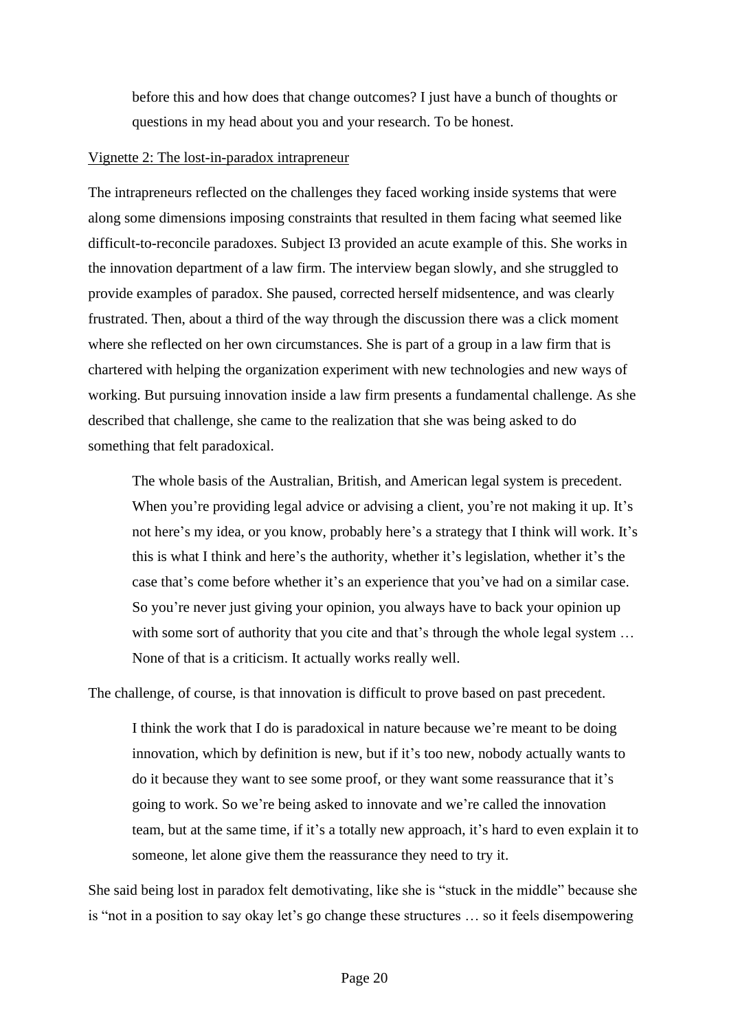> before this and how does that change outcomes? I just have a bunch of thoughts or questions in my head about you and your research. To be honest.

Vignette 2: The lost-in-paradox intrapreneur

The intrapreneurs reflected on the challenges they faced working inside systems that were along some dimensions imposing constraints that resulted in them facing what seemed like difficult-to-reconcile paradoxes. Subject I3 provided an acute example of this. She works in the innovation department of a law firm. The interview began slowly, and she struggled to provide examples of paradox. She paused, corrected herself midsentence, and was clearly frustrated. Then, about a third of the way through the discussion there was a click moment where she reflected on her own circumstances. She is part of a group in a law firm that is chartered with helping the organization experiment with new technologies and new ways of working. But pursuing innovation inside a law firm presents a fundamental challenge. As she described that challenge, she came to the realization that she was being asked to do something that felt paradoxical.

> The whole basis of the Australian, British, and American legal system is precedent. When you're providing legal advice or advising a client, you're not making it up. It's not here's my idea, or you know, probably here's a strategy that I think will work. It's this is what I think and here's the authority, whether it's legislation, whether it's the case that's come before whether it's an experience that you've had on a similar case. So you're never just giving your opinion, you always have to back your opinion up with some sort of authority that you cite and that's through the whole legal system … None of that is a criticism. It actually works really well.

The challenge, of course, is that innovation is difficult to prove based on past precedent.

> I think the work that I do is paradoxical in nature because we're meant to be doing innovation, which by definition is new, but if it's too new, nobody actually wants to do it because they want to see some proof, or they want some reassurance that it's going to work. So we're being asked to innovate and we're called the innovation team, but at the same time, if it's a totally new approach, it's hard to even explain it to someone, let alone give them the reassurance they need to try it.

She said being lost in paradox felt demotivating, like she is "stuck in the middle" because she is "not in a position to say okay let's go change these structures … so it feels disempowering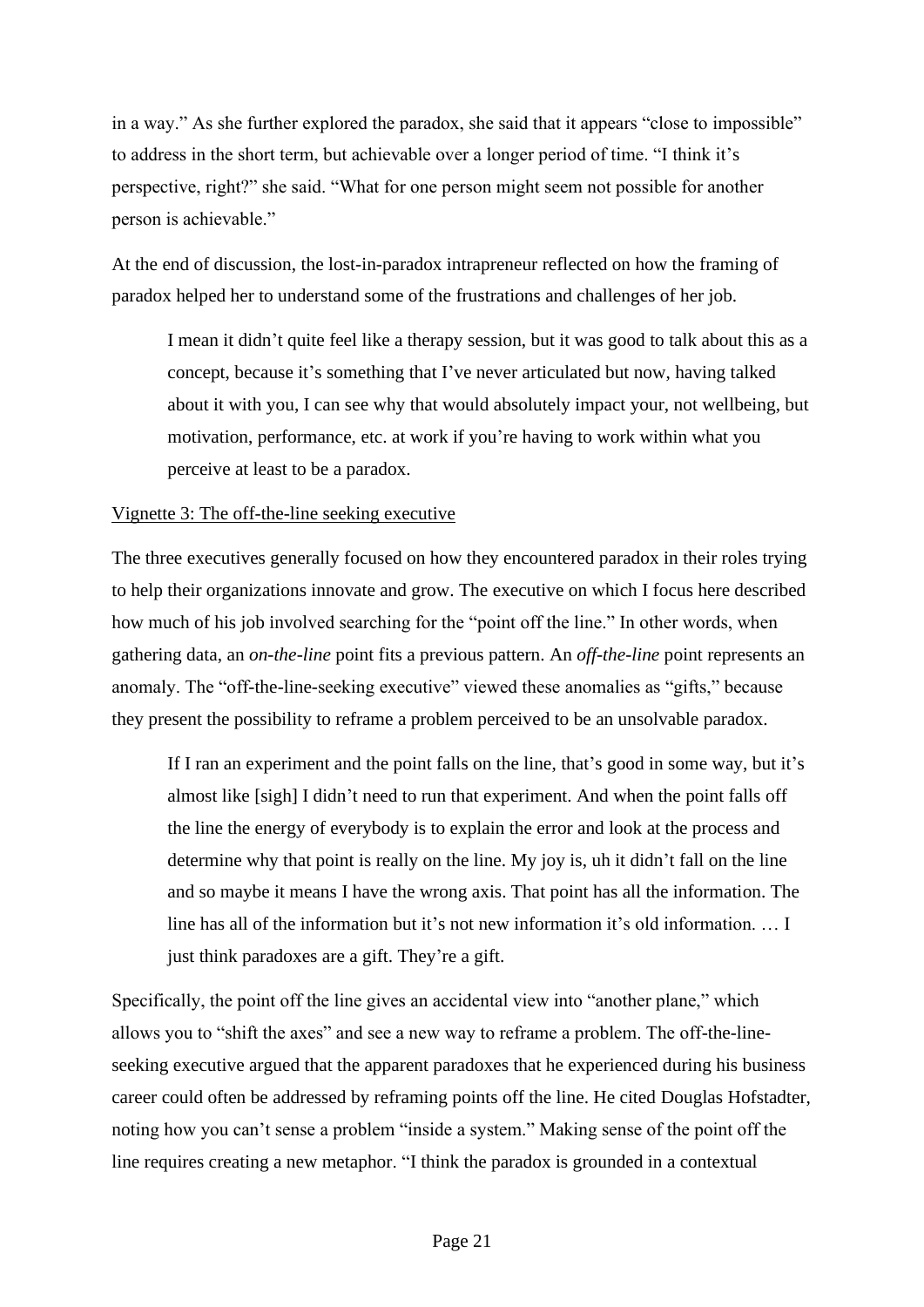in a way." As she further explored the paradox, she said that it appears "close to impossible" to address in the short term, but achievable over a longer period of time. "I think it's perspective, right?" she said. "What for one person might seem not possible for another person is achievable."

At the end of discussion, the lost-in-paradox intrapreneur reflected on how the framing of paradox helped her to understand some of the frustrations and challenges of her job.

> I mean it didn't quite feel like a therapy session, but it was good to talk about this as a concept, because it's something that I've never articulated but now, having talked about it with you, I can see why that would absolutely impact your, not wellbeing, but motivation, performance, etc. at work if you're having to work within what you perceive at least to be a paradox.

<u>Vignette 3: The off-the-line seeking executive</u>

The three executives generally focused on how they encountered paradox in their roles trying to help their organizations innovate and grow. The executive on which I focus here described how much of his job involved searching for the "point off the line." In other words, when gathering data, an *on-the-line* point fits a previous pattern. An *off-the-line* point represents an anomaly. The "off-the-line-seeking executive" viewed these anomalies as "gifts," because they present the possibility to reframe a problem perceived to be an unsolvable paradox.

> If I ran an experiment and the point falls on the line, that's good in some way, but it's almost like [sigh] I didn't need to run that experiment. And when the point falls off the line the energy of everybody is to explain the error and look at the process and determine why that point is really on the line. My joy is, uh it didn't fall on the line and so maybe it means I have the wrong axis. That point has all the information. The line has all of the information but it's not new information it's old information. … I just think paradoxes are a gift. They're a gift.

Specifically, the point off the line gives an accidental view into "another plane," which allows you to "shift the axes" and see a new way to reframe a problem. The off-the-line-seeking executive argued that the apparent paradoxes that he experienced during his business career could often be addressed by reframing points off the line. He cited Douglas Hofstadter, noting how you can't sense a problem "inside a system." Making sense of the point off the line requires creating a new metaphor. "I think the paradox is grounded in a contextual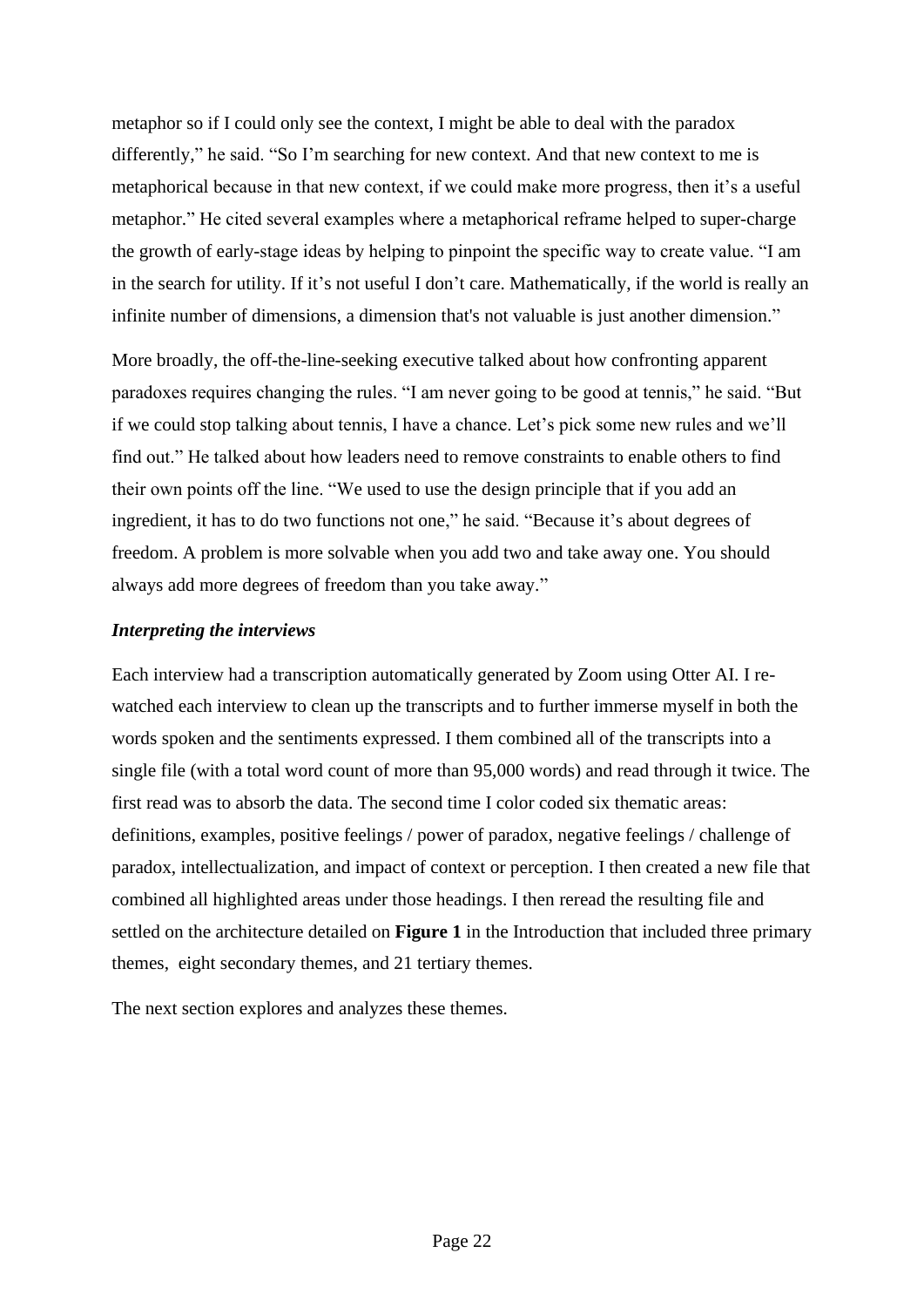metaphor so if I could only see the context, I might be able to deal with the paradox differently," he said. "So I'm searching for new context. And that new context to me is metaphorical because in that new context, if we could make more progress, then it's a useful metaphor." He cited several examples where a metaphorical reframe helped to super-charge the growth of early-stage ideas by helping to pinpoint the specific way to create value. "I am in the search for utility. If it's not useful I don't care. Mathematically, if the world is really an infinite number of dimensions, a dimension that's not valuable is just another dimension."

More broadly, the off-the-line-seeking executive talked about how confronting apparent paradoxes requires changing the rules. "I am never going to be good at tennis," he said. "But if we could stop talking about tennis, I have a chance. Let's pick some new rules and we'll find out." He talked about how leaders need to remove constraints to enable others to find their own points off the line. "We used to use the design principle that if you add an ingredient, it has to do two functions not one," he said. "Because it's about degrees of freedom. A problem is more solvable when you add two and take away one. You should always add more degrees of freedom than you take away."

### *Interpreting the interviews*

Each interview had a transcription automatically generated by Zoom using Otter AI. I re-watched each interview to clean up the transcripts and to further immerse myself in both the words spoken and the sentiments expressed. I them combined all of the transcripts into a single file (with a total word count of more than 95,000 words) and read through it twice. The first read was to absorb the data. The second time I color coded six thematic areas: definitions, examples, positive feelings / power of paradox, negative feelings / challenge of paradox, intellectualization, and impact of context or perception. I then created a new file that combined all highlighted areas under those headings. I then reread the resulting file and settled on the architecture detailed on **Figure 1** in the Introduction that included three primary themes, eight secondary themes, and 21 tertiary themes.

The next section explores and analyzes these themes.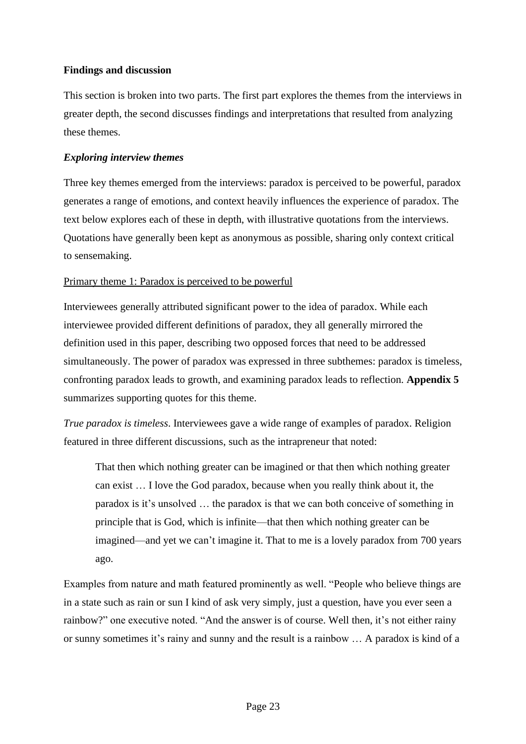## Findings and discussion

This section is broken into two parts. The first part explores the themes from the interviews in greater depth, the second discusses findings and interpretations that resulted from analyzing these themes.

### *Exploring interview themes*

Three key themes emerged from the interviews: paradox is perceived to be powerful, paradox generates a range of emotions, and context heavily influences the experience of paradox. The text below explores each of these in depth, with illustrative quotations from the interviews. Quotations have generally been kept as anonymous as possible, sharing only context critical to sensemaking.

#### Primary theme 1: Paradox is perceived to be powerful

Interviewees generally attributed significant power to the idea of paradox. While each interviewee provided different definitions of paradox, they all generally mirrored the definition used in this paper, describing two opposed forces that need to be addressed simultaneously. The power of paradox was expressed in three subthemes: paradox is timeless, confronting paradox leads to growth, and examining paradox leads to reflection. **Appendix 5** summarizes supporting quotes for this theme.

*True paradox is timeless*. Interviewees gave a wide range of examples of paradox. Religion featured in three different discussions, such as the intrapreneur that noted:

> That then which nothing greater can be imagined or that then which nothing greater can exist … I love the God paradox, because when you really think about it, the paradox is it's unsolved … the paradox is that we can both conceive of something in principle that is God, which is infinite—that then which nothing greater can be imagined—and yet we can't imagine it. That to me is a lovely paradox from 700 years ago.

Examples from nature and math featured prominently as well. "People who believe things are in a state such as rain or sun I kind of ask very simply, just a question, have you ever seen a rainbow?" one executive noted. "And the answer is of course. Well then, it's not either rainy or sunny sometimes it's rainy and sunny and the result is a rainbow … A paradox is kind of a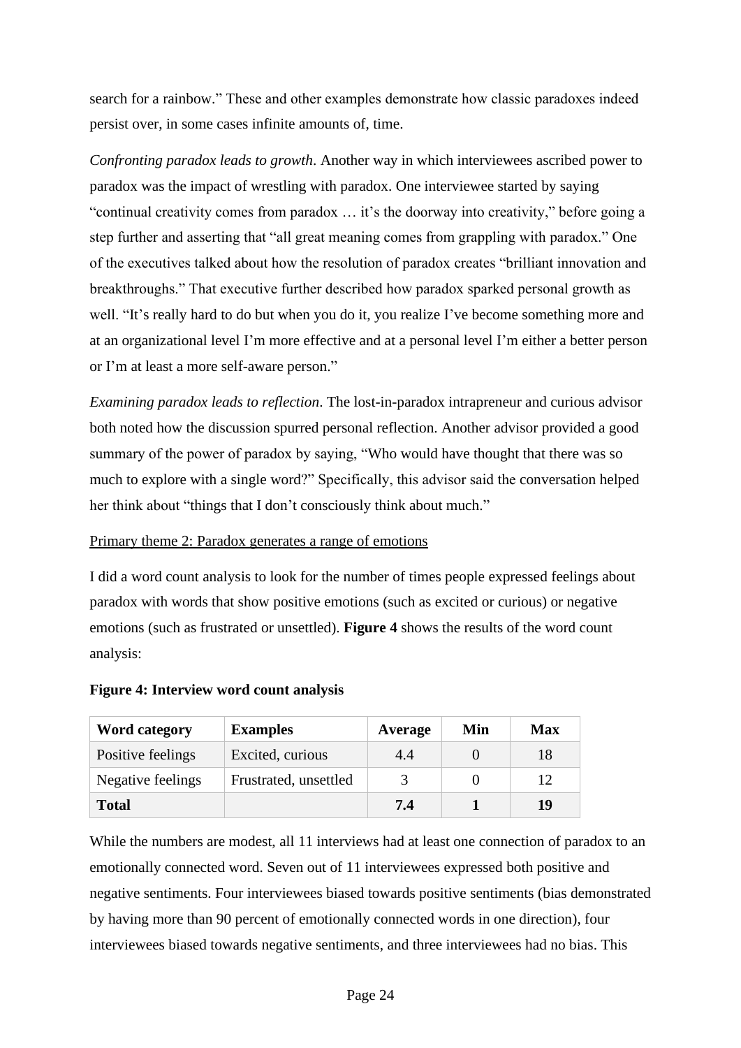search for a rainbow." These and other examples demonstrate how classic paradoxes indeed persist over, in some cases infinite amounts of, time.

*Confronting paradox leads to growth*. Another way in which interviewees ascribed power to paradox was the impact of wrestling with paradox. One interviewee started by saying "continual creativity comes from paradox … it's the doorway into creativity," before going a step further and asserting that "all great meaning comes from grappling with paradox." One of the executives talked about how the resolution of paradox creates "brilliant innovation and breakthroughs." That executive further described how paradox sparked personal growth as well. "It's really hard to do but when you do it, you realize I've become something more and at an organizational level I'm more effective and at a personal level I'm either a better person or I'm at least a more self-aware person."

*Examining paradox leads to reflection*. The lost-in-paradox intrapreneur and curious advisor both noted how the discussion spurred personal reflection. Another advisor provided a good summary of the power of paradox by saying, "Who would have thought that there was so much to explore with a single word?" Specifically, this advisor said the conversation helped her think about "things that I don't consciously think about much."

Primary theme 2: Paradox generates a range of emotions

I did a word count analysis to look for the number of times people expressed feelings about paradox with words that show positive emotions (such as excited or curious) or negative emotions (such as frustrated or unsettled). **Figure 4** shows the results of the word count analysis:

**Figure 4: Interview word count analysis**

| Word category | Examples | Average | Min | Max |
|---|---|---|---|---|
| Positive feelings | Excited, curious | 4.4 | 0 | 18 |
| Negative feelings | Frustrated, unsettled | 3 | 0 | 12 |
| **Total** | | **7.4** | **1** | **19** |

While the numbers are modest, all 11 interviews had at least one connection of paradox to an emotionally connected word. Seven out of 11 interviewees expressed both positive and negative sentiments. Four interviewees biased towards positive sentiments (bias demonstrated by having more than 90 percent of emotionally connected words in one direction), four interviewees biased towards negative sentiments, and three interviewees had no bias. This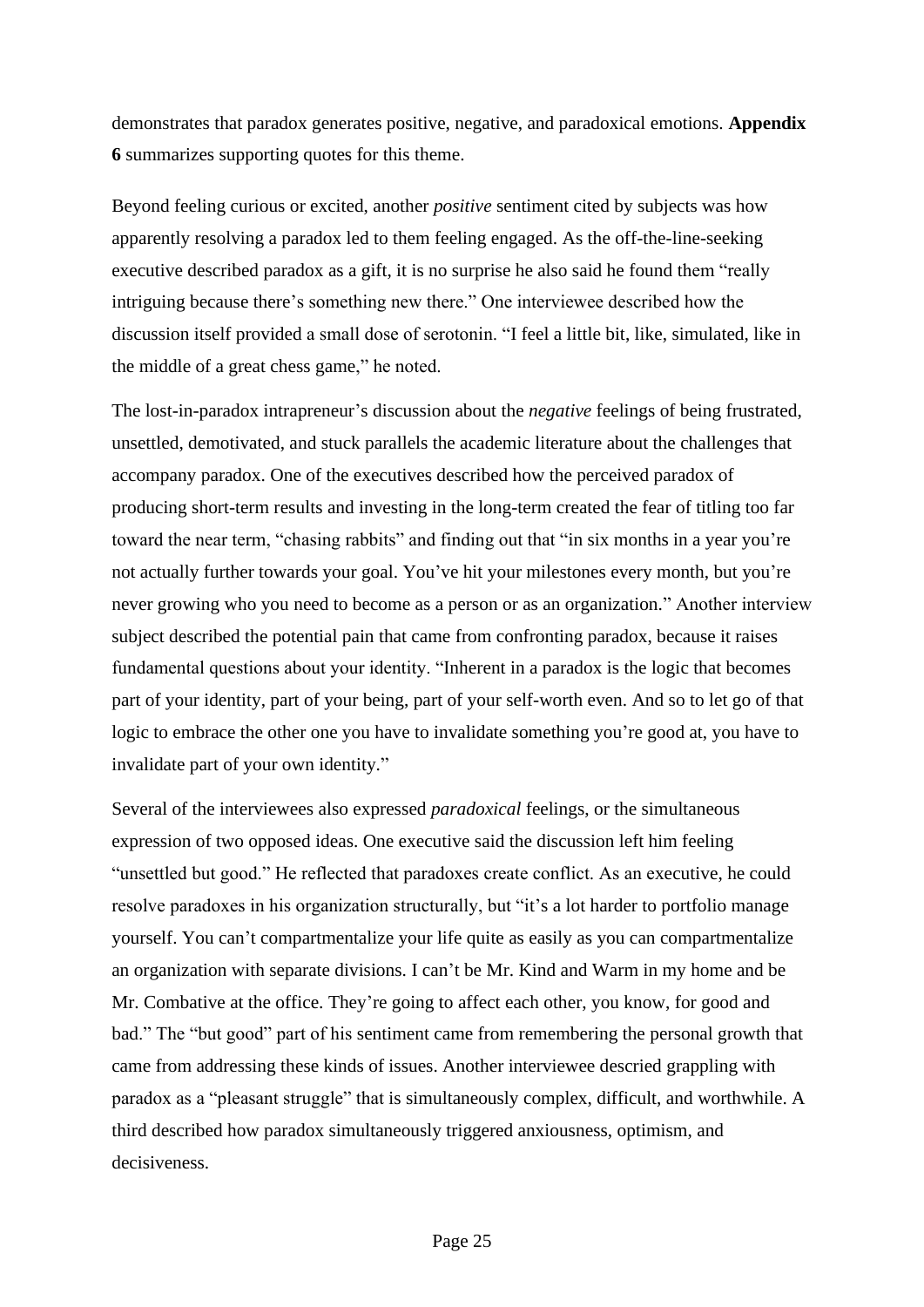demonstrates that paradox generates positive, negative, and paradoxical emotions. **Appendix 6** summarizes supporting quotes for this theme.

Beyond feeling curious or excited, another *positive* sentiment cited by subjects was how apparently resolving a paradox led to them feeling engaged. As the off-the-line-seeking executive described paradox as a gift, it is no surprise he also said he found them "really intriguing because there's something new there." One interviewee described how the discussion itself provided a small dose of serotonin. "I feel a little bit, like, simulated, like in the middle of a great chess game," he noted.

The lost-in-paradox intrapreneur's discussion about the *negative* feelings of being frustrated, unsettled, demotivated, and stuck parallels the academic literature about the challenges that accompany paradox. One of the executives described how the perceived paradox of producing short-term results and investing in the long-term created the fear of titling too far toward the near term, "chasing rabbits" and finding out that "in six months in a year you're not actually further towards your goal. You've hit your milestones every month, but you're never growing who you need to become as a person or as an organization." Another interview subject described the potential pain that came from confronting paradox, because it raises fundamental questions about your identity. "Inherent in a paradox is the logic that becomes part of your identity, part of your being, part of your self-worth even. And so to let go of that logic to embrace the other one you have to invalidate something you're good at, you have to invalidate part of your own identity."

Several of the interviewees also expressed *paradoxical* feelings, or the simultaneous expression of two opposed ideas. One executive said the discussion left him feeling "unsettled but good." He reflected that paradoxes create conflict. As an executive, he could resolve paradoxes in his organization structurally, but "it's a lot harder to portfolio manage yourself. You can't compartmentalize your life quite as easily as you can compartmentalize an organization with separate divisions. I can't be Mr. Kind and Warm in my home and be Mr. Combative at the office. They're going to affect each other, you know, for good and bad." The "but good" part of his sentiment came from remembering the personal growth that came from addressing these kinds of issues. Another interviewee descried grappling with paradox as a "pleasant struggle" that is simultaneously complex, difficult, and worthwhile. A third described how paradox simultaneously triggered anxiousness, optimism, and decisiveness.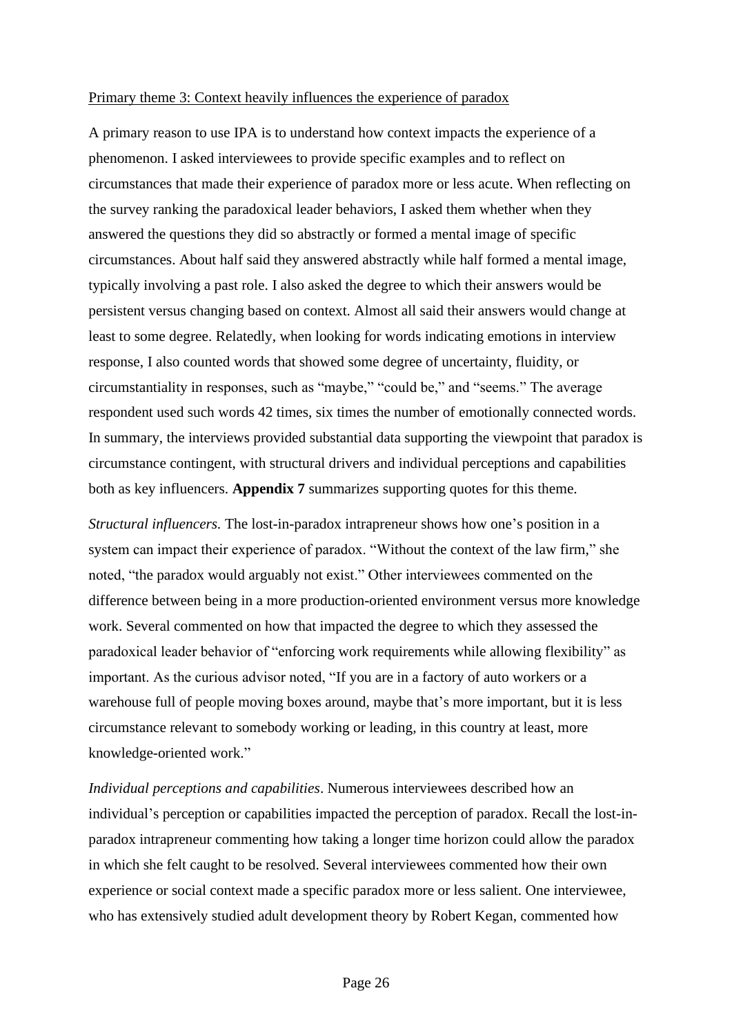Primary theme 3: Context heavily influences the experience of paradox

A primary reason to use IPA is to understand how context impacts the experience of a phenomenon. I asked interviewees to provide specific examples and to reflect on circumstances that made their experience of paradox more or less acute. When reflecting on the survey ranking the paradoxical leader behaviors, I asked them whether when they answered the questions they did so abstractly or formed a mental image of specific circumstances. About half said they answered abstractly while half formed a mental image, typically involving a past role. I also asked the degree to which their answers would be persistent versus changing based on context. Almost all said their answers would change at least to some degree. Relatedly, when looking for words indicating emotions in interview response, I also counted words that showed some degree of uncertainty, fluidity, or circumstantiality in responses, such as "maybe," "could be," and "seems." The average respondent used such words 42 times, six times the number of emotionally connected words. In summary, the interviews provided substantial data supporting the viewpoint that paradox is circumstance contingent, with structural drivers and individual perceptions and capabilities both as key influencers. **Appendix 7** summarizes supporting quotes for this theme.

*Structural influencers.* The lost-in-paradox intrapreneur shows how one's position in a system can impact their experience of paradox. "Without the context of the law firm," she noted, "the paradox would arguably not exist." Other interviewees commented on the difference between being in a more production-oriented environment versus more knowledge work. Several commented on how that impacted the degree to which they assessed the paradoxical leader behavior of "enforcing work requirements while allowing flexibility" as important. As the curious advisor noted, "If you are in a factory of auto workers or a warehouse full of people moving boxes around, maybe that's more important, but it is less circumstance relevant to somebody working or leading, in this country at least, more knowledge-oriented work."

*Individual perceptions and capabilities*. Numerous interviewees described how an individual's perception or capabilities impacted the perception of paradox. Recall the lost-in-paradox intrapreneur commenting how taking a longer time horizon could allow the paradox in which she felt caught to be resolved. Several interviewees commented how their own experience or social context made a specific paradox more or less salient. One interviewee, who has extensively studied adult development theory by Robert Kegan, commented how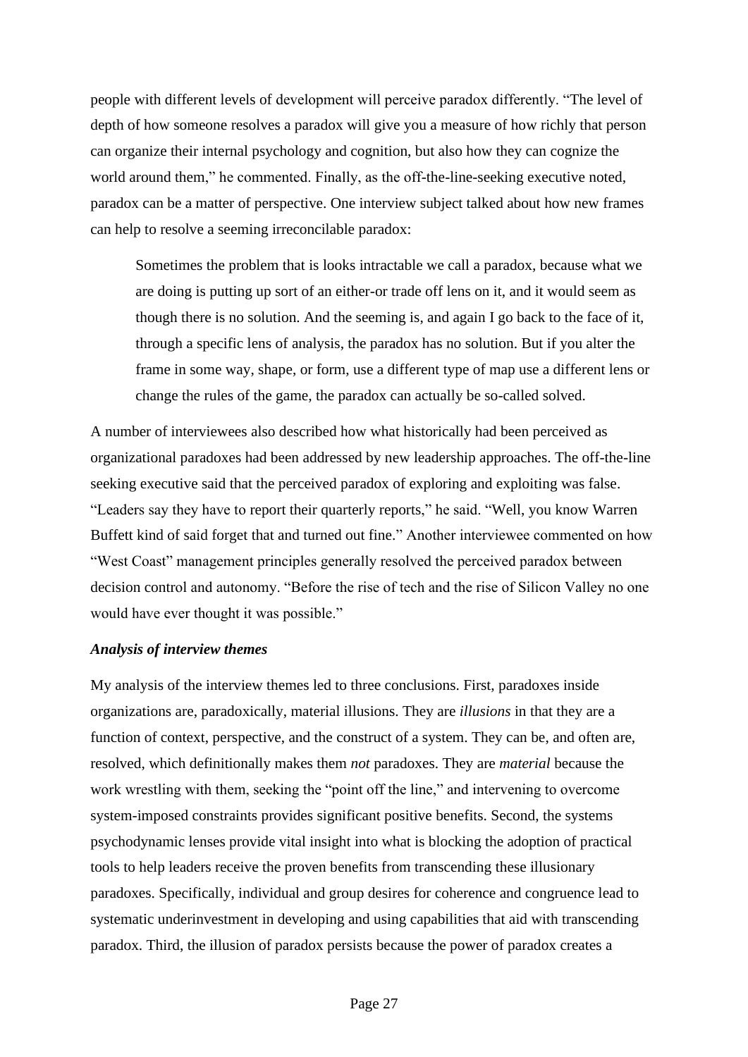people with different levels of development will perceive paradox differently. "The level of depth of how someone resolves a paradox will give you a measure of how richly that person can organize their internal psychology and cognition, but also how they can cognize the world around them," he commented. Finally, as the off-the-line-seeking executive noted, paradox can be a matter of perspective. One interview subject talked about how new frames can help to resolve a seeming irreconcilable paradox:

> Sometimes the problem that is looks intractable we call a paradox, because what we are doing is putting up sort of an either-or trade off lens on it, and it would seem as though there is no solution. And the seeming is, and again I go back to the face of it, through a specific lens of analysis, the paradox has no solution. But if you alter the frame in some way, shape, or form, use a different type of map use a different lens or change the rules of the game, the paradox can actually be so-called solved.

A number of interviewees also described how what historically had been perceived as organizational paradoxes had been addressed by new leadership approaches. The off-the-line seeking executive said that the perceived paradox of exploring and exploiting was false. "Leaders say they have to report their quarterly reports," he said. "Well, you know Warren Buffett kind of said forget that and turned out fine." Another interviewee commented on how "West Coast" management principles generally resolved the perceived paradox between decision control and autonomy. "Before the rise of tech and the rise of Silicon Valley no one would have ever thought it was possible."

### *Analysis of interview themes*

My analysis of the interview themes led to three conclusions. First, paradoxes inside organizations are, paradoxically, material illusions. They are *illusions* in that they are a function of context, perspective, and the construct of a system. They can be, and often are, resolved, which definitionally makes them *not* paradoxes. They are *material* because the work wrestling with them, seeking the "point off the line," and intervening to overcome system-imposed constraints provides significant positive benefits. Second, the systems psychodynamic lenses provide vital insight into what is blocking the adoption of practical tools to help leaders receive the proven benefits from transcending these illusionary paradoxes. Specifically, individual and group desires for coherence and congruence lead to systematic underinvestment in developing and using capabilities that aid with transcending paradox. Third, the illusion of paradox persists because the power of paradox creates a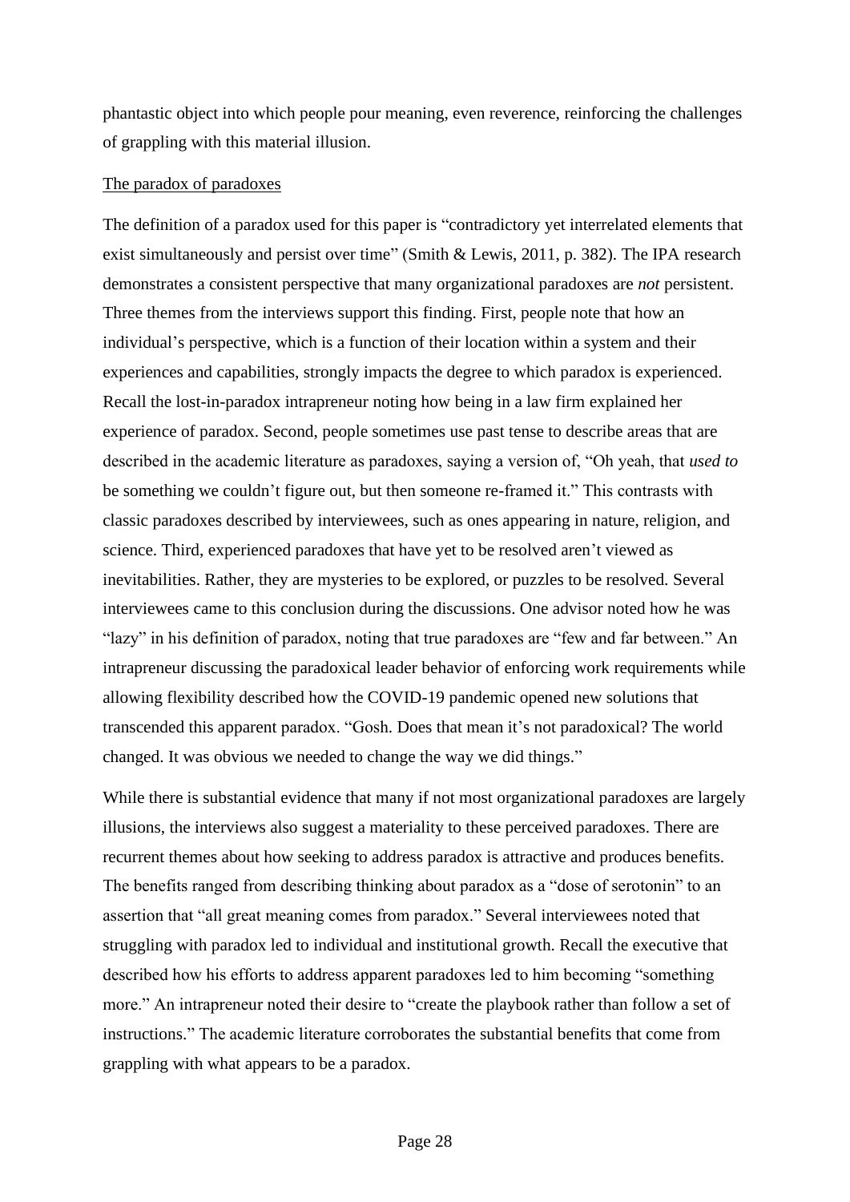phantastic object into which people pour meaning, even reverence, reinforcing the challenges of grappling with this material illusion.

The paradox of paradoxes

The definition of a paradox used for this paper is “contradictory yet interrelated elements that exist simultaneously and persist over time” (Smith & Lewis, 2011, p. 382). The IPA research demonstrates a consistent perspective that many organizational paradoxes are *not* persistent. Three themes from the interviews support this finding. First, people note that how an individual’s perspective, which is a function of their location within a system and their experiences and capabilities, strongly impacts the degree to which paradox is experienced. Recall the lost-in-paradox intrapreneur noting how being in a law firm explained her experience of paradox. Second, people sometimes use past tense to describe areas that are described in the academic literature as paradoxes, saying a version of, “Oh yeah, that *used to* be something we couldn’t figure out, but then someone re-framed it.” This contrasts with classic paradoxes described by interviewees, such as ones appearing in nature, religion, and science. Third, experienced paradoxes that have yet to be resolved aren’t viewed as inevitabilities. Rather, they are mysteries to be explored, or puzzles to be resolved. Several interviewees came to this conclusion during the discussions. One advisor noted how he was “lazy” in his definition of paradox, noting that true paradoxes are “few and far between.” An intrapreneur discussing the paradoxical leader behavior of enforcing work requirements while allowing flexibility described how the COVID-19 pandemic opened new solutions that transcended this apparent paradox. “Gosh. Does that mean it’s not paradoxical? The world changed. It was obvious we needed to change the way we did things.”

While there is substantial evidence that many if not most organizational paradoxes are largely illusions, the interviews also suggest a materiality to these perceived paradoxes. There are recurrent themes about how seeking to address paradox is attractive and produces benefits. The benefits ranged from describing thinking about paradox as a “dose of serotonin” to an assertion that “all great meaning comes from paradox.” Several interviewees noted that struggling with paradox led to individual and institutional growth. Recall the executive that described how his efforts to address apparent paradoxes led to him becoming “something more.” An intrapreneur noted their desire to “create the playbook rather than follow a set of instructions.” The academic literature corroborates the substantial benefits that come from grappling with what appears to be a paradox.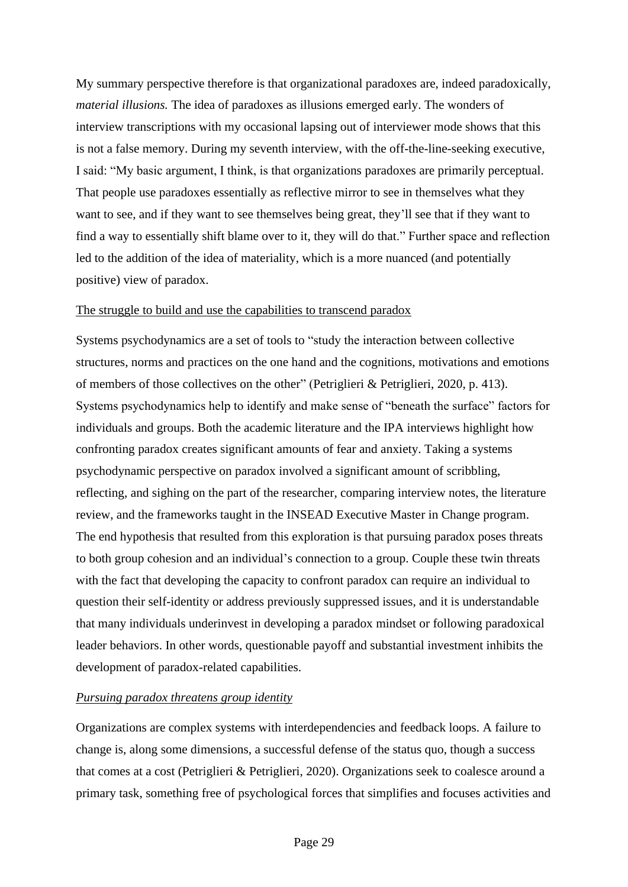My summary perspective therefore is that organizational paradoxes are, indeed paradoxically, *material illusions.* The idea of paradoxes as illusions emerged early. The wonders of interview transcriptions with my occasional lapsing out of interviewer mode shows that this is not a false memory. During my seventh interview, with the off-the-line-seeking executive, I said: "My basic argument, I think, is that organizations paradoxes are primarily perceptual. That people use paradoxes essentially as reflective mirror to see in themselves what they want to see, and if they want to see themselves being great, they'll see that if they want to find a way to essentially shift blame over to it, they will do that." Further space and reflection led to the addition of the idea of materiality, which is a more nuanced (and potentially positive) view of paradox.

<u>The struggle to build and use the capabilities to transcend paradox</u>

Systems psychodynamics are a set of tools to "study the interaction between collective structures, norms and practices on the one hand and the cognitions, motivations and emotions of members of those collectives on the other" (Petriglieri & Petriglieri, 2020, p. 413). Systems psychodynamics help to identify and make sense of "beneath the surface" factors for individuals and groups. Both the academic literature and the IPA interviews highlight how confronting paradox creates significant amounts of fear and anxiety. Taking a systems psychodynamic perspective on paradox involved a significant amount of scribbling, reflecting, and sighing on the part of the researcher, comparing interview notes, the literature review, and the frameworks taught in the INSEAD Executive Master in Change program. The end hypothesis that resulted from this exploration is that pursuing paradox poses threats to both group cohesion and an individual's connection to a group. Couple these twin threats with the fact that developing the capacity to confront paradox can require an individual to question their self-identity or address previously suppressed issues, and it is understandable that many individuals underinvest in developing a paradox mindset or following paradoxical leader behaviors. In other words, questionable payoff and substantial investment inhibits the development of paradox-related capabilities.

*<u>Pursuing paradox threatens group identity</u>*

Organizations are complex systems with interdependencies and feedback loops. A failure to change is, along some dimensions, a successful defense of the status quo, though a success that comes at a cost (Petriglieri & Petriglieri, 2020). Organizations seek to coalesce around a primary task, something free of psychological forces that simplifies and focuses activities and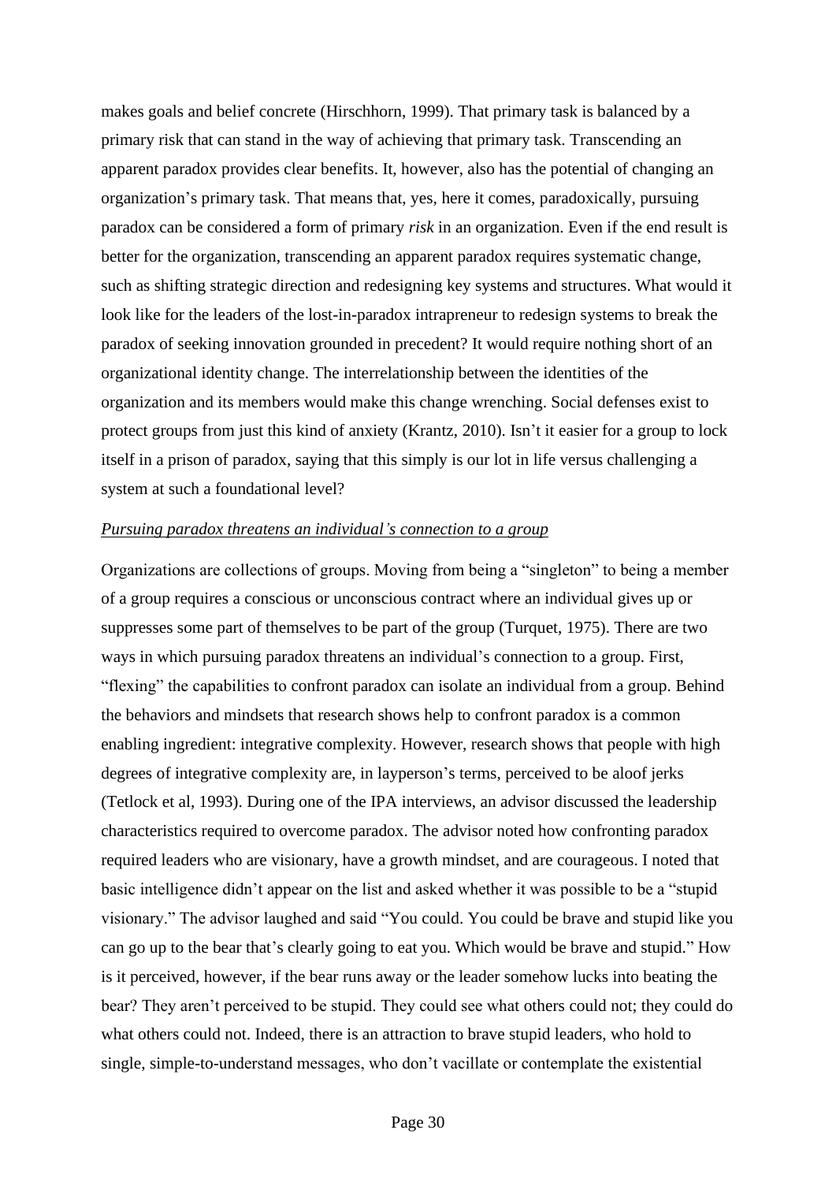makes goals and belief concrete (Hirschhorn, 1999). That primary task is balanced by a primary risk that can stand in the way of achieving that primary task. Transcending an apparent paradox provides clear benefits. It, however, also has the potential of changing an organization's primary task. That means that, yes, here it comes, paradoxically, pursuing paradox can be considered a form of primary *risk* in an organization. Even if the end result is better for the organization, transcending an apparent paradox requires systematic change, such as shifting strategic direction and redesigning key systems and structures. What would it look like for the leaders of the lost-in-paradox intrapreneur to redesign systems to break the paradox of seeking innovation grounded in precedent? It would require nothing short of an organizational identity change. The interrelationship between the identities of the organization and its members would make this change wrenching. Social defenses exist to protect groups from just this kind of anxiety (Krantz, 2010). Isn't it easier for a group to lock itself in a prison of paradox, saying that this simply is our lot in life versus challenging a system at such a foundational level?

*Pursuing paradox threatens an individual's connection to a group*

Organizations are collections of groups. Moving from being a "singleton" to being a member of a group requires a conscious or unconscious contract where an individual gives up or suppresses some part of themselves to be part of the group (Turquet, 1975). There are two ways in which pursuing paradox threatens an individual's connection to a group. First, "flexing" the capabilities to confront paradox can isolate an individual from a group. Behind the behaviors and mindsets that research shows help to confront paradox is a common enabling ingredient: integrative complexity. However, research shows that people with high degrees of integrative complexity are, in layperson's terms, perceived to be aloof jerks (Tetlock et al, 1993). During one of the IPA interviews, an advisor discussed the leadership characteristics required to overcome paradox. The advisor noted how confronting paradox required leaders who are visionary, have a growth mindset, and are courageous. I noted that basic intelligence didn't appear on the list and asked whether it was possible to be a "stupid visionary." The advisor laughed and said "You could. You could be brave and stupid like you can go up to the bear that's clearly going to eat you. Which would be brave and stupid." How is it perceived, however, if the bear runs away or the leader somehow lucks into beating the bear? They aren't perceived to be stupid. They could see what others could not; they could do what others could not. Indeed, there is an attraction to brave stupid leaders, who hold to single, simple-to-understand messages, who don't vacillate or contemplate the existential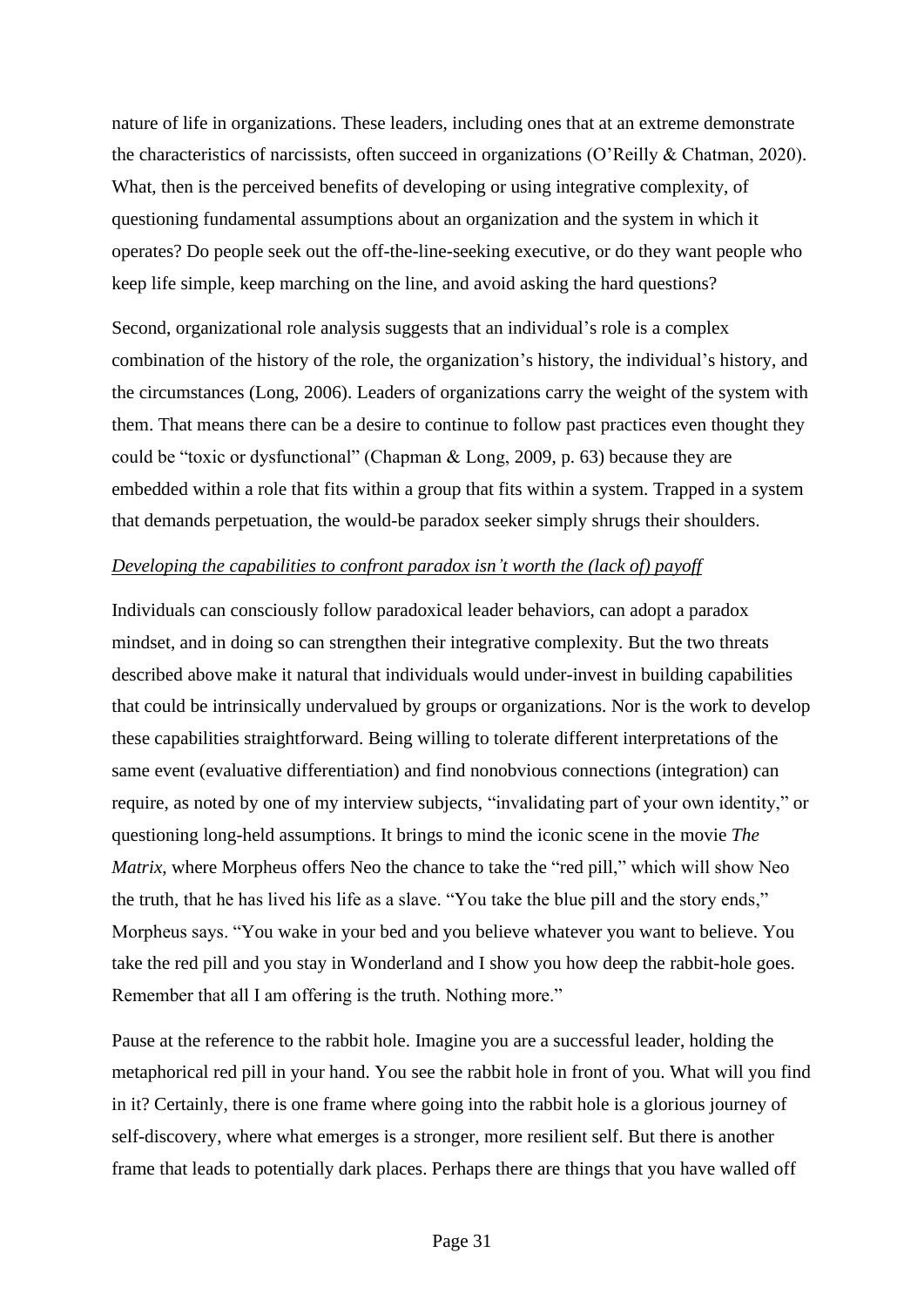nature of life in organizations. These leaders, including ones that at an extreme demonstrate the characteristics of narcissists, often succeed in organizations (O'Reilly & Chatman, 2020). What, then is the perceived benefits of developing or using integrative complexity, of questioning fundamental assumptions about an organization and the system in which it operates? Do people seek out the off-the-line-seeking executive, or do they want people who keep life simple, keep marching on the line, and avoid asking the hard questions?

Second, organizational role analysis suggests that an individual's role is a complex combination of the history of the role, the organization's history, the individual's history, and the circumstances (Long, 2006). Leaders of organizations carry the weight of the system with them. That means there can be a desire to continue to follow past practices even thought they could be "toxic or dysfunctional" (Chapman & Long, 2009, p. 63) because they are embedded within a role that fits within a group that fits within a system. Trapped in a system that demands perpetuation, the would-be paradox seeker simply shrugs their shoulders.

*Developing the capabilities to confront paradox isn't worth the (lack of) payoff*

Individuals can consciously follow paradoxical leader behaviors, can adopt a paradox mindset, and in doing so can strengthen their integrative complexity. But the two threats described above make it natural that individuals would under-invest in building capabilities that could be intrinsically undervalued by groups or organizations. Nor is the work to develop these capabilities straightforward. Being willing to tolerate different interpretations of the same event (evaluative differentiation) and find nonobvious connections (integration) can require, as noted by one of my interview subjects, "invalidating part of your own identity," or questioning long-held assumptions. It brings to mind the iconic scene in the movie *The Matrix*, where Morpheus offers Neo the chance to take the "red pill," which will show Neo the truth, that he has lived his life as a slave. "You take the blue pill and the story ends," Morpheus says. "You wake in your bed and you believe whatever you want to believe. You take the red pill and you stay in Wonderland and I show you how deep the rabbit-hole goes. Remember that all I am offering is the truth. Nothing more."

Pause at the reference to the rabbit hole. Imagine you are a successful leader, holding the metaphorical red pill in your hand. You see the rabbit hole in front of you. What will you find in it? Certainly, there is one frame where going into the rabbit hole is a glorious journey of self-discovery, where what emerges is a stronger, more resilient self. But there is another frame that leads to potentially dark places. Perhaps there are things that you have walled off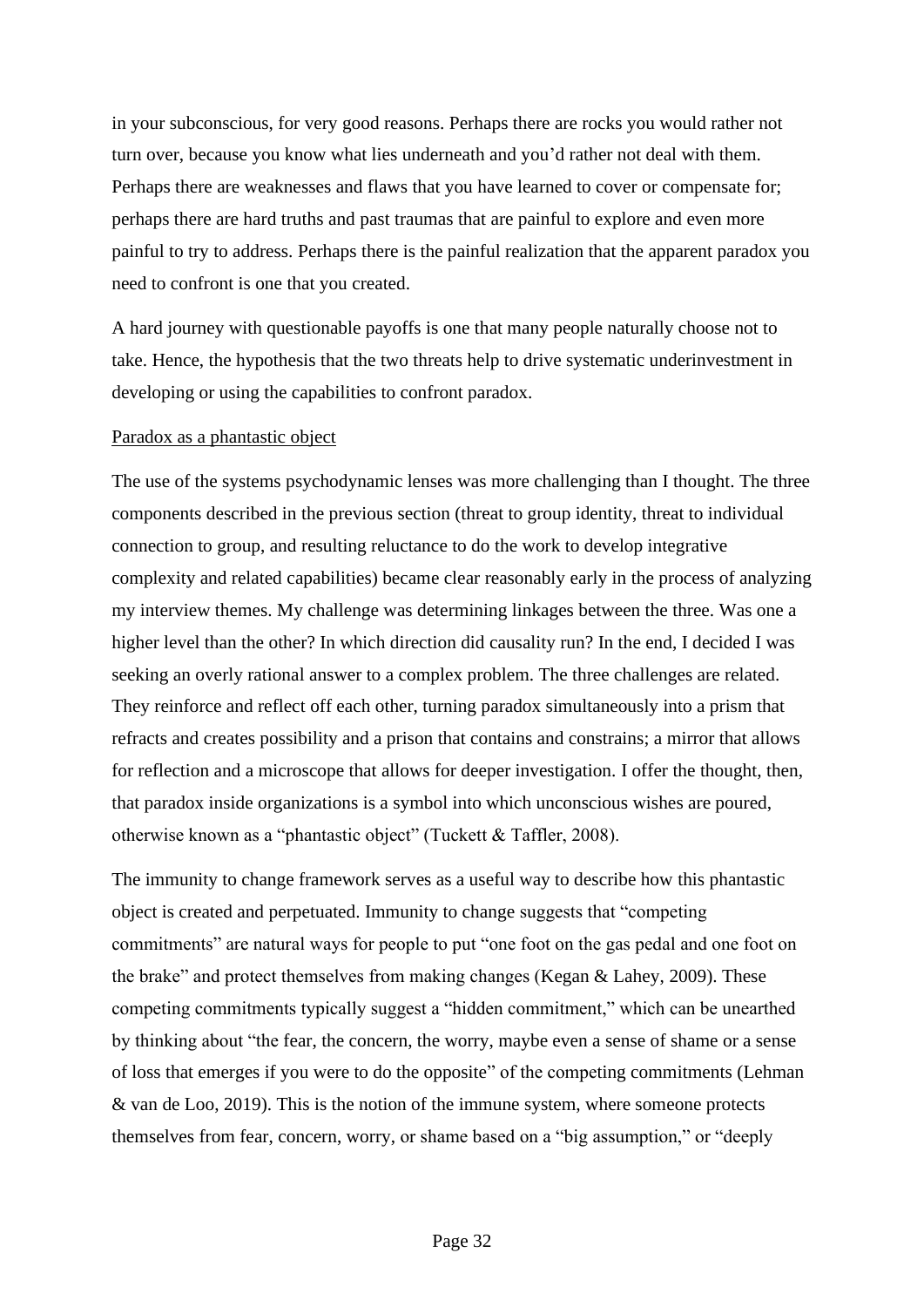in your subconscious, for very good reasons. Perhaps there are rocks you would rather not turn over, because you know what lies underneath and you'd rather not deal with them. Perhaps there are weaknesses and flaws that you have learned to cover or compensate for; perhaps there are hard truths and past traumas that are painful to explore and even more painful to try to address. Perhaps there is the painful realization that the apparent paradox you need to confront is one that you created.

A hard journey with questionable payoffs is one that many people naturally choose not to take. Hence, the hypothesis that the two threats help to drive systematic underinvestment in developing or using the capabilities to confront paradox.

<u>Paradox as a phantastic object</u>

The use of the systems psychodynamic lenses was more challenging than I thought. The three components described in the previous section (threat to group identity, threat to individual connection to group, and resulting reluctance to do the work to develop integrative complexity and related capabilities) became clear reasonably early in the process of analyzing my interview themes. My challenge was determining linkages between the three. Was one a higher level than the other? In which direction did causality run? In the end, I decided I was seeking an overly rational answer to a complex problem. The three challenges are related. They reinforce and reflect off each other, turning paradox simultaneously into a prism that refracts and creates possibility and a prison that contains and constrains; a mirror that allows for reflection and a microscope that allows for deeper investigation. I offer the thought, then, that paradox inside organizations is a symbol into which unconscious wishes are poured, otherwise known as a "phantastic object" (Tuckett & Taffler, 2008).

The immunity to change framework serves as a useful way to describe how this phantastic object is created and perpetuated. Immunity to change suggests that "competing commitments" are natural ways for people to put "one foot on the gas pedal and one foot on the brake" and protect themselves from making changes (Kegan & Lahey, 2009). These competing commitments typically suggest a "hidden commitment," which can be unearthed by thinking about "the fear, the concern, the worry, maybe even a sense of shame or a sense of loss that emerges if you were to do the opposite" of the competing commitments (Lehman & van de Loo, 2019). This is the notion of the immune system, where someone protects themselves from fear, concern, worry, or shame based on a "big assumption," or "deeply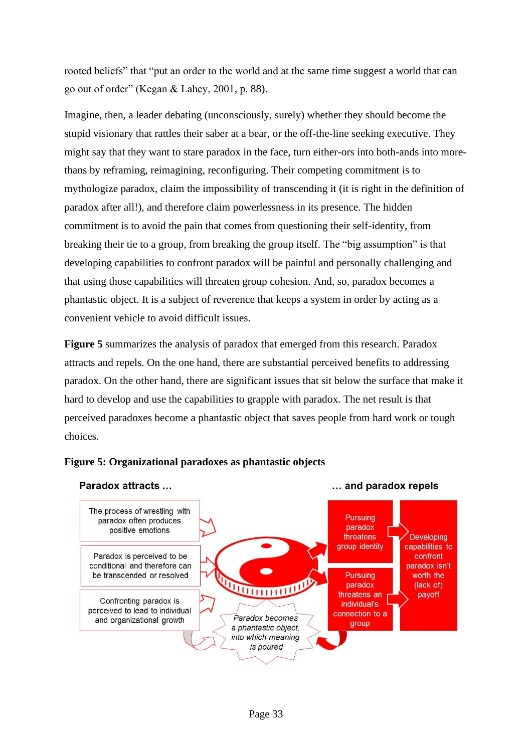rooted beliefs" that "put an order to the world and at the same time suggest a world that can go out of order" (Kegan & Lahey, 2001, p. 88).

Imagine, then, a leader debating (unconsciously, surely) whether they should become the stupid visionary that rattles their saber at a bear, or the off-the-line seeking executive. They might say that they want to stare paradox in the face, turn either-ors into both-ands into more-thans by reframing, reimagining, reconfiguring. Their competing commitment is to mythologize paradox, claim the impossibility of transcending it (it is right in the definition of paradox after all!), and therefore claim powerlessness in its presence. The hidden commitment is to avoid the pain that comes from questioning their self-identity, from breaking their tie to a group, from breaking the group itself. The "big assumption" is that developing capabilities to confront paradox will be painful and personally challenging and that using those capabilities will threaten group cohesion. And, so, paradox becomes a phantastic object. It is a subject of reverence that keeps a system in order by acting as a convenient vehicle to avoid difficult issues.

**Figure 5** summarizes the analysis of paradox that emerged from this research. Paradox attracts and repels. On the one hand, there are substantial perceived benefits to addressing paradox. On the other hand, there are significant issues that sit below the surface that make it hard to develop and use the capabilities to grapple with paradox. The net result is that perceived paradoxes become a phantastic object that saves people from hard work or tough choices.

**Figure 5: Organizational paradoxes as phantastic objects**

**Paradox attracts ...**

- The process of wrestling with paradox often produces positive emotions
- Paradox is perceived to be conditional and therefore can be transcended or resolved
- Confronting paradox is perceived to lead to individual and organizational growth

**... and paradox repels**

- Pursuing paradox threatens group identity
- Pursuing paradox threatens an individual's connection to a group
- Developing capabilities to confront paradox isn't worth the (lack of) payoff

*Paradox becomes a phantastic object, into which meaning is poured*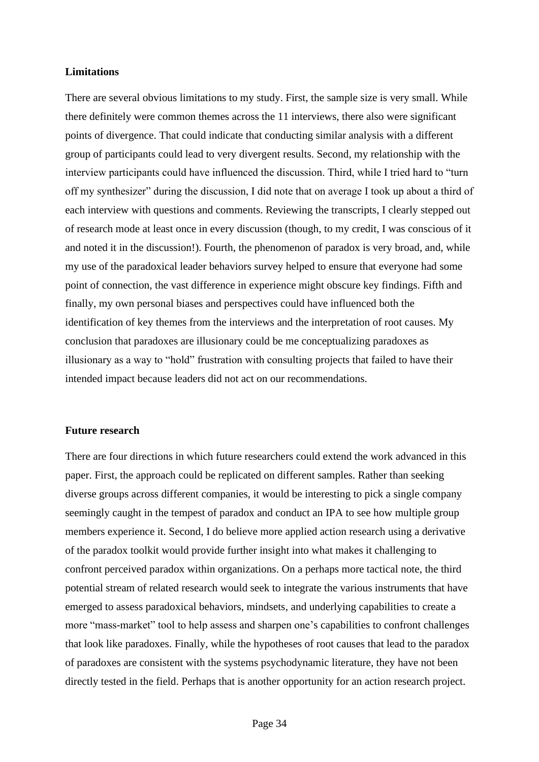**Limitations**

There are several obvious limitations to my study. First, the sample size is very small. While there definitely were common themes across the 11 interviews, there also were significant points of divergence. That could indicate that conducting similar analysis with a different group of participants could lead to very divergent results. Second, my relationship with the interview participants could have influenced the discussion. Third, while I tried hard to "turn off my synthesizer" during the discussion, I did note that on average I took up about a third of each interview with questions and comments. Reviewing the transcripts, I clearly stepped out of research mode at least once in every discussion (though, to my credit, I was conscious of it and noted it in the discussion!). Fourth, the phenomenon of paradox is very broad, and, while my use of the paradoxical leader behaviors survey helped to ensure that everyone had some point of connection, the vast difference in experience might obscure key findings. Fifth and finally, my own personal biases and perspectives could have influenced both the identification of key themes from the interviews and the interpretation of root causes. My conclusion that paradoxes are illusionary could be me conceptualizing paradoxes as illusionary as a way to "hold" frustration with consulting projects that failed to have their intended impact because leaders did not act on our recommendations.

**Future research**

There are four directions in which future researchers could extend the work advanced in this paper. First, the approach could be replicated on different samples. Rather than seeking diverse groups across different companies, it would be interesting to pick a single company seemingly caught in the tempest of paradox and conduct an IPA to see how multiple group members experience it. Second, I do believe more applied action research using a derivative of the paradox toolkit would provide further insight into what makes it challenging to confront perceived paradox within organizations. On a perhaps more tactical note, the third potential stream of related research would seek to integrate the various instruments that have emerged to assess paradoxical behaviors, mindsets, and underlying capabilities to create a more "mass-market" tool to help assess and sharpen one's capabilities to confront challenges that look like paradoxes. Finally, while the hypotheses of root causes that lead to the paradox of paradoxes are consistent with the systems psychodynamic literature, they have not been directly tested in the field. Perhaps that is another opportunity for an action research project.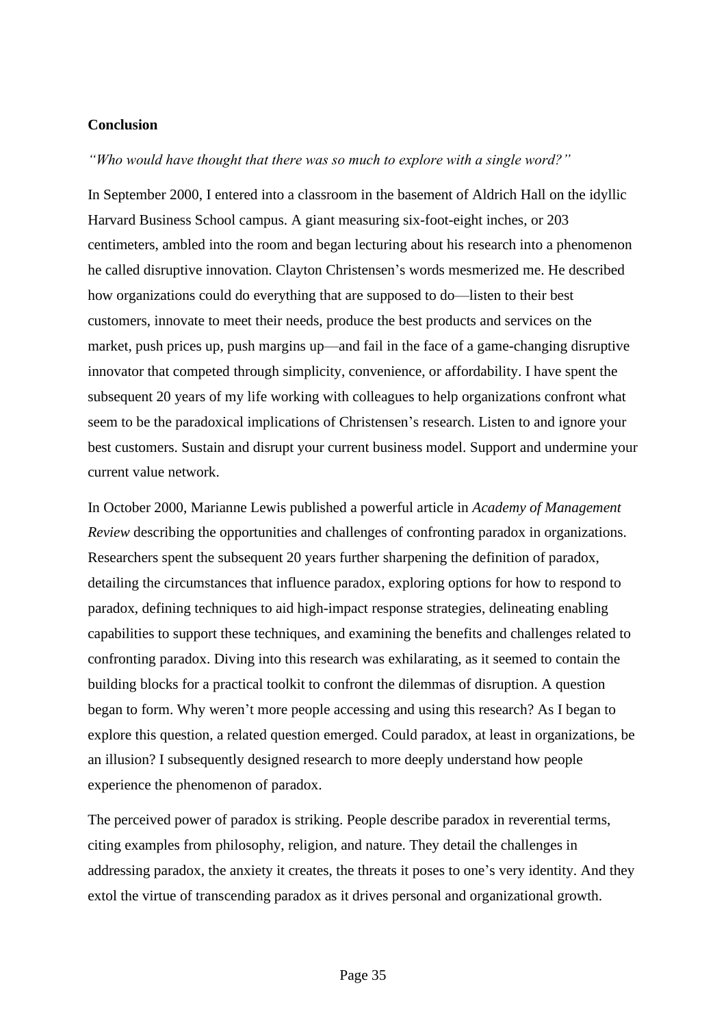## Conclusion

*"Who would have thought that there was so much to explore with a single word?"*

In September 2000, I entered into a classroom in the basement of Aldrich Hall on the idyllic Harvard Business School campus. A giant measuring six-foot-eight inches, or 203 centimeters, ambled into the room and began lecturing about his research into a phenomenon he called disruptive innovation. Clayton Christensen's words mesmerized me. He described how organizations could do everything that are supposed to do—listen to their best customers, innovate to meet their needs, produce the best products and services on the market, push prices up, push margins up—and fail in the face of a game-changing disruptive innovator that competed through simplicity, convenience, or affordability. I have spent the subsequent 20 years of my life working with colleagues to help organizations confront what seem to be the paradoxical implications of Christensen's research. Listen to and ignore your best customers. Sustain and disrupt your current business model. Support and undermine your current value network.

In October 2000, Marianne Lewis published a powerful article in *Academy of Management Review* describing the opportunities and challenges of confronting paradox in organizations. Researchers spent the subsequent 20 years further sharpening the definition of paradox, detailing the circumstances that influence paradox, exploring options for how to respond to paradox, defining techniques to aid high-impact response strategies, delineating enabling capabilities to support these techniques, and examining the benefits and challenges related to confronting paradox. Diving into this research was exhilarating, as it seemed to contain the building blocks for a practical toolkit to confront the dilemmas of disruption. A question began to form. Why weren't more people accessing and using this research? As I began to explore this question, a related question emerged. Could paradox, at least in organizations, be an illusion? I subsequently designed research to more deeply understand how people experience the phenomenon of paradox.

The perceived power of paradox is striking. People describe paradox in reverential terms, citing examples from philosophy, religion, and nature. They detail the challenges in addressing paradox, the anxiety it creates, the threats it poses to one's very identity. And they extol the virtue of transcending paradox as it drives personal and organizational growth.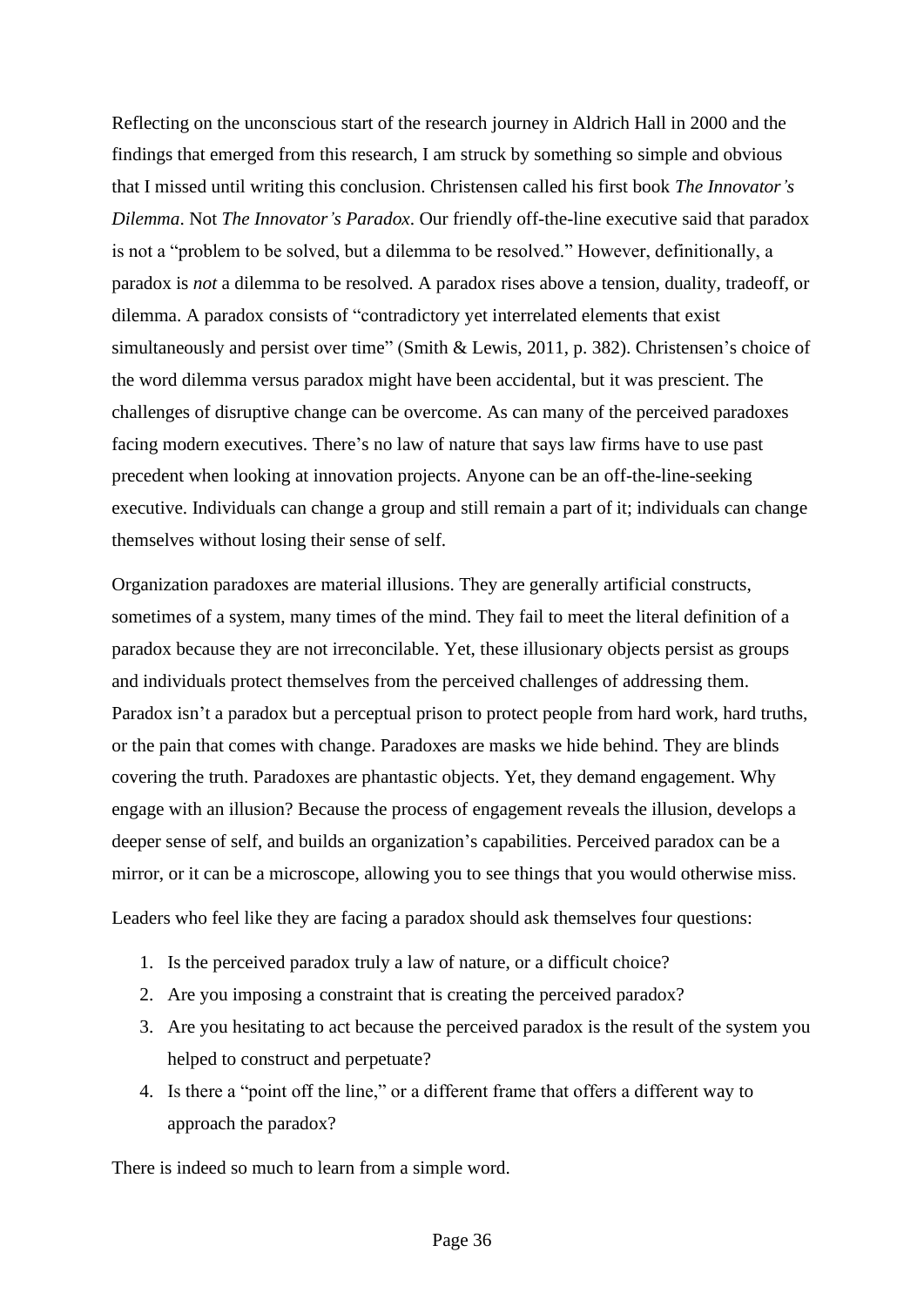Reflecting on the unconscious start of the research journey in Aldrich Hall in 2000 and the findings that emerged from this research, I am struck by something so simple and obvious that I missed until writing this conclusion. Christensen called his first book *The Innovator's Dilemma*. Not *The Innovator's Paradox*. Our friendly off-the-line executive said that paradox is not a "problem to be solved, but a dilemma to be resolved." However, definitionally, a paradox is *not* a dilemma to be resolved. A paradox rises above a tension, duality, tradeoff, or dilemma. A paradox consists of "contradictory yet interrelated elements that exist simultaneously and persist over time" (Smith & Lewis, 2011, p. 382). Christensen's choice of the word dilemma versus paradox might have been accidental, but it was prescient. The challenges of disruptive change can be overcome. As can many of the perceived paradoxes facing modern executives. There's no law of nature that says law firms have to use past precedent when looking at innovation projects. Anyone can be an off-the-line-seeking executive. Individuals can change a group and still remain a part of it; individuals can change themselves without losing their sense of self.

Organization paradoxes are material illusions. They are generally artificial constructs, sometimes of a system, many times of the mind. They fail to meet the literal definition of a paradox because they are not irreconcilable. Yet, these illusionary objects persist as groups and individuals protect themselves from the perceived challenges of addressing them. Paradox isn't a paradox but a perceptual prison to protect people from hard work, hard truths, or the pain that comes with change. Paradoxes are masks we hide behind. They are blinds covering the truth. Paradoxes are phantastic objects. Yet, they demand engagement. Why engage with an illusion? Because the process of engagement reveals the illusion, develops a deeper sense of self, and builds an organization's capabilities. Perceived paradox can be a mirror, or it can be a microscope, allowing you to see things that you would otherwise miss.

Leaders who feel like they are facing a paradox should ask themselves four questions:

1. Is the perceived paradox truly a law of nature, or a difficult choice?
2. Are you imposing a constraint that is creating the perceived paradox?
3. Are you hesitating to act because the perceived paradox is the result of the system you helped to construct and perpetuate?
4. Is there a "point off the line," or a different frame that offers a different way to approach the paradox?

There is indeed so much to learn from a simple word.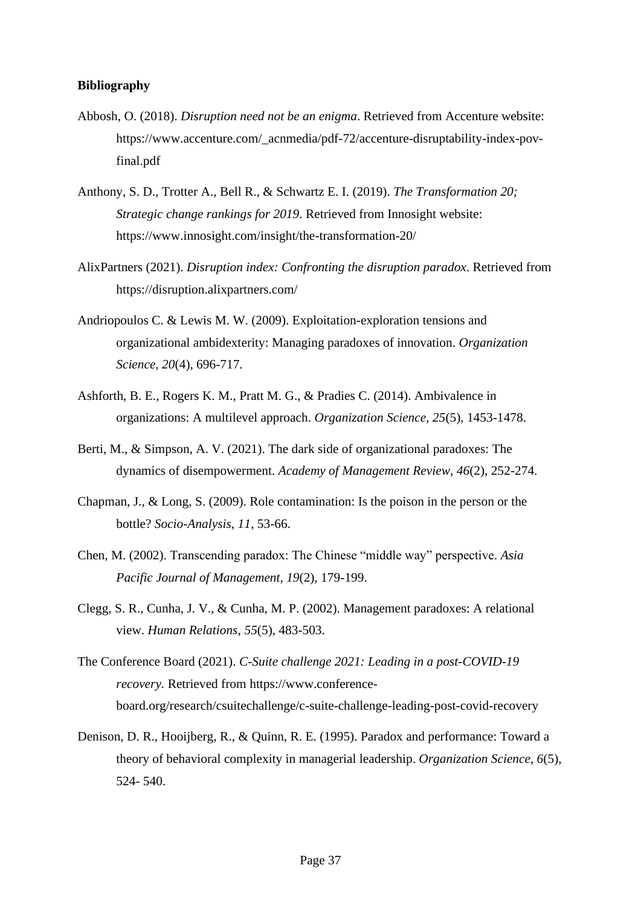**Bibliography**

Abbosh, O. (2018). *Disruption need not be an enigma*. Retrieved from Accenture website: https://www.accenture.com/_acnmedia/pdf-72/accenture-disruptability-index-pov-final.pdf

Anthony, S. D., Trotter A., Bell R., & Schwartz E. I. (2019). *The Transformation 20; Strategic change rankings for 2019*. Retrieved from Innosight website: https://www.innosight.com/insight/the-transformation-20/

AlixPartners (2021). *Disruption index: Confronting the disruption paradox*. Retrieved from https://disruption.alixpartners.com/

Andriopoulos C. & Lewis M. W. (2009). Exploitation-exploration tensions and organizational ambidexterity: Managing paradoxes of innovation. *Organization Science, 20*(4), 696-717.

Ashforth, B. E., Rogers K. M., Pratt M. G., & Pradies C. (2014). Ambivalence in organizations: A multilevel approach. *Organization Science*, *25*(5), 1453-1478.

Berti, M., & Simpson, A. V. (2021). The dark side of organizational paradoxes: The dynamics of disempowerment. *Academy of Management Review*, *46*(2), 252-274.

Chapman, J., & Long, S. (2009). Role contamination: Is the poison in the person or the bottle? *Socio-Analysis, 11*, 53-66.

Chen, M. (2002). Transcending paradox: The Chinese "middle way" perspective. *Asia Pacific Journal of Management*, *19*(2), 179-199.

Clegg, S. R., Cunha, J. V., & Cunha, M. P. (2002). Management paradoxes: A relational view. *Human Relations*, *55*(5), 483-503.

The Conference Board (2021). *C-Suite challenge 2021: Leading in a post-COVID-19 recovery.* Retrieved from https://www.conference-board.org/research/csuitechallenge/c-suite-challenge-leading-post-covid-recovery

Denison, D. R., Hooijberg, R., & Quinn, R. E. (1995). Paradox and performance: Toward a theory of behavioral complexity in managerial leadership. *Organization Science, 6*(5), 524- 540.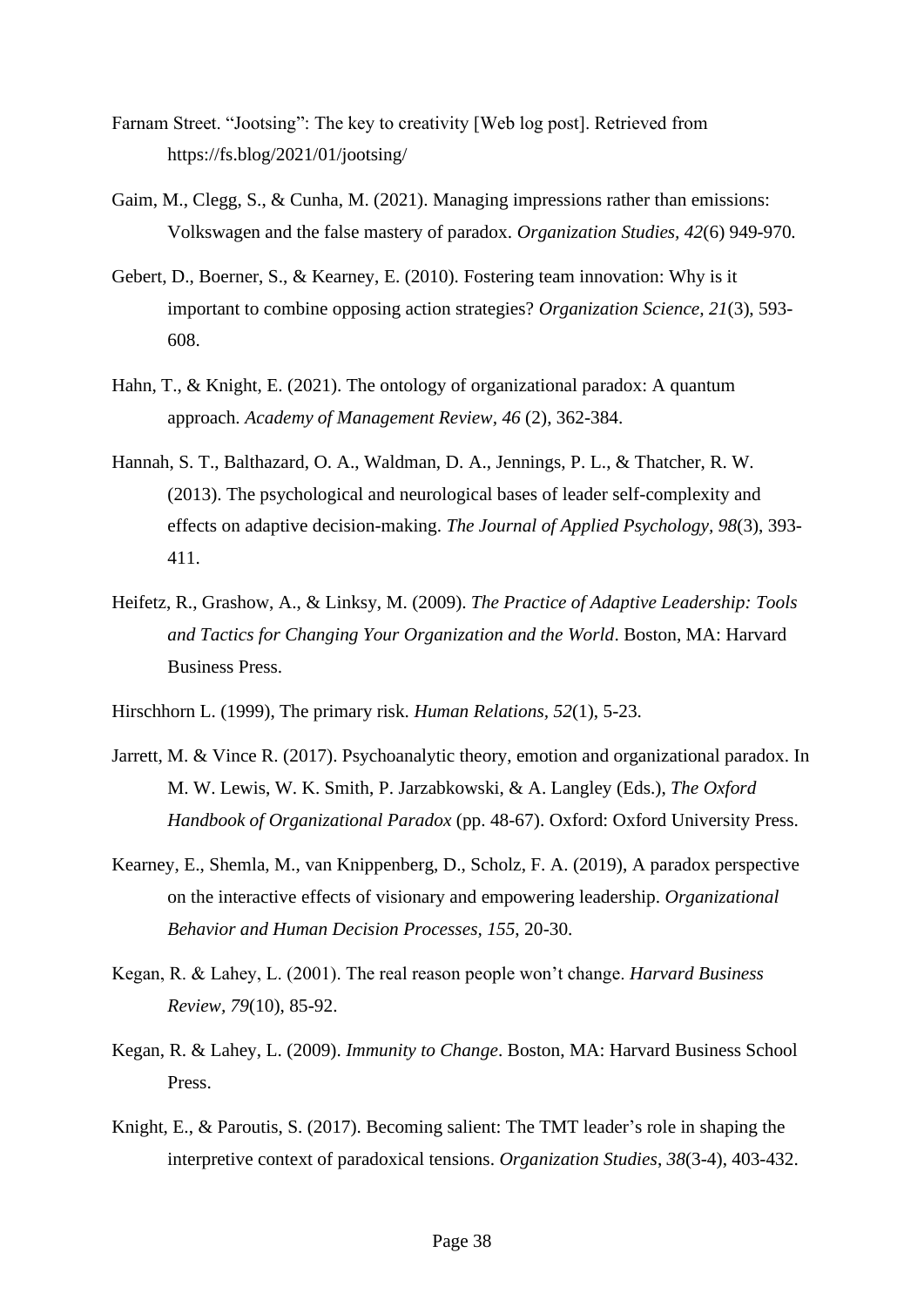Farnam Street. “Jootsing”: The key to creativity [Web log post]. Retrieved from https://fs.blog/2021/01/jootsing/

Gaim, M., Clegg, S., & Cunha, M. (2021). Managing impressions rather than emissions: Volkswagen and the false mastery of paradox. *Organization Studies, 42*(6) 949-970.

Gebert, D., Boerner, S., & Kearney, E. (2010). Fostering team innovation: Why is it important to combine opposing action strategies? *Organization Science, 21*(3), 593-608.

Hahn, T., & Knight, E. (2021). The ontology of organizational paradox: A quantum approach. *Academy of Management Review, 46* (2), 362-384.

Hannah, S. T., Balthazard, O. A., Waldman, D. A., Jennings, P. L., & Thatcher, R. W. (2013). The psychological and neurological bases of leader self-complexity and effects on adaptive decision-making. *The Journal of Applied Psychology, 98*(3), 393-411.

Heifetz, R., Grashow, A., & Linksy, M. (2009). *The Practice of Adaptive Leadership: Tools and Tactics for Changing Your Organization and the World*. Boston, MA: Harvard Business Press.

Hirschhorn L. (1999), The primary risk. *Human Relations, 52*(1), 5-23.

Jarrett, M. & Vince R. (2017). Psychoanalytic theory, emotion and organizational paradox. In M. W. Lewis, W. K. Smith, P. Jarzabkowski, & A. Langley (Eds.), *The Oxford Handbook of Organizational Paradox* (pp. 48-67). Oxford: Oxford University Press.

Kearney, E., Shemla, M., van Knippenberg, D., Scholz, F. A. (2019), A paradox perspective on the interactive effects of visionary and empowering leadership. *Organizational Behavior and Human Decision Processes, 155*, 20-30.

Kegan, R. & Lahey, L. (2001). The real reason people won't change. *Harvard Business Review, 79*(10), 85-92.

Kegan, R. & Lahey, L. (2009). *Immunity to Change*. Boston, MA: Harvard Business School Press.

Knight, E., & Paroutis, S. (2017). Becoming salient: The TMT leader's role in shaping the interpretive context of paradoxical tensions. *Organization Studies, 38*(3-4), 403-432.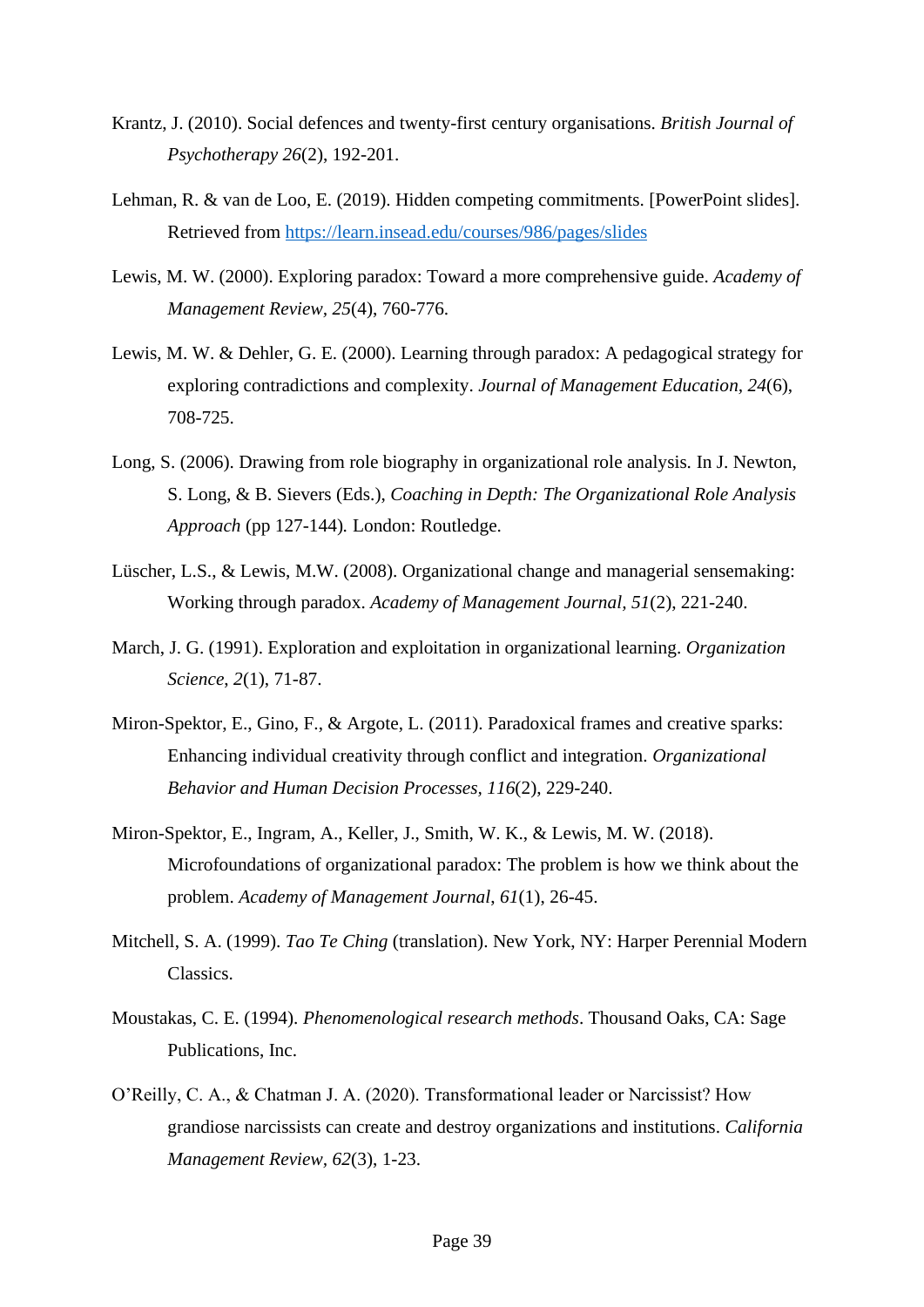Krantz, J. (2010). Social defences and twenty-first century organisations. *British Journal of Psychotherapy 26*(2), 192-201.

Lehman, R. & van de Loo, E. (2019). Hidden competing commitments. [PowerPoint slides]. Retrieved from https://learn.insead.edu/courses/986/pages/slides

Lewis, M. W. (2000). Exploring paradox: Toward a more comprehensive guide. *Academy of Management Review, 25*(4), 760-776.

Lewis, M. W. & Dehler, G. E. (2000). Learning through paradox: A pedagogical strategy for exploring contradictions and complexity. *Journal of Management Education, 24*(6), 708-725.

Long, S. (2006). Drawing from role biography in organizational role analysis. In J. Newton, S. Long, & B. Sievers (Eds.), *Coaching in Depth: The Organizational Role Analysis Approach* (pp 127-144). London: Routledge.

Lüscher, L.S., & Lewis, M.W. (2008). Organizational change and managerial sensemaking: Working through paradox. *Academy of Management Journal*, *51*(2), 221-240.

March, J. G. (1991). Exploration and exploitation in organizational learning. *Organization Science*, *2*(1), 71-87.

Miron-Spektor, E., Gino, F., & Argote, L. (2011). Paradoxical frames and creative sparks: Enhancing individual creativity through conflict and integration. *Organizational Behavior and Human Decision Processes*, *116*(2), 229-240.

Miron-Spektor, E., Ingram, A., Keller, J., Smith, W. K., & Lewis, M. W. (2018). Microfoundations of organizational paradox: The problem is how we think about the problem. *Academy of Management Journal*, *61*(1), 26-45.

Mitchell, S. A. (1999). *Tao Te Ching* (translation). New York, NY: Harper Perennial Modern Classics.

Moustakas, C. E. (1994). *Phenomenological research methods*. Thousand Oaks, CA: Sage Publications, Inc.

O'Reilly, C. A., & Chatman J. A. (2020). Transformational leader or Narcissist? How grandiose narcissists can create and destroy organizations and institutions. *California Management Review*, *62*(3), 1-23.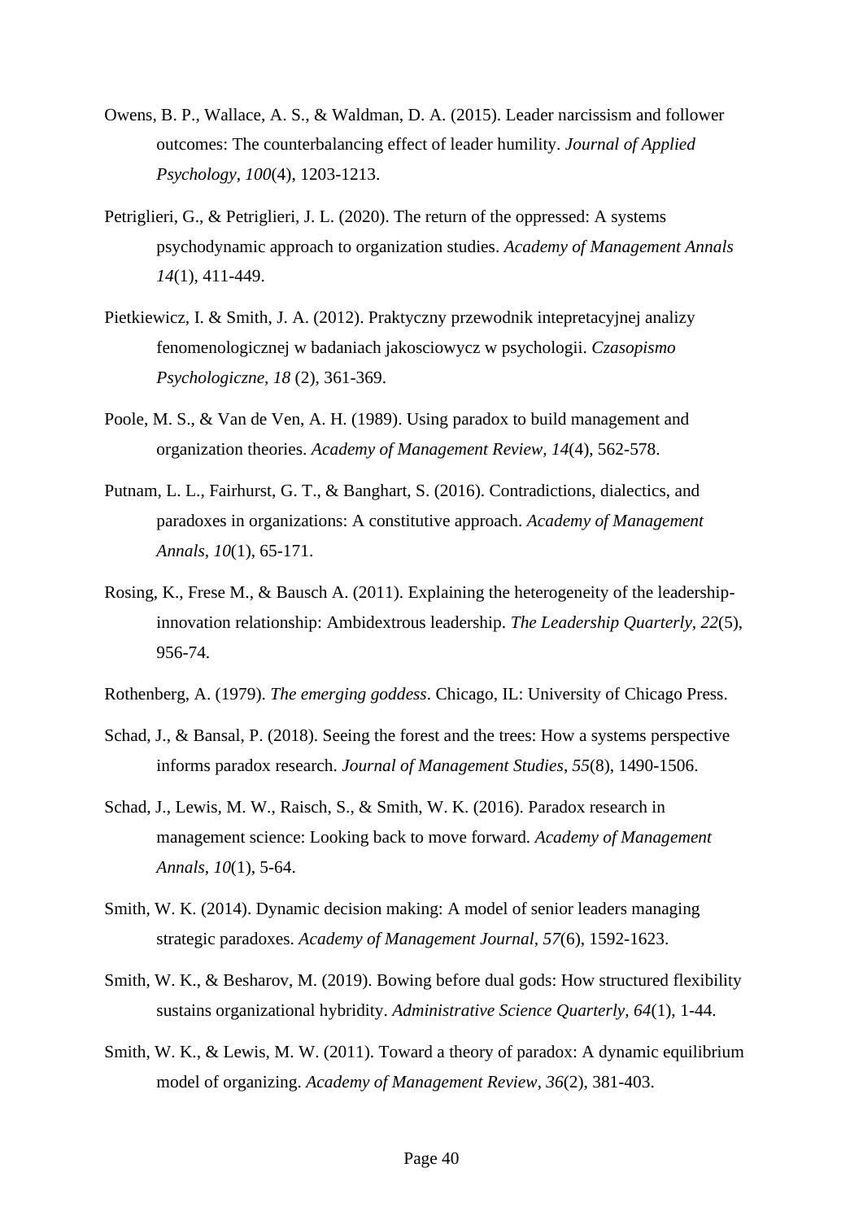Owens, B. P., Wallace, A. S., & Waldman, D. A. (2015). Leader narcissism and follower outcomes: The counterbalancing effect of leader humility. *Journal of Applied Psychology*, *100*(4), 1203-1213.

Petriglieri, G., & Petriglieri, J. L. (2020). The return of the oppressed: A systems psychodynamic approach to organization studies. *Academy of Management Annals 14*(1), 411-449.

Pietkiewicz, I. & Smith, J. A. (2012). Praktyczny przewodnik intepretacyjnej analizy fenomenologicznej w badaniach jakosciowycz w psychologii. *Czasopismo Psychologiczne, 18* (2), 361-369.

Poole, M. S., & Van de Ven, A. H. (1989). Using paradox to build management and organization theories. *Academy of Management Review, 14*(4), 562-578.

Putnam, L. L., Fairhurst, G. T., & Banghart, S. (2016). Contradictions, dialectics, and paradoxes in organizations: A constitutive approach. *Academy of Management Annals*, *10*(1), 65-171.

Rosing, K., Frese M., & Bausch A. (2011). Explaining the heterogeneity of the leadership-innovation relationship: Ambidextrous leadership. *The Leadership Quarterly*, *22*(5), 956-74.

Rothenberg, A. (1979). *The emerging goddess*. Chicago, IL: University of Chicago Press.

Schad, J., & Bansal, P. (2018). Seeing the forest and the trees: How a systems perspective informs paradox research. *Journal of Management Studies*, *55*(8), 1490-1506.

Schad, J., Lewis, M. W., Raisch, S., & Smith, W. K. (2016). Paradox research in management science: Looking back to move forward. *Academy of Management Annals*, *10*(1), 5-64.

Smith, W. K. (2014). Dynamic decision making: A model of senior leaders managing strategic paradoxes. *Academy of Management Journal*, *57*(6), 1592-1623.

Smith, W. K., & Besharov, M. (2019). Bowing before dual gods: How structured flexibility sustains organizational hybridity. *Administrative Science Quarterly*, *64*(1), 1-44.

Smith, W. K., & Lewis, M. W. (2011). Toward a theory of paradox: A dynamic equilibrium model of organizing. *Academy of Management Review*, *36*(2), 381-403.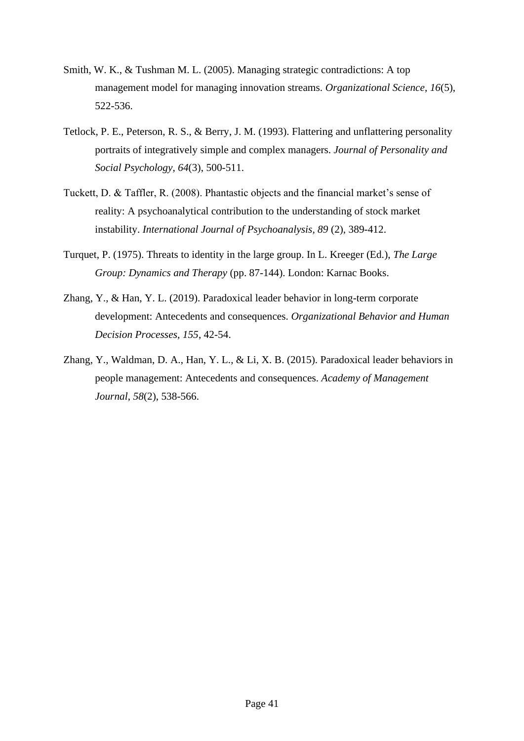Smith, W. K., & Tushman M. L. (2005). Managing strategic contradictions: A top management model for managing innovation streams. *Organizational Science*, *16*(5), 522-536.

Tetlock, P. E., Peterson, R. S., & Berry, J. M. (1993). Flattering and unflattering personality portraits of integratively simple and complex managers. *Journal of Personality and Social Psychology*, *64*(3), 500-511.

Tuckett, D. & Taffler, R. (2008). Phantastic objects and the financial market's sense of reality: A psychoanalytical contribution to the understanding of stock market instability. *International Journal of Psychoanalysis, 89* (2), 389-412.

Turquet, P. (1975). Threats to identity in the large group. In L. Kreeger (Ed.), *The Large Group: Dynamics and Therapy* (pp. 87-144). London: Karnac Books.

Zhang, Y., & Han, Y. L. (2019). Paradoxical leader behavior in long-term corporate development: Antecedents and consequences. *Organizational Behavior and Human Decision Processes, 155*, 42-54.

Zhang, Y., Waldman, D. A., Han, Y. L., & Li, X. B. (2015). Paradoxical leader behaviors in people management: Antecedents and consequences. *Academy of Management Journal*, *58*(2), 538-566.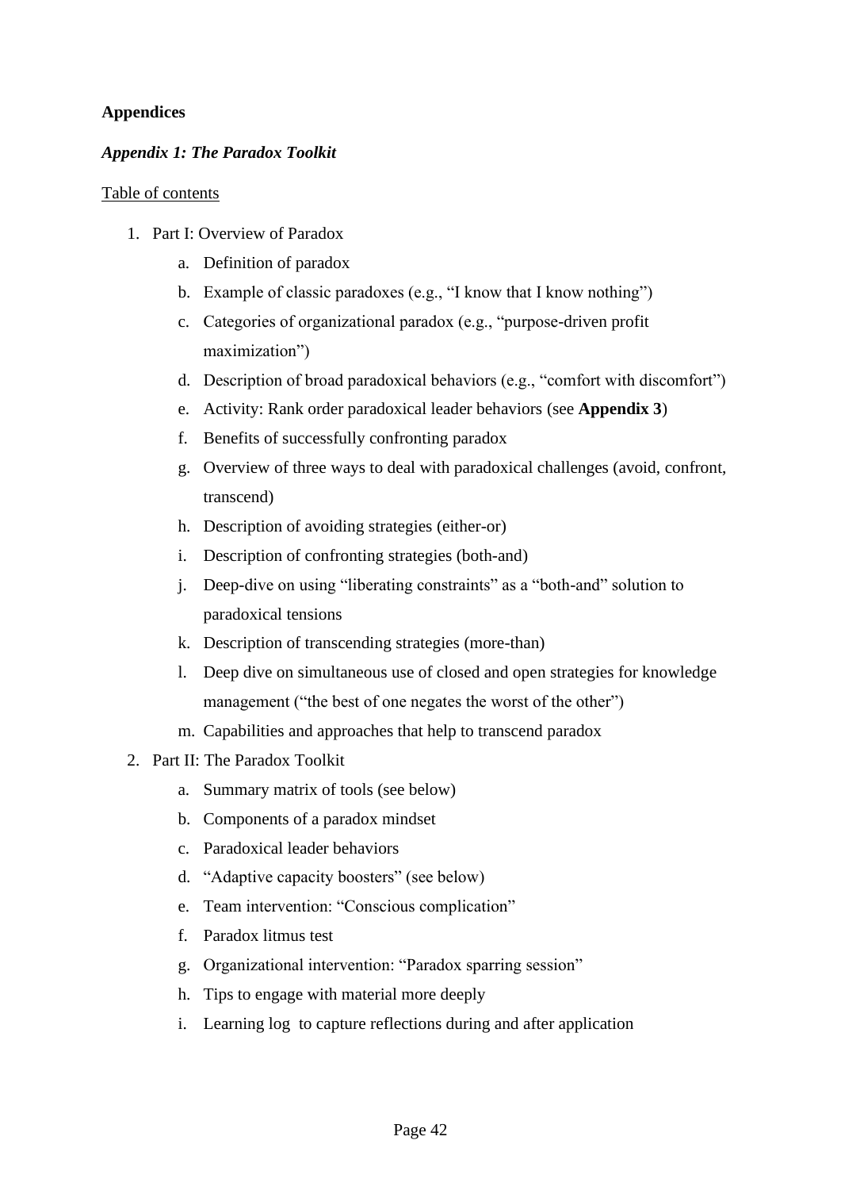**Appendices**

***Appendix 1: The Paradox Toolkit***

<u>Table of contents</u>

1. Part I: Overview of Paradox
   a. Definition of paradox
   b. Example of classic paradoxes (e.g., "I know that I know nothing")
   c. Categories of organizational paradox (e.g., "purpose-driven profit maximization")
   d. Description of broad paradoxical behaviors (e.g., "comfort with discomfort")
   e. Activity: Rank order paradoxical leader behaviors (see **Appendix 3**)
   f. Benefits of successfully confronting paradox
   g. Overview of three ways to deal with paradoxical challenges (avoid, confront, transcend)
   h. Description of avoiding strategies (either-or)
   i. Description of confronting strategies (both-and)
   j. Deep-dive on using "liberating constraints" as a "both-and" solution to paradoxical tensions
   k. Description of transcending strategies (more-than)
   l. Deep dive on simultaneous use of closed and open strategies for knowledge management ("the best of one negates the worst of the other")
   m. Capabilities and approaches that help to transcend paradox
2. Part II: The Paradox Toolkit
   a. Summary matrix of tools (see below)
   b. Components of a paradox mindset
   c. Paradoxical leader behaviors
   d. "Adaptive capacity boosters" (see below)
   e. Team intervention: "Conscious complication"
   f. Paradox litmus test
   g. Organizational intervention: "Paradox sparring session"
   h. Tips to engage with material more deeply
   i. Learning log to capture reflections during and after application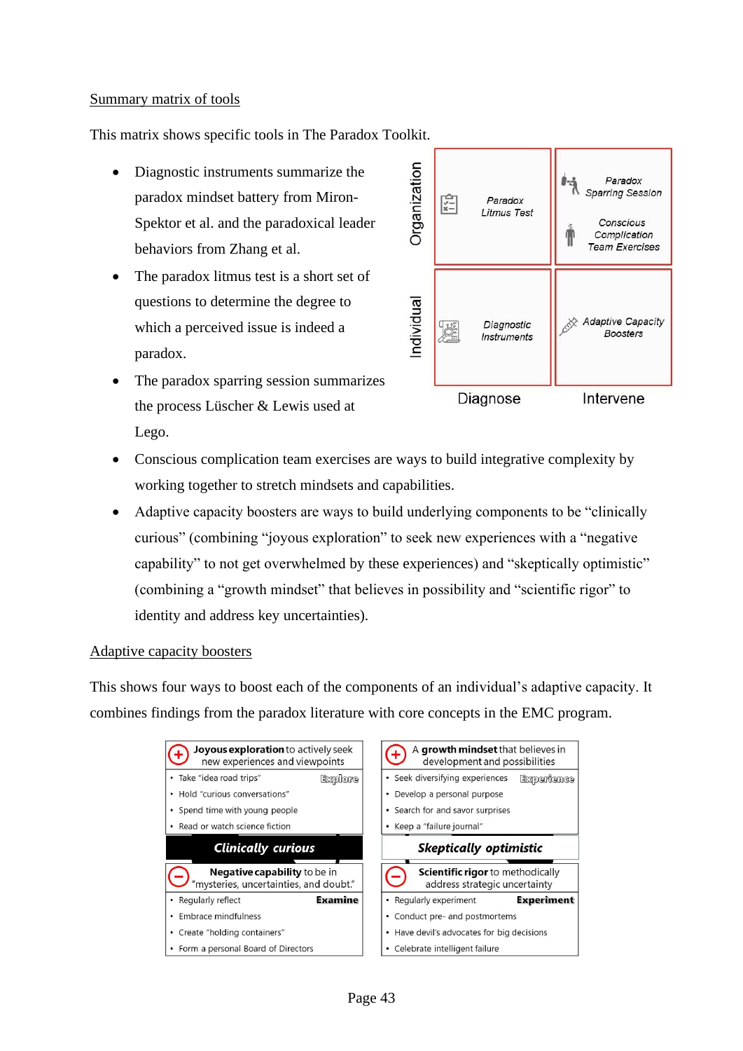Summary matrix of tools

This matrix shows specific tools in The Paradox Toolkit.

- Diagnostic instruments summarize the paradox mindset battery from Miron-Spektor et al. and the paradoxical leader behaviors from Zhang et al.
- The paradox litmus test is a short set of questions to determine the degree to which a perceived issue is indeed a paradox.
- The paradox sparring session summarizes the process Lüscher & Lewis used at Lego.
- Conscious complication team exercises are ways to build integrative complexity by working together to stretch mindsets and capabilities.
- Adaptive capacity boosters are ways to build underlying components to be "clinically curious" (combining "joyous exploration" to seek new experiences with a "negative capability" to not get overwhelmed by these experiences) and "skeptically optimistic" (combining a "growth mindset" that believes in possibility and "scientific rigor" to identity and address key uncertainties).

| | Diagnose | Intervene |
|---|---|---|
| Organization | Paradox Litmus Test | Paradox Sparring Session; Conscious Complication Team Exercises |
| Individual | Diagnostic Instruments | Adaptive Capacity Boosters |

Adaptive capacity boosters

This shows four ways to boost each of the components of an individual's adaptive capacity. It combines findings from the paradox literature with core concepts in the EMC program.

| Clinically curious | Skeptically optimistic |
|---|---|
| **Joyous exploration** to actively seek new experiences and viewpoints (Explore) | A **growth mindset** that believes in development and possibilities (Experience) |
| • Take "idea road trips"<br>• Hold "curious conversations"<br>• Spend time with young people<br>• Read or watch science fiction | • Seek diversifying experiences<br>• Develop a personal purpose<br>• Search for and savor surprises<br>• Keep a "failure journal" |
| **Negative capability** to be in "mysteries, uncertainties, and doubt." (Examine) | **Scientific rigor** to methodically address strategic uncertainty (Experiment) |
| • Regularly reflect<br>• Embrace mindfulness<br>• Create "holding containers"<br>• Form a personal Board of Directors | • Regularly experiment<br>• Conduct pre- and postmortems<br>• Have devil's advocates for big decisions<br>• Celebrate intelligent failure |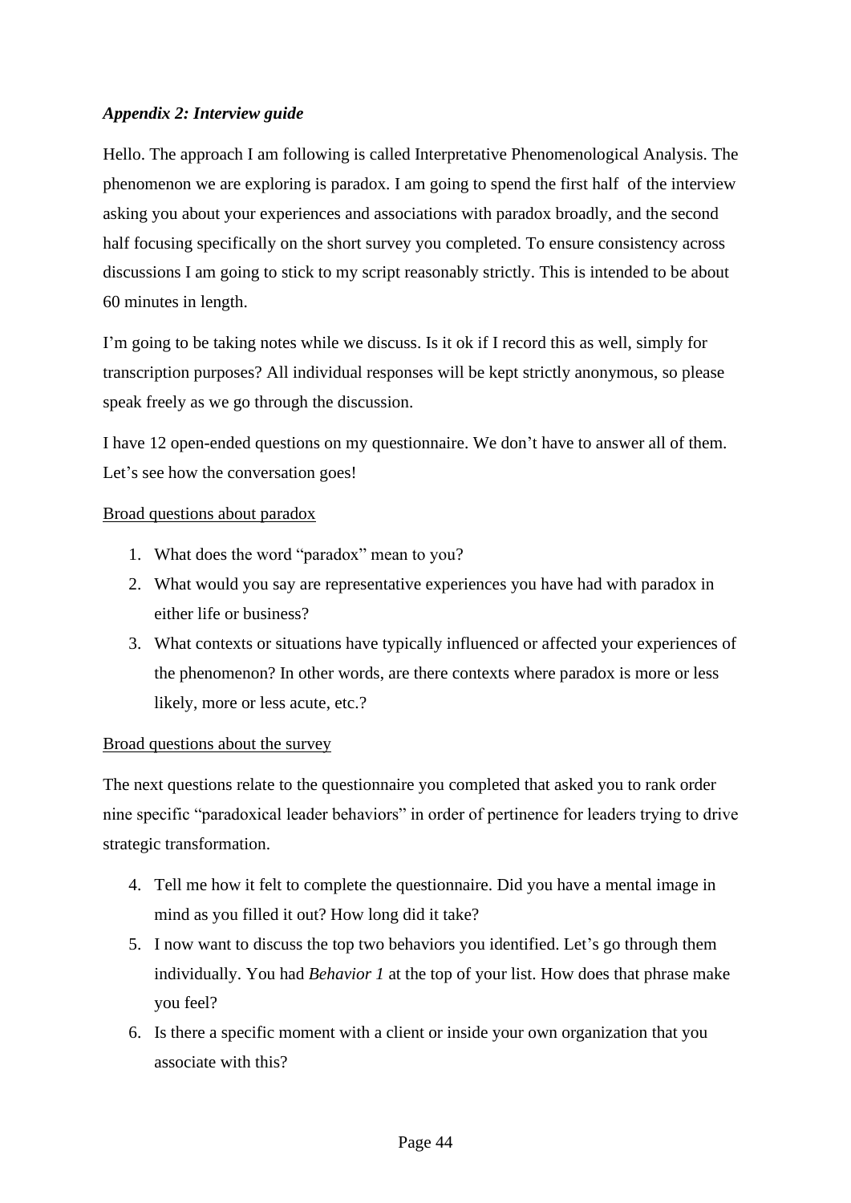### *Appendix 2: Interview guide*

Hello. The approach I am following is called Interpretative Phenomenological Analysis. The phenomenon we are exploring is paradox. I am going to spend the first half of the interview asking you about your experiences and associations with paradox broadly, and the second half focusing specifically on the short survey you completed. To ensure consistency across discussions I am going to stick to my script reasonably strictly. This is intended to be about 60 minutes in length.

I'm going to be taking notes while we discuss. Is it ok if I record this as well, simply for transcription purposes? All individual responses will be kept strictly anonymous, so please speak freely as we go through the discussion.

I have 12 open-ended questions on my questionnaire. We don't have to answer all of them. Let's see how the conversation goes!

<u>Broad questions about paradox</u>

1. What does the word "paradox" mean to you?
2. What would you say are representative experiences you have had with paradox in either life or business?
3. What contexts or situations have typically influenced or affected your experiences of the phenomenon? In other words, are there contexts where paradox is more or less likely, more or less acute, etc.?

<u>Broad questions about the survey</u>

The next questions relate to the questionnaire you completed that asked you to rank order nine specific "paradoxical leader behaviors" in order of pertinence for leaders trying to drive strategic transformation.

4. Tell me how it felt to complete the questionnaire. Did you have a mental image in mind as you filled it out? How long did it take?
5. I now want to discuss the top two behaviors you identified. Let's go through them individually. You had *Behavior 1* at the top of your list. How does that phrase make you feel?
6. Is there a specific moment with a client or inside your own organization that you associate with this?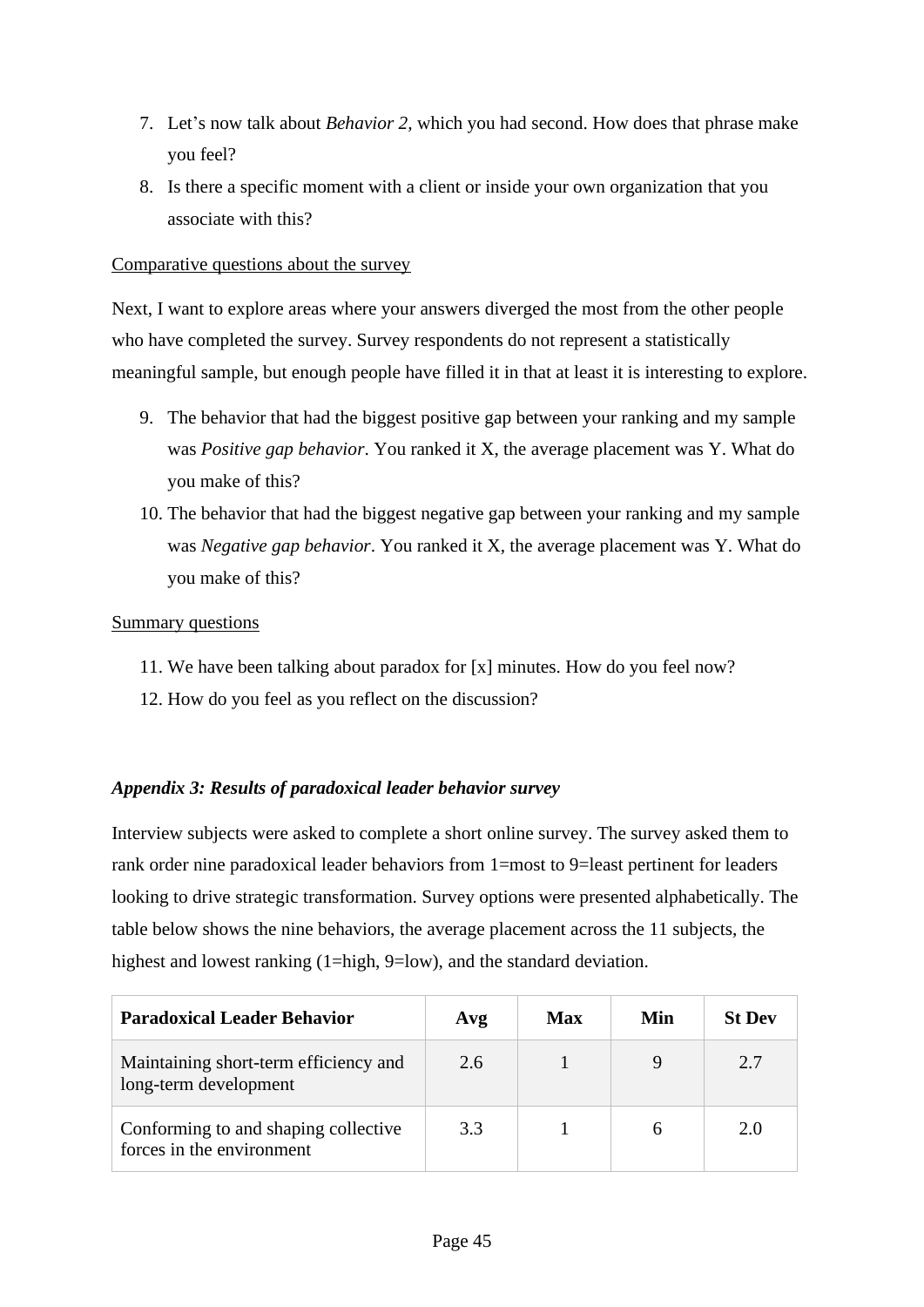7. Let’s now talk about *Behavior 2,* which you had second. How does that phrase make you feel?
8. Is there a specific moment with a client or inside your own organization that you associate with this?

<u>Comparative questions about the survey</u>

Next, I want to explore areas where your answers diverged the most from the other people who have completed the survey. Survey respondents do not represent a statistically meaningful sample, but enough people have filled it in that at least it is interesting to explore.

9. The behavior that had the biggest positive gap between your ranking and my sample was *Positive gap behavior*. You ranked it X, the average placement was Y. What do you make of this?
10. The behavior that had the biggest negative gap between your ranking and my sample was *Negative gap behavior*. You ranked it X, the average placement was Y. What do you make of this?

<u>Summary questions</u>

11. We have been talking about paradox for [x] minutes. How do you feel now?
12. How do you feel as you reflect on the discussion?

### *Appendix 3: Results of paradoxical leader behavior survey*

Interview subjects were asked to complete a short online survey. The survey asked them to rank order nine paradoxical leader behaviors from 1=most to 9=least pertinent for leaders looking to drive strategic transformation. Survey options were presented alphabetically. The table below shows the nine behaviors, the average placement across the 11 subjects, the highest and lowest ranking (1=high, 9=low), and the standard deviation.

| Paradoxical Leader Behavior | Avg | Max | Min | St Dev |
|---|---|---|---|---|
| Maintaining short-term efficiency and long-term development | 2.6 | 1 | 9 | 2.7 |
| Conforming to and shaping collective forces in the environment | 3.3 | 1 | 6 | 2.0 |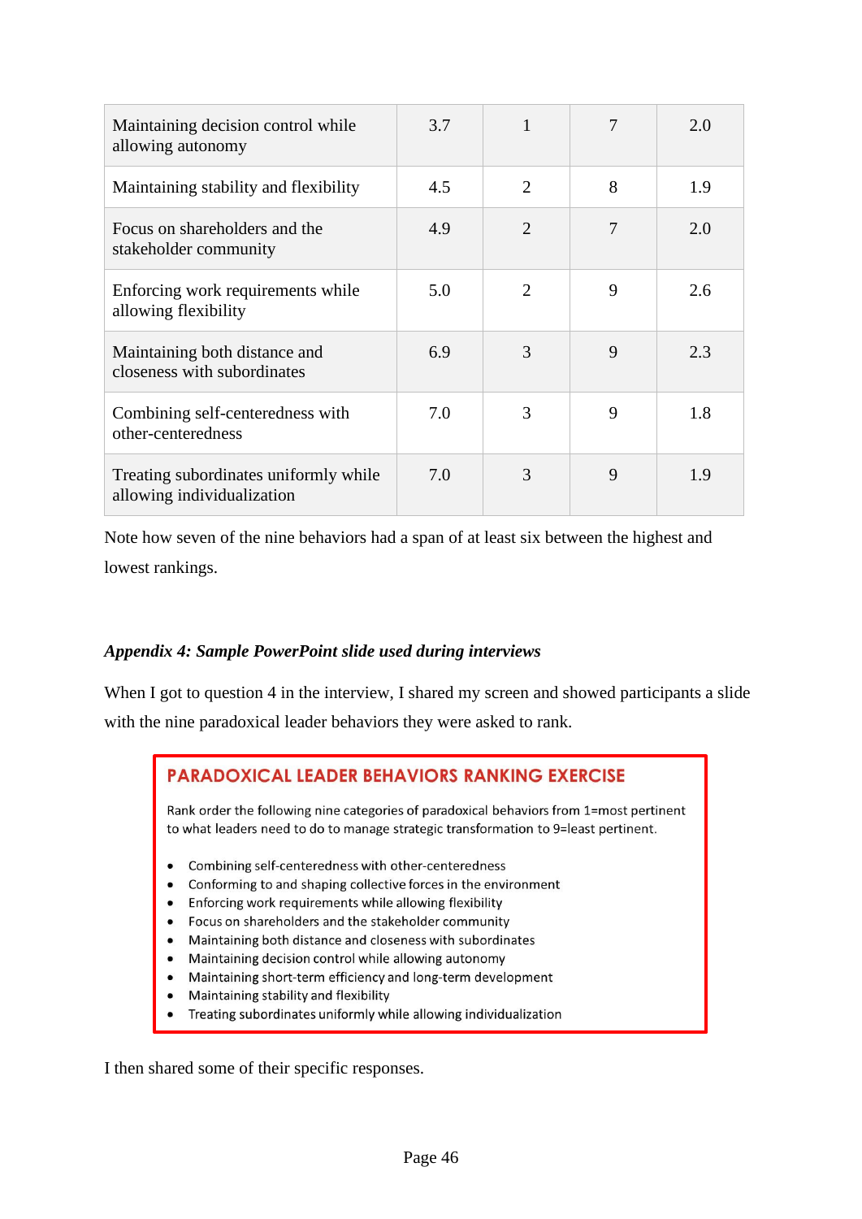| | | | | |
|---|---|---|---|---|
| Maintaining decision control while allowing autonomy | 3.7 | 1 | 7 | 2.0 |
| Maintaining stability and flexibility | 4.5 | 2 | 8 | 1.9 |
| Focus on shareholders and the stakeholder community | 4.9 | 2 | 7 | 2.0 |
| Enforcing work requirements while allowing flexibility | 5.0 | 2 | 9 | 2.6 |
| Maintaining both distance and closeness with subordinates | 6.9 | 3 | 9 | 2.3 |
| Combining self-centeredness with other-centeredness | 7.0 | 3 | 9 | 1.8 |
| Treating subordinates uniformly while allowing individualization | 7.0 | 3 | 9 | 1.9 |

Note how seven of the nine behaviors had a span of at least six between the highest and lowest rankings.

### *Appendix 4: Sample PowerPoint slide used during interviews*

When I got to question 4 in the interview, I shared my screen and showed participants a slide with the nine paradoxical leader behaviors they were asked to rank.

**PARADOXICAL LEADER BEHAVIORS RANKING EXERCISE**

Rank order the following nine categories of paradoxical behaviors from 1=most pertinent to what leaders need to do to manage strategic transformation to 9=least pertinent.

- Combining self-centeredness with other-centeredness
- Conforming to and shaping collective forces in the environment
- Enforcing work requirements while allowing flexibility
- Focus on shareholders and the stakeholder community
- Maintaining both distance and closeness with subordinates
- Maintaining decision control while allowing autonomy
- Maintaining short-term efficiency and long-term development
- Maintaining stability and flexibility
- Treating subordinates uniformly while allowing individualization

I then shared some of their specific responses.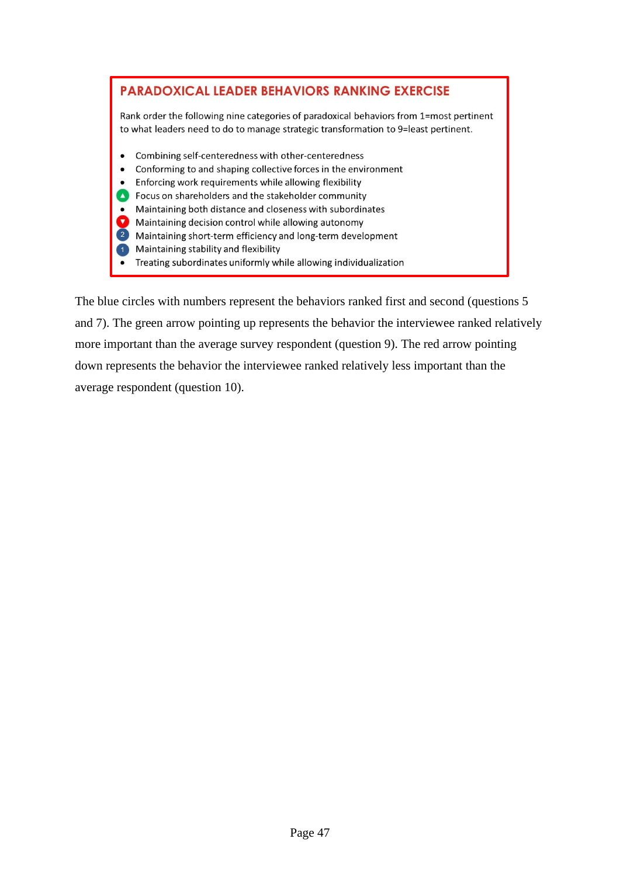**PARADOXICAL LEADER BEHAVIORS RANKING EXERCISE**

Rank order the following nine categories of paradoxical behaviors from 1=most pertinent to what leaders need to do to manage strategic transformation to 9=least pertinent.

- Combining self-centeredness with other-centeredness
- Conforming to and shaping collective forces in the environment
- Enforcing work requirements while allowing flexibility
- ▲ Focus on shareholders and the stakeholder community
- Maintaining both distance and closeness with subordinates
- ▼ Maintaining decision control while allowing autonomy
- (2) Maintaining short-term efficiency and long-term development
- (1) Maintaining stability and flexibility
- Treating subordinates uniformly while allowing individualization

The blue circles with numbers represent the behaviors ranked first and second (questions 5 and 7). The green arrow pointing up represents the behavior the interviewee ranked relatively more important than the average survey respondent (question 9). The red arrow pointing down represents the behavior the interviewee ranked relatively less important than the average respondent (question 10).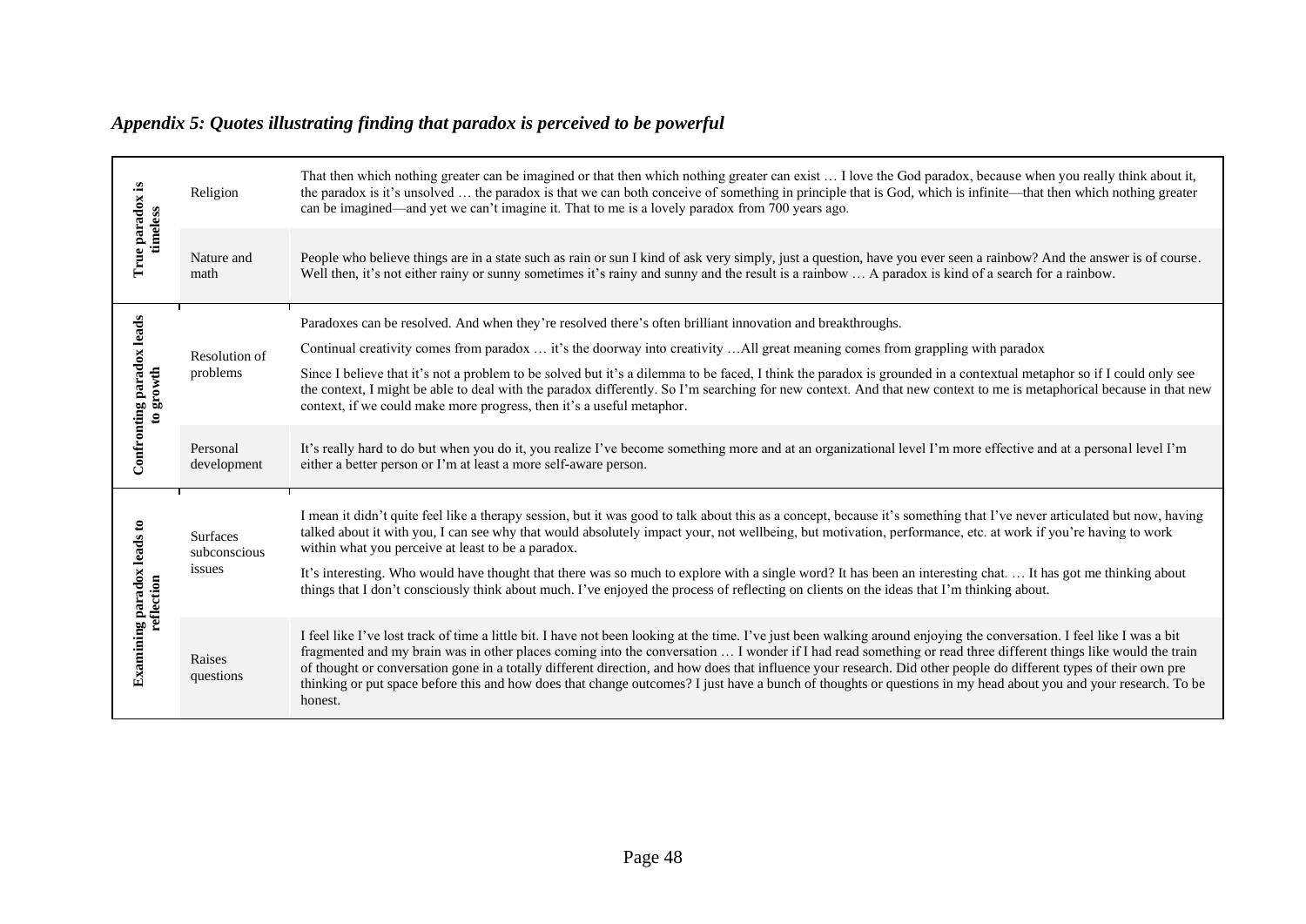### *Appendix 5: Quotes illustrating finding that paradox is perceived to be powerful*

| | | |
|---|---|---|
| **True paradox is timeless** | Religion | That then which nothing greater can be imagined or that then which nothing greater can exist … I love the God paradox, because when you really think about it, the paradox is it's unsolved … the paradox is that we can both conceive of something in principle that is God, which is infinite—that then which nothing greater can be imagined—and yet we can't imagine it. That to me is a lovely paradox from 700 years ago. |
| | Nature and math | People who believe things are in a state such as rain or sun I kind of ask very simply, just a question, have you ever seen a rainbow? And the answer is of course. Well then, it's not either rainy or sunny sometimes it's rainy and sunny and the result is a rainbow … A paradox is kind of a search for a rainbow. |
| **Confronting paradox leads to growth** | Resolution of problems | Paradoxes can be resolved. And when they're resolved there's often brilliant innovation and breakthroughs.<br><br>Continual creativity comes from paradox … it's the doorway into creativity …All great meaning comes from grappling with paradox<br><br>Since I believe that it's not a problem to be solved but it's a dilemma to be faced, I think the paradox is grounded in a contextual metaphor so if I could only see the context, I might be able to deal with the paradox differently. So I'm searching for new context. And that new context to me is metaphorical because in that new context, if we could make more progress, then it's a useful metaphor. |
| | Personal development | It's really hard to do but when you do it, you realize I've become something more and at an organizational level I'm more effective and at a personal level I'm either a better person or I'm at least a more self-aware person. |
| **Examining paradox leads to reflection** | Surfaces subconscious issues | I mean it didn't quite feel like a therapy session, but it was good to talk about this as a concept, because it's something that I've never articulated but now, having talked about it with you, I can see why that would absolutely impact your, not wellbeing, but motivation, performance, etc. at work if you're having to work within what you perceive at least to be a paradox.<br><br>It's interesting. Who would have thought that there was so much to explore with a single word? It has been an interesting chat. … It has got me thinking about things that I don't consciously think about much. I've enjoyed the process of reflecting on clients on the ideas that I'm thinking about. |
| | Raises questions | I feel like I've lost track of time a little bit. I have not been looking at the time. I've just been walking around enjoying the conversation. I feel like I was a bit fragmented and my brain was in other places coming into the conversation … I wonder if I had read something or read three different things like would the train of thought or conversation gone in a totally different direction, and how does that influence your research. Did other people do different types of their own pre thinking or put space before this and how does that change outcomes? I just have a bunch of thoughts or questions in my head about you and your research. To be honest. |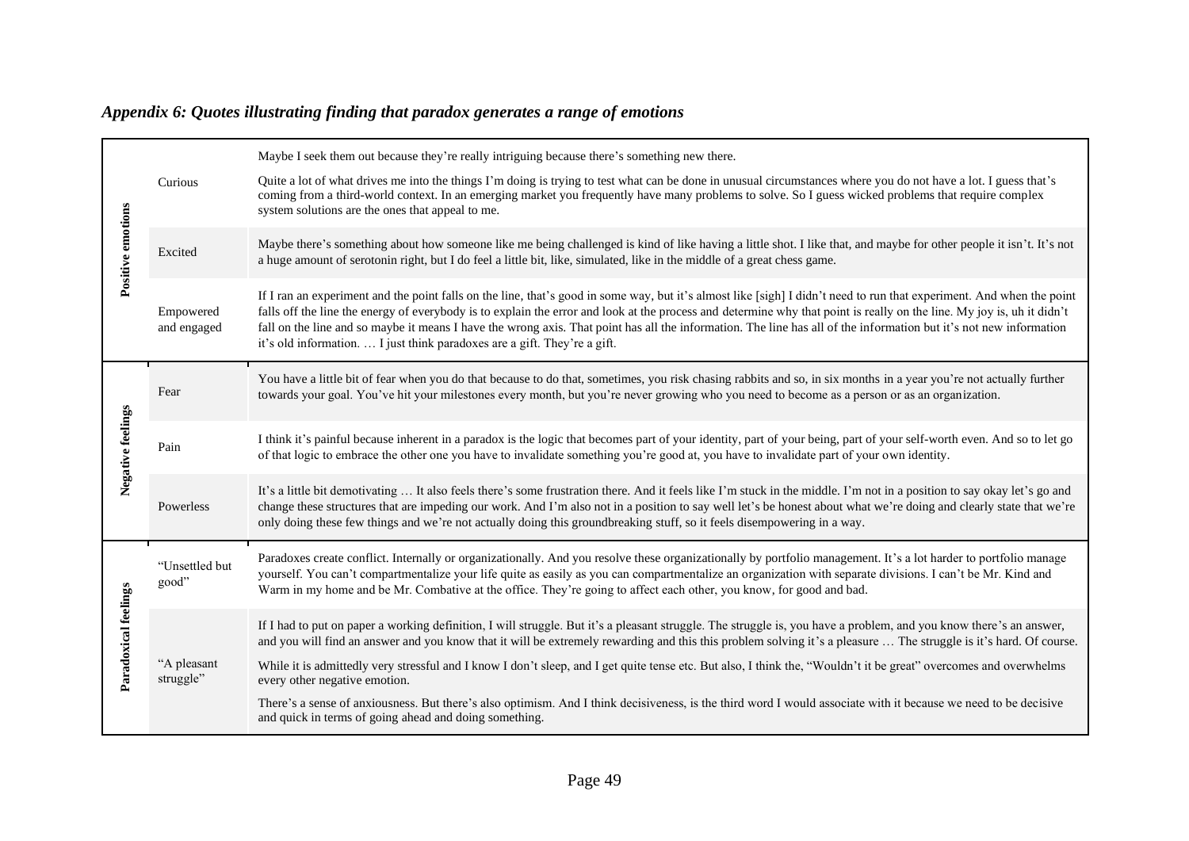### *Appendix 6: Quotes illustrating finding that paradox generates a range of emotions*

| | | |
|---|---|---|
| **Positive emotions** | Curious | Maybe I seek them out because they're really intriguing because there's something new there.<br><br>Quite a lot of what drives me into the things I'm doing is trying to test what can be done in unusual circumstances where you do not have a lot. I guess that's coming from a third-world context. In an emerging market you frequently have many problems to solve. So I guess wicked problems that require complex system solutions are the ones that appeal to me. |
| | Excited | Maybe there's something about how someone like me being challenged is kind of like having a little shot. I like that, and maybe for other people it isn't. It's not a huge amount of serotonin right, but I do feel a little bit, like, simulated, like in the middle of a great chess game. |
| | Empowered and engaged | If I ran an experiment and the point falls on the line, that's good in some way, but it's almost like [sigh] I didn't need to run that experiment. And when the point falls off the line the energy of everybody is to explain the error and look at the process and determine why that point is really on the line. My joy is, uh it didn't fall on the line and so maybe it means I have the wrong axis. That point has all the information. The line has all of the information but it's not new information it's old information. … I just think paradoxes are a gift. They're a gift. |
| **Negative feelings** | Fear | You have a little bit of fear when you do that because to do that, sometimes, you risk chasing rabbits and so, in six months in a year you're not actually further towards your goal. You've hit your milestones every month, but you're never growing who you need to become as a person or as an organization. |
| | Pain | I think it's painful because inherent in a paradox is the logic that becomes part of your identity, part of your being, part of your self-worth even. And so to let go of that logic to embrace the other one you have to invalidate something you're good at, you have to invalidate part of your own identity. |
| | Powerless | It's a little bit demotivating … It also feels there's some frustration there. And it feels like I'm stuck in the middle. I'm not in a position to say okay let's go and change these structures that are impeding our work. And I'm also not in a position to say well let's be honest about what we're doing and clearly state that we're only doing these few things and we're not actually doing this groundbreaking stuff, so it feels disempowering in a way. |
| **Paradoxical feelings** | "Unsettled but good" | Paradoxes create conflict. Internally or organizationally. And you resolve these organizationally by portfolio management. It's a lot harder to portfolio manage yourself. You can't compartmentalize your life quite as easily as you can compartmentalize an organization with separate divisions. I can't be Mr. Kind and Warm in my home and be Mr. Combative at the office. They're going to affect each other, you know, for good and bad. |
| | "A pleasant struggle" | If I had to put on paper a working definition, I will struggle. But it's a pleasant struggle. The struggle is, you have a problem, and you know there's an answer, and you will find an answer and you know that it will be extremely rewarding and this this problem solving it's a pleasure … The struggle is it's hard. Of course.<br><br>While it is admittedly very stressful and I know I don't sleep, and I get quite tense etc. But also, I think the, "Wouldn't it be great" overcomes and overwhelms every other negative emotion.<br><br>There's a sense of anxiousness. But there's also optimism. And I think decisiveness, is the third word I would associate with it because we need to be decisive and quick in terms of going ahead and doing something. |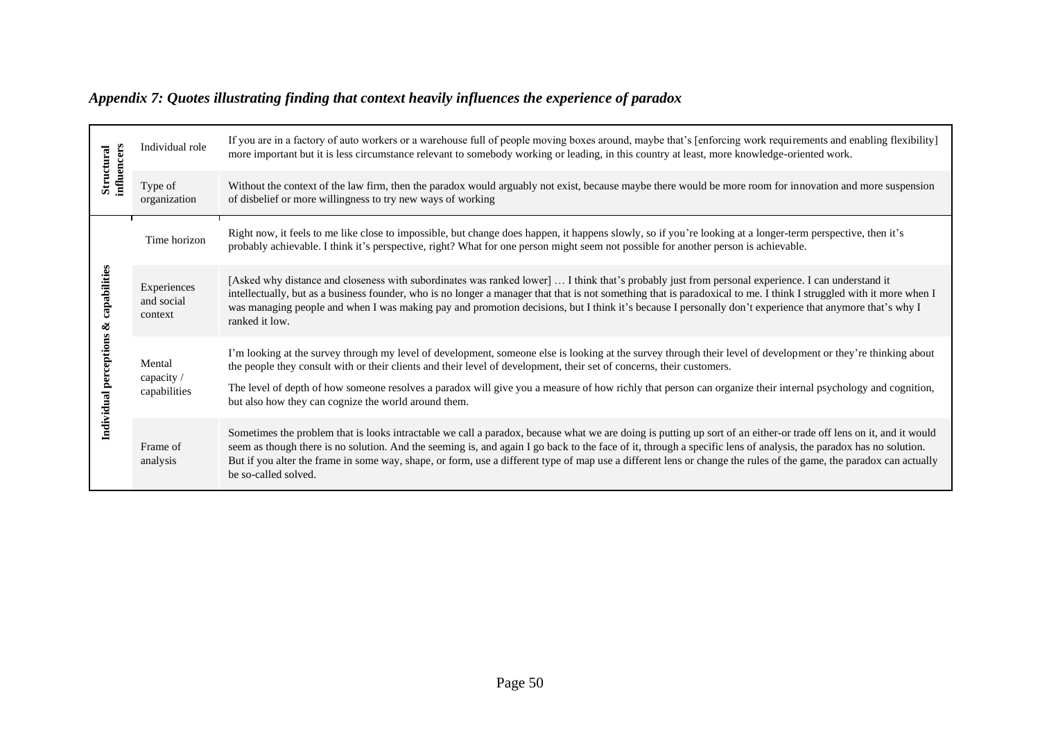### *Appendix 7: Quotes illustrating finding that context heavily influences the experience of paradox*

| | | |
|---|---|---|
| **Structural influencers** | Individual role | If you are in a factory of auto workers or a warehouse full of people moving boxes around, maybe that's [enforcing work requirements and enabling flexibility] more important but it is less circumstance relevant to somebody working or leading, in this country at least, more knowledge-oriented work. |
| | Type of organization | Without the context of the law firm, then the paradox would arguably not exist, because maybe there would be more room for innovation and more suspension of disbelief or more willingness to try new ways of working |
| **Individual perceptions & capabilities** | Time horizon | Right now, it feels to me like close to impossible, but change does happen, it happens slowly, so if you're looking at a longer-term perspective, then it's probably achievable. I think it's perspective, right? What for one person might seem not possible for another person is achievable. |
| | Experiences and social context | [Asked why distance and closeness with subordinates was ranked lower] … I think that's probably just from personal experience. I can understand it intellectually, but as a business founder, who is no longer a manager that that is not something that is paradoxical to me. I think I struggled with it more when I was managing people and when I was making pay and promotion decisions, but I think it's because I personally don't experience that anymore that's why I ranked it low. |
| | Mental capacity / capabilities | I'm looking at the survey through my level of development, someone else is looking at the survey through their level of development or they're thinking about the people they consult with or their clients and their level of development, their set of concerns, their customers. <br><br> The level of depth of how someone resolves a paradox will give you a measure of how richly that person can organize their internal psychology and cognition, but also how they can cognize the world around them. |
| | Frame of analysis | Sometimes the problem that is looks intractable we call a paradox, because what we are doing is putting up sort of an either-or trade off lens on it, and it would seem as though there is no solution. And the seeming is, and again I go back to the face of it, through a specific lens of analysis, the paradox has no solution. But if you alter the frame in some way, shape, or form, use a different type of map use a different lens or change the rules of the game, the paradox can actually be so-called solved. |